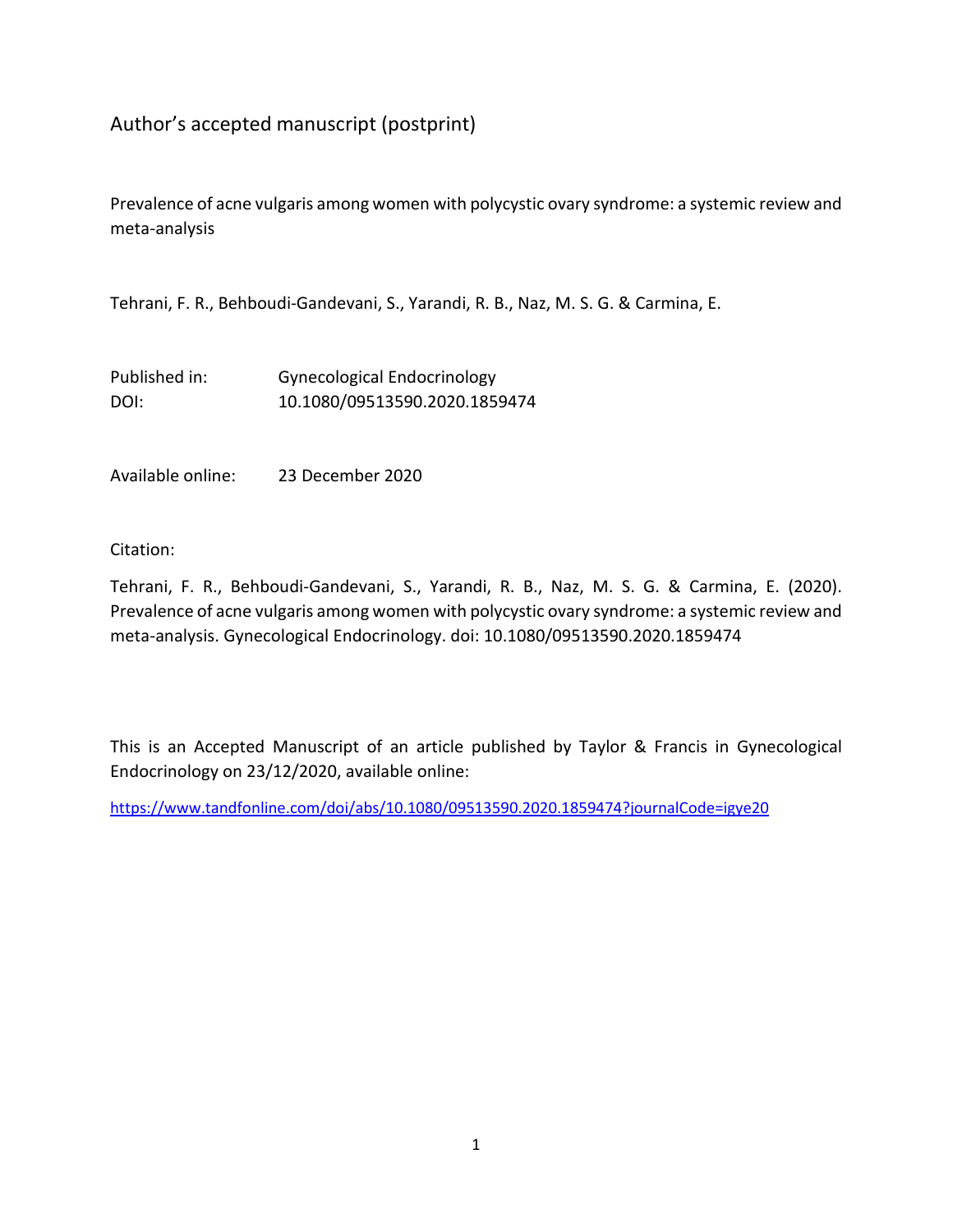Author’s accepted manuscript (postprint)

Prevalence of acne vulgaris among women with polycystic ovary syndrome: a systemic review and meta-analysis

Tehrani, F. R., Behboudi-Gandevani, S., Yarandi, R. B., Naz, M. S. G. & Carmina, E.

| | |
|---|---|
| Published in: | Gynecological Endocrinology |
| DOI: | 10.1080/09513590.2020.1859474 |

Available online: 23 December 2020

Citation:

Tehrani, F. R., Behboudi-Gandevani, S., Yarandi, R. B., Naz, M. S. G. & Carmina, E. (2020). Prevalence of acne vulgaris among women with polycystic ovary syndrome: a systemic review and meta-analysis. Gynecological Endocrinology. doi: 10.1080/09513590.2020.1859474

This is an Accepted Manuscript of an article published by Taylor & Francis in Gynecological Endocrinology on 23/12/2020, available online:

https://www.tandfonline.com/doi/abs/10.1080/09513590.2020.1859474?journalCode=igye20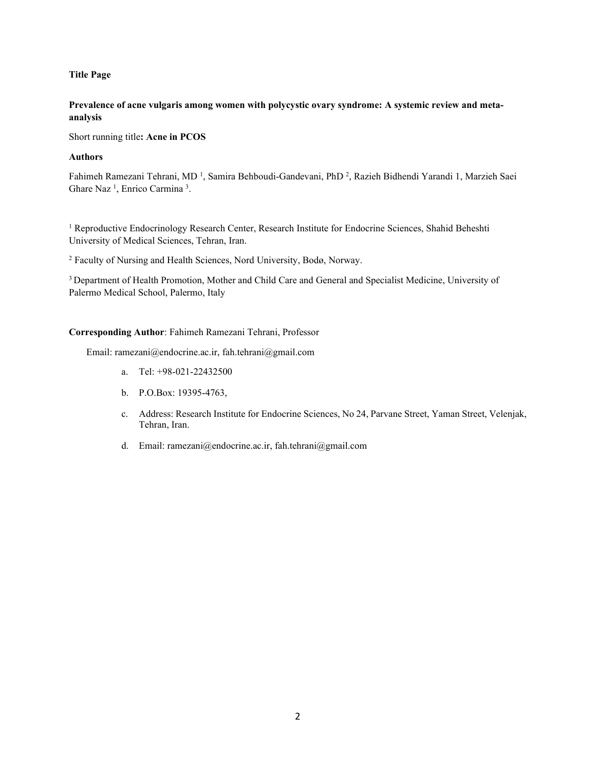**Title Page**

**Prevalence of acne vulgaris among women with polycystic ovary syndrome: A systemic review and meta-analysis**

Short running title**: Acne in PCOS**

**Authors**

Fahimeh Ramezani Tehrani, MD [1], Samira Behboudi-Gandevani, PhD [2], Razieh Bidhendi Yarandi 1, Marzieh Saei Ghare Naz [1], Enrico Carmina [3].

[1] Reproductive Endocrinology Research Center, Research Institute for Endocrine Sciences, Shahid Beheshti University of Medical Sciences, Tehran, Iran.

[2] Faculty of Nursing and Health Sciences, Nord University, Bodø, Norway.

[3] Department of Health Promotion, Mother and Child Care and General and Specialist Medicine, University of Palermo Medical School, Palermo, Italy

**Corresponding Author**: Fahimeh Ramezani Tehrani, Professor

Email: ramezani@endocrine.ac.ir, fah.tehrani@gmail.com

a. Tel: +98-021-22432500
b. P.O.Box: 19395-4763,
c. Address: Research Institute for Endocrine Sciences, No 24, Parvane Street, Yaman Street, Velenjak, Tehran, Iran.
d. Email: ramezani@endocrine.ac.ir, fah.tehrani@gmail.com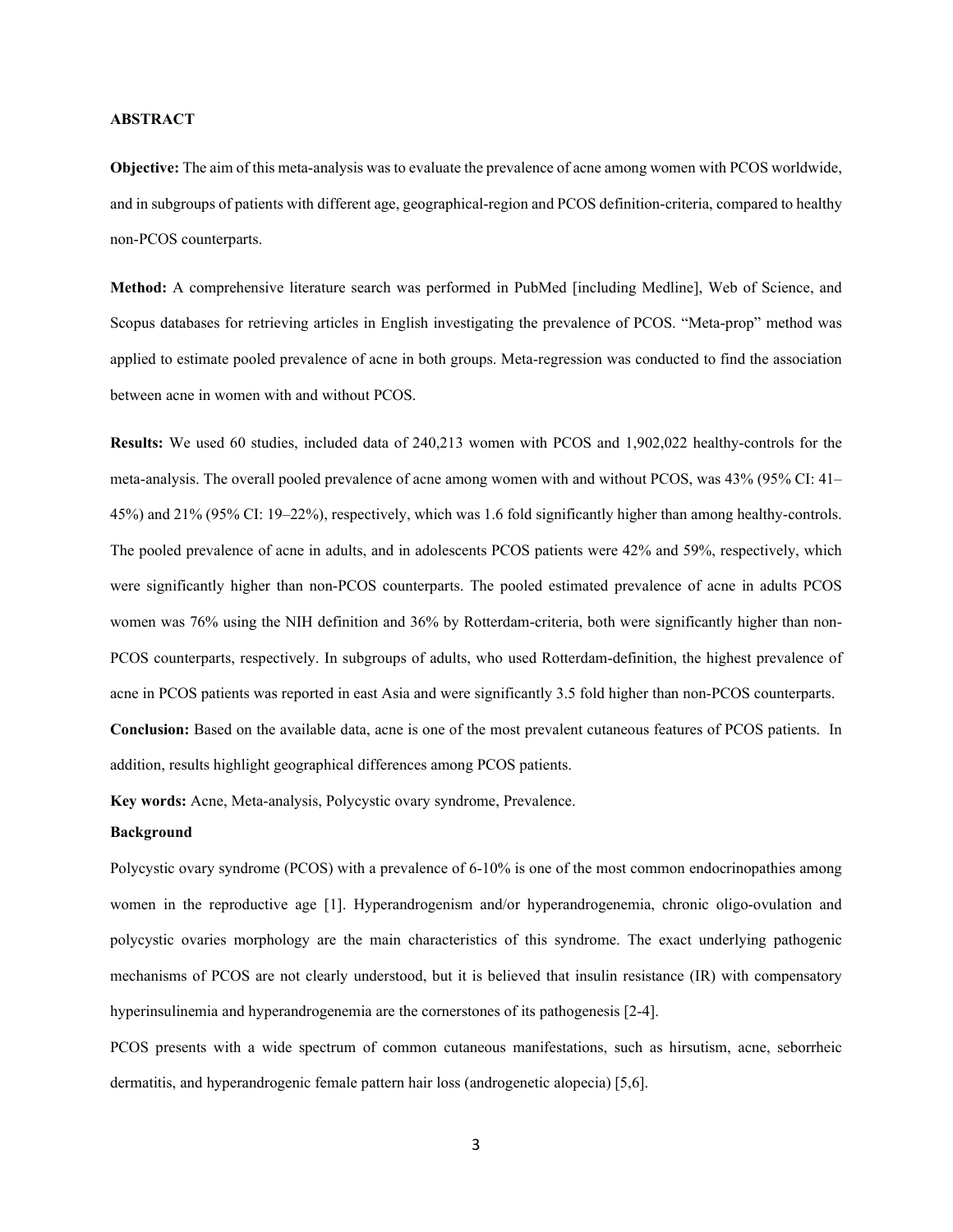## ABSTRACT

**Objective:** The aim of this meta-analysis was to evaluate the prevalence of acne among women with PCOS worldwide, and in subgroups of patients with different age, geographical-region and PCOS definition-criteria, compared to healthy non-PCOS counterparts.

**Method:** A comprehensive literature search was performed in PubMed [including Medline], Web of Science, and Scopus databases for retrieving articles in English investigating the prevalence of PCOS. "Meta-prop" method was applied to estimate pooled prevalence of acne in both groups. Meta-regression was conducted to find the association between acne in women with and without PCOS.

**Results:** We used 60 studies, included data of 240,213 women with PCOS and 1,902,022 healthy-controls for the meta-analysis. The overall pooled prevalence of acne among women with and without PCOS, was 43% (95% CI: 41–45%) and 21% (95% CI: 19–22%), respectively, which was 1.6 fold significantly higher than among healthy-controls. The pooled prevalence of acne in adults, and in adolescents PCOS patients were 42% and 59%, respectively, which were significantly higher than non-PCOS counterparts. The pooled estimated prevalence of acne in adults PCOS women was 76% using the NIH definition and 36% by Rotterdam-criteria, both were significantly higher than non-PCOS counterparts, respectively. In subgroups of adults, who used Rotterdam-definition, the highest prevalence of acne in PCOS patients was reported in east Asia and were significantly 3.5 fold higher than non-PCOS counterparts.

**Conclusion:** Based on the available data, acne is one of the most prevalent cutaneous features of PCOS patients. In addition, results highlight geographical differences among PCOS patients.

**Key words:** Acne, Meta-analysis, Polycystic ovary syndrome, Prevalence.

## Background

Polycystic ovary syndrome (PCOS) with a prevalence of 6-10% is one of the most common endocrinopathies among women in the reproductive age [1]. Hyperandrogenism and/or hyperandrogenemia, chronic oligo-ovulation and polycystic ovaries morphology are the main characteristics of this syndrome. The exact underlying pathogenic mechanisms of PCOS are not clearly understood, but it is believed that insulin resistance (IR) with compensatory hyperinsulinemia and hyperandrogenemia are the cornerstones of its pathogenesis [2-4].

PCOS presents with a wide spectrum of common cutaneous manifestations, such as hirsutism, acne, seborrheic dermatitis, and hyperandrogenic female pattern hair loss (androgenetic alopecia) [5,6].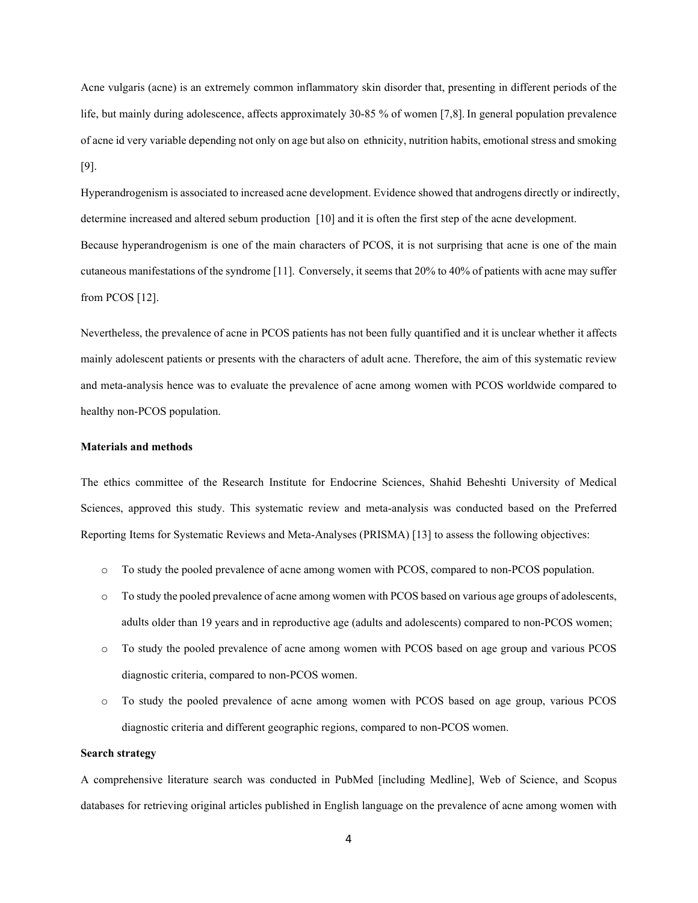Acne vulgaris (acne) is an extremely common inflammatory skin disorder that, presenting in different periods of the life, but mainly during adolescence, affects approximately 30-85 % of women [7,8]. In general population prevalence of acne id very variable depending not only on age but also on ethnicity, nutrition habits, emotional stress and smoking [9].

Hyperandrogenism is associated to increased acne development. Evidence showed that androgens directly or indirectly, determine increased and altered sebum production [10] and it is often the first step of the acne development.

Because hyperandrogenism is one of the main characters of PCOS, it is not surprising that acne is one of the main cutaneous manifestations of the syndrome [11]. Conversely, it seems that 20% to 40% of patients with acne may suffer from PCOS [12].

Nevertheless, the prevalence of acne in PCOS patients has not been fully quantified and it is unclear whether it affects mainly adolescent patients or presents with the characters of adult acne. Therefore, the aim of this systematic review and meta-analysis hence was to evaluate the prevalence of acne among women with PCOS worldwide compared to healthy non-PCOS population.

**Materials and methods**

The ethics committee of the Research Institute for Endocrine Sciences, Shahid Beheshti University of Medical Sciences, approved this study. This systematic review and meta-analysis was conducted based on the Preferred Reporting Items for Systematic Reviews and Meta-Analyses (PRISMA) [13] to assess the following objectives:

- To study the pooled prevalence of acne among women with PCOS, compared to non-PCOS population.
- To study the pooled prevalence of acne among women with PCOS based on various age groups of adolescents, adults older than 19 years and in reproductive age (adults and adolescents) compared to non-PCOS women;
- To study the pooled prevalence of acne among women with PCOS based on age group and various PCOS diagnostic criteria, compared to non-PCOS women.
- To study the pooled prevalence of acne among women with PCOS based on age group, various PCOS diagnostic criteria and different geographic regions, compared to non-PCOS women.

**Search strategy**

A comprehensive literature search was conducted in PubMed [including Medline], Web of Science, and Scopus databases for retrieving original articles published in English language on the prevalence of acne among women with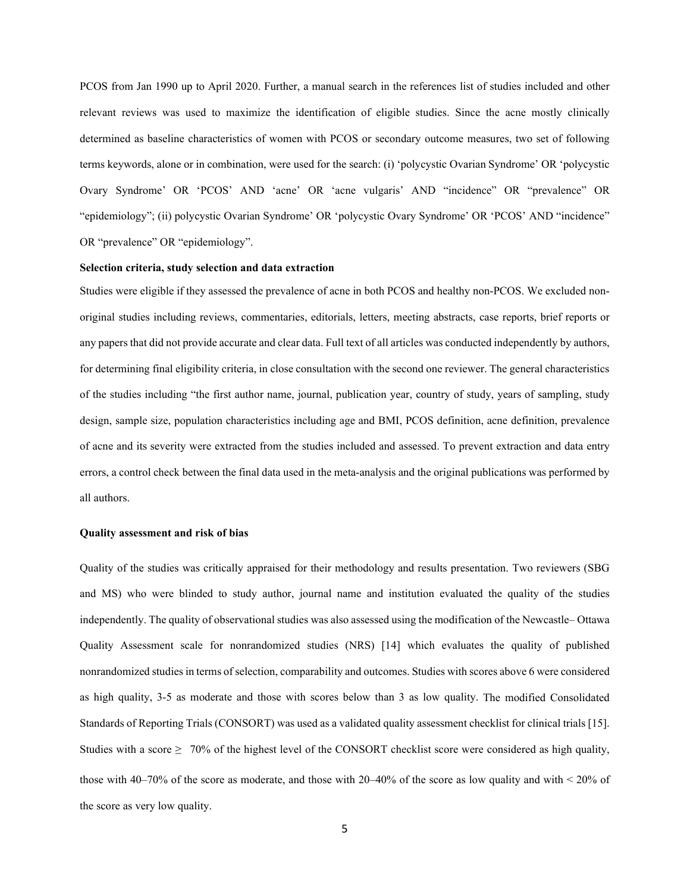PCOS from Jan 1990 up to April 2020. Further, a manual search in the references list of studies included and other relevant reviews was used to maximize the identification of eligible studies. Since the acne mostly clinically determined as baseline characteristics of women with PCOS or secondary outcome measures, two set of following terms keywords, alone or in combination, were used for the search: (i) 'polycystic Ovarian Syndrome' OR 'polycystic Ovary Syndrome' OR 'PCOS' AND 'acne' OR 'acne vulgaris' AND "incidence" OR "prevalence" OR "epidemiology"; (ii) polycystic Ovarian Syndrome' OR 'polycystic Ovary Syndrome' OR 'PCOS' AND "incidence" OR "prevalence" OR "epidemiology".

**Selection criteria, study selection and data extraction**

Studies were eligible if they assessed the prevalence of acne in both PCOS and healthy non-PCOS. We excluded non-original studies including reviews, commentaries, editorials, letters, meeting abstracts, case reports, brief reports or any papers that did not provide accurate and clear data. Full text of all articles was conducted independently by authors, for determining final eligibility criteria, in close consultation with the second one reviewer. The general characteristics of the studies including "the first author name, journal, publication year, country of study, years of sampling, study design, sample size, population characteristics including age and BMI, PCOS definition, acne definition, prevalence of acne and its severity were extracted from the studies included and assessed. To prevent extraction and data entry errors, a control check between the final data used in the meta-analysis and the original publications was performed by all authors.

**Quality assessment and risk of bias**

Quality of the studies was critically appraised for their methodology and results presentation. Two reviewers (SBG and MS) who were blinded to study author, journal name and institution evaluated the quality of the studies independently. The quality of observational studies was also assessed using the modification of the Newcastle– Ottawa Quality Assessment scale for nonrandomized studies (NRS) [14] which evaluates the quality of published nonrandomized studies in terms of selection, comparability and outcomes. Studies with scores above 6 were considered as high quality, 3-5 as moderate and those with scores below than 3 as low quality. The modified Consolidated Standards of Reporting Trials (CONSORT) was used as a validated quality assessment checklist for clinical trials [15]. Studies with a score $\geq$ 70% of the highest level of the CONSORT checklist score were considered as high quality, those with 40–70% of the score as moderate, and those with 20–40% of the score as low quality and with < 20% of the score as very low quality.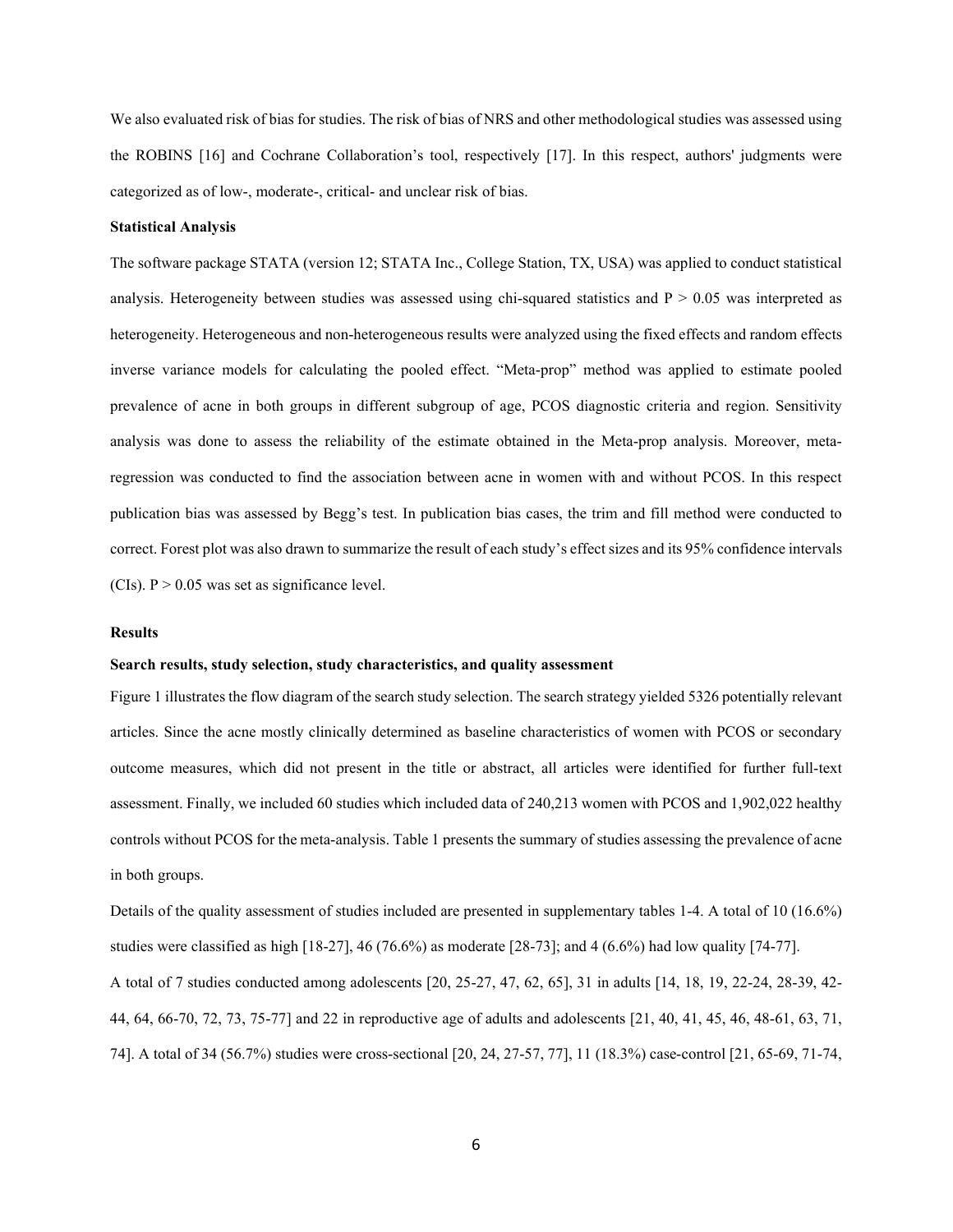We also evaluated risk of bias for studies. The risk of bias of NRS and other methodological studies was assessed using the ROBINS [16] and Cochrane Collaboration's tool, respectively [17]. In this respect, authors' judgments were categorized as of low-, moderate-, critical- and unclear risk of bias.

**Statistical Analysis**

The software package STATA (version 12; STATA Inc., College Station, TX, USA) was applied to conduct statistical analysis. Heterogeneity between studies was assessed using chi-squared statistics and $P > 0.05$ was interpreted as heterogeneity. Heterogeneous and non-heterogeneous results were analyzed using the fixed effects and random effects inverse variance models for calculating the pooled effect. "Meta-prop" method was applied to estimate pooled prevalence of acne in both groups in different subgroup of age, PCOS diagnostic criteria and region. Sensitivity analysis was done to assess the reliability of the estimate obtained in the Meta-prop analysis. Moreover, meta-regression was conducted to find the association between acne in women with and without PCOS. In this respect publication bias was assessed by Begg's test. In publication bias cases, the trim and fill method were conducted to correct. Forest plot was also drawn to summarize the result of each study's effect sizes and its 95% confidence intervals (CIs). $P > 0.05$ was set as significance level.

**Results**

**Search results, study selection, study characteristics, and quality assessment**

Figure 1 illustrates the flow diagram of the search study selection. The search strategy yielded 5326 potentially relevant articles. Since the acne mostly clinically determined as baseline characteristics of women with PCOS or secondary outcome measures, which did not present in the title or abstract, all articles were identified for further full-text assessment. Finally, we included 60 studies which included data of 240,213 women with PCOS and 1,902,022 healthy controls without PCOS for the meta-analysis. Table 1 presents the summary of studies assessing the prevalence of acne in both groups.

Details of the quality assessment of studies included are presented in supplementary tables 1-4. A total of 10 (16.6%) studies were classified as high [18-27], 46 (76.6%) as moderate [28-73]; and 4 (6.6%) had low quality [74-77].

A total of 7 studies conducted among adolescents [20, 25-27, 47, 62, 65], 31 in adults [14, 18, 19, 22-24, 28-39, 42-44, 64, 66-70, 72, 73, 75-77] and 22 in reproductive age of adults and adolescents [21, 40, 41, 45, 46, 48-61, 63, 71, 74]. A total of 34 (56.7%) studies were cross-sectional [20, 24, 27-57, 77], 11 (18.3%) case-control [21, 65-69, 71-74,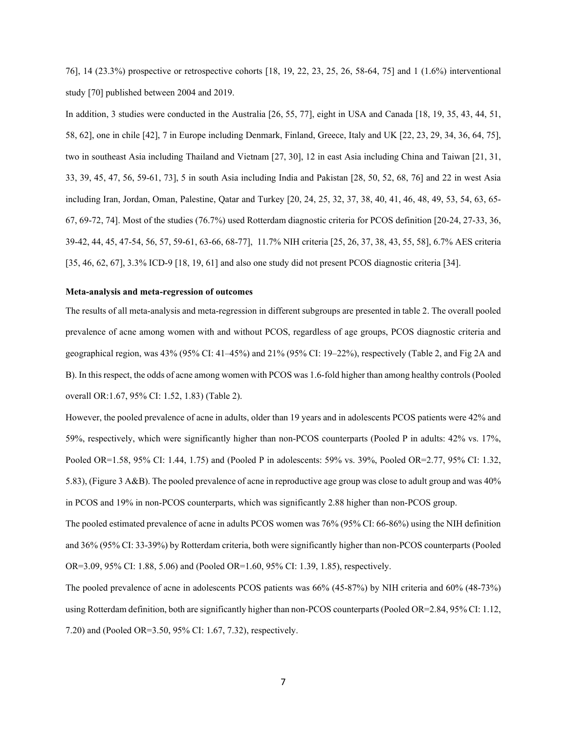76], 14 (23.3%) prospective or retrospective cohorts [18, 19, 22, 23, 25, 26, 58-64, 75] and 1 (1.6%) interventional study [70] published between 2004 and 2019.

In addition, 3 studies were conducted in the Australia [26, 55, 77], eight in USA and Canada [18, 19, 35, 43, 44, 51, 58, 62], one in chile [42], 7 in Europe including Denmark, Finland, Greece, Italy and UK [22, 23, 29, 34, 36, 64, 75], two in southeast Asia including Thailand and Vietnam [27, 30], 12 in east Asia including China and Taiwan [21, 31, 33, 39, 45, 47, 56, 59-61, 73], 5 in south Asia including India and Pakistan [28, 50, 52, 68, 76] and 22 in west Asia including Iran, Jordan, Oman, Palestine, Qatar and Turkey [20, 24, 25, 32, 37, 38, 40, 41, 46, 48, 49, 53, 54, 63, 65-67, 69-72, 74]. Most of the studies (76.7%) used Rotterdam diagnostic criteria for PCOS definition [20-24, 27-33, 36, 39-42, 44, 45, 47-54, 56, 57, 59-61, 63-66, 68-77], 11.7% NIH criteria [25, 26, 37, 38, 43, 55, 58], 6.7% AES criteria [35, 46, 62, 67], 3.3% ICD-9 [18, 19, 61] and also one study did not present PCOS diagnostic criteria [34].

**Meta-analysis and meta-regression of outcomes**

The results of all meta-analysis and meta-regression in different subgroups are presented in table 2. The overall pooled prevalence of acne among women with and without PCOS, regardless of age groups, PCOS diagnostic criteria and geographical region, was 43% (95% CI: 41–45%) and 21% (95% CI: 19–22%), respectively (Table 2, and Fig 2A and B). In this respect, the odds of acne among women with PCOS was 1.6-fold higher than among healthy controls (Pooled overall OR:1.67, 95% CI: 1.52, 1.83) (Table 2).

However, the pooled prevalence of acne in adults, older than 19 years and in adolescents PCOS patients were 42% and 59%, respectively, which were significantly higher than non-PCOS counterparts (Pooled P in adults: 42% vs. 17%, Pooled OR=1.58, 95% CI: 1.44, 1.75) and (Pooled P in adolescents: 59% vs. 39%, Pooled OR=2.77, 95% CI: 1.32, 5.83), (Figure 3 A&B). The pooled prevalence of acne in reproductive age group was close to adult group and was 40% in PCOS and 19% in non-PCOS counterparts, which was significantly 2.88 higher than non-PCOS group.

The pooled estimated prevalence of acne in adults PCOS women was 76% (95% CI: 66-86%) using the NIH definition and 36% (95% CI: 33-39%) by Rotterdam criteria, both were significantly higher than non-PCOS counterparts (Pooled OR=3.09, 95% CI: 1.88, 5.06) and (Pooled OR=1.60, 95% CI: 1.39, 1.85), respectively.

The pooled prevalence of acne in adolescents PCOS patients was 66% (45-87%) by NIH criteria and 60% (48-73%) using Rotterdam definition, both are significantly higher than non-PCOS counterparts (Pooled OR=2.84, 95% CI: 1.12, 7.20) and (Pooled OR=3.50, 95% CI: 1.67, 7.32), respectively.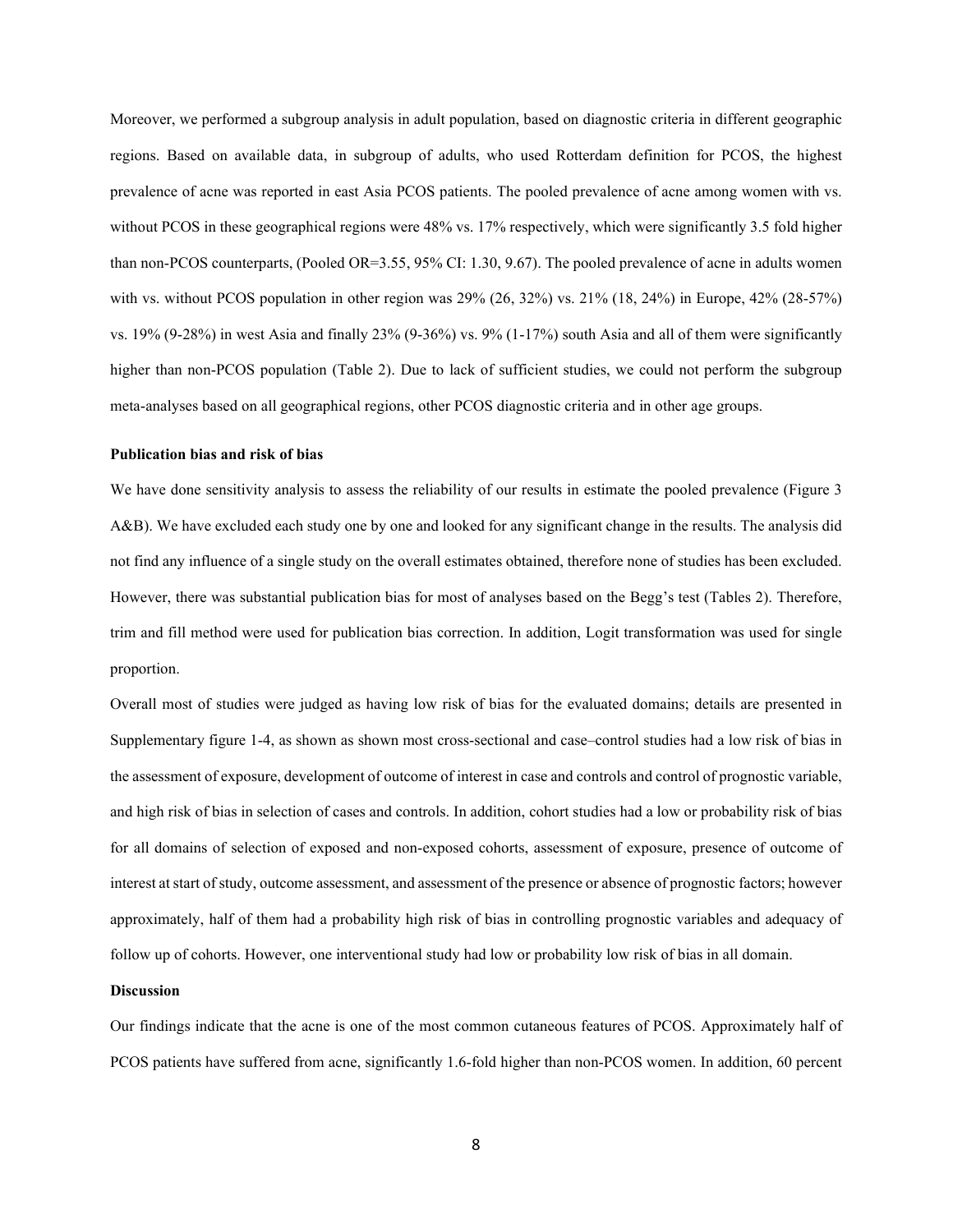Moreover, we performed a subgroup analysis in adult population, based on diagnostic criteria in different geographic regions. Based on available data, in subgroup of adults, who used Rotterdam definition for PCOS, the highest prevalence of acne was reported in east Asia PCOS patients. The pooled prevalence of acne among women with vs. without PCOS in these geographical regions were 48% vs. 17% respectively, which were significantly 3.5 fold higher than non-PCOS counterparts, (Pooled OR=3.55, 95% CI: 1.30, 9.67). The pooled prevalence of acne in adults women with vs. without PCOS population in other region was 29% (26, 32%) vs. 21% (18, 24%) in Europe, 42% (28-57%) vs. 19% (9-28%) in west Asia and finally 23% (9-36%) vs. 9% (1-17%) south Asia and all of them were significantly higher than non-PCOS population (Table 2). Due to lack of sufficient studies, we could not perform the subgroup meta-analyses based on all geographical regions, other PCOS diagnostic criteria and in other age groups.

**Publication bias and risk of bias**

We have done sensitivity analysis to assess the reliability of our results in estimate the pooled prevalence (Figure 3 A&B). We have excluded each study one by one and looked for any significant change in the results. The analysis did not find any influence of a single study on the overall estimates obtained, therefore none of studies has been excluded. However, there was substantial publication bias for most of analyses based on the Begg's test (Tables 2). Therefore, trim and fill method were used for publication bias correction. In addition, Logit transformation was used for single proportion.

Overall most of studies were judged as having low risk of bias for the evaluated domains; details are presented in Supplementary figure 1-4, as shown as shown most cross-sectional and case–control studies had a low risk of bias in the assessment of exposure, development of outcome of interest in case and controls and control of prognostic variable, and high risk of bias in selection of cases and controls. In addition, cohort studies had a low or probability risk of bias for all domains of selection of exposed and non-exposed cohorts, assessment of exposure, presence of outcome of interest at start of study, outcome assessment, and assessment of the presence or absence of prognostic factors; however approximately, half of them had a probability high risk of bias in controlling prognostic variables and adequacy of follow up of cohorts. However, one interventional study had low or probability low risk of bias in all domain.

**Discussion**

Our findings indicate that the acne is one of the most common cutaneous features of PCOS. Approximately half of PCOS patients have suffered from acne, significantly 1.6-fold higher than non-PCOS women. In addition, 60 percent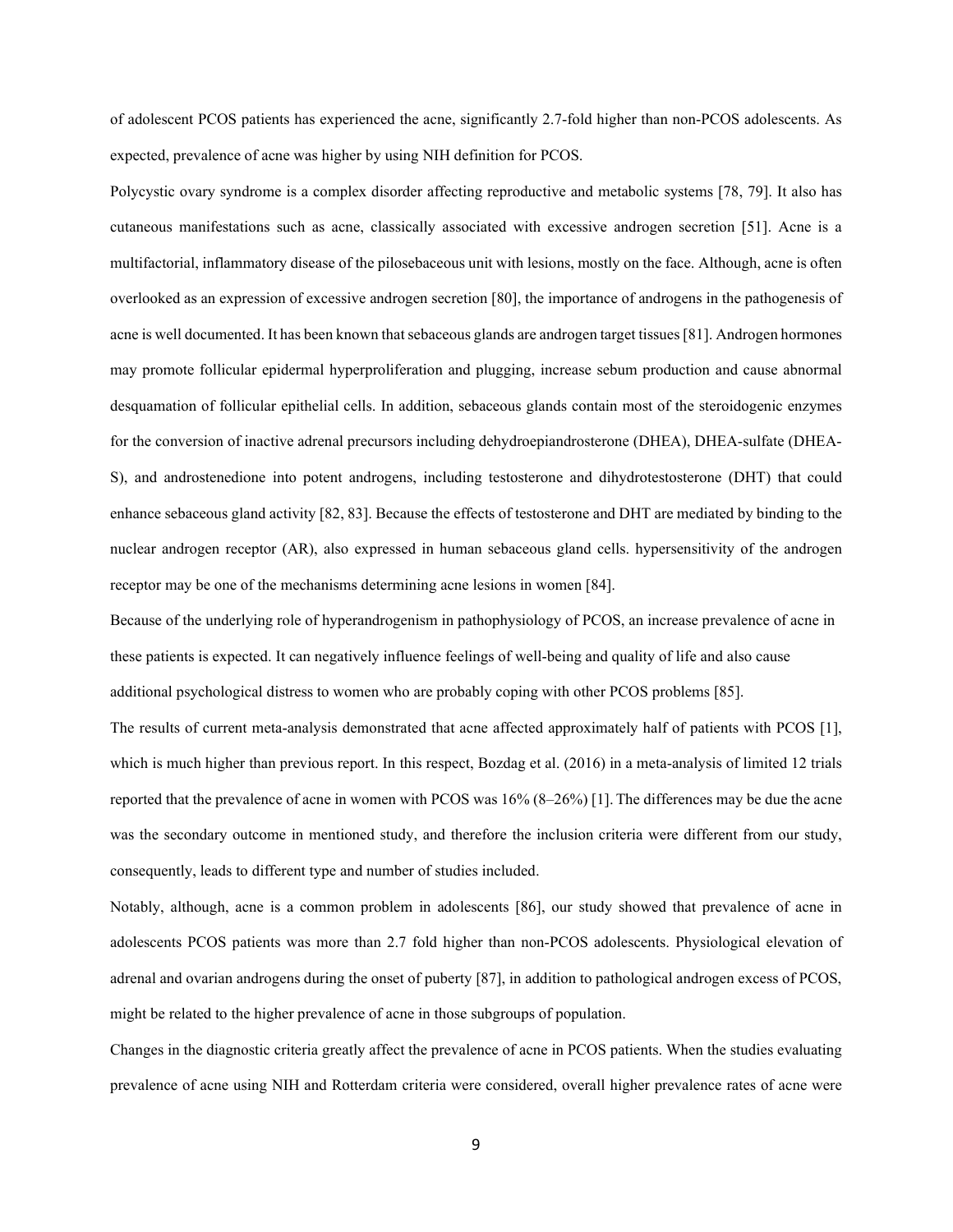of adolescent PCOS patients has experienced the acne, significantly 2.7-fold higher than non-PCOS adolescents. As expected, prevalence of acne was higher by using NIH definition for PCOS.

Polycystic ovary syndrome is a complex disorder affecting reproductive and metabolic systems [78, 79]. It also has cutaneous manifestations such as acne, classically associated with excessive androgen secretion [51]. Acne is a multifactorial, inflammatory disease of the pilosebaceous unit with lesions, mostly on the face. Although, acne is often overlooked as an expression of excessive androgen secretion [80], the importance of androgens in the pathogenesis of acne is well documented. It has been known that sebaceous glands are androgen target tissues [81]. Androgen hormones may promote follicular epidermal hyperproliferation and plugging, increase sebum production and cause abnormal desquamation of follicular epithelial cells. In addition, sebaceous glands contain most of the steroidogenic enzymes for the conversion of inactive adrenal precursors including dehydroepiandrosterone (DHEA), DHEA-sulfate (DHEA-S), and androstenedione into potent androgens, including testosterone and dihydrotestosterone (DHT) that could enhance sebaceous gland activity [82, 83]. Because the effects of testosterone and DHT are mediated by binding to the nuclear androgen receptor (AR), also expressed in human sebaceous gland cells. hypersensitivity of the androgen receptor may be one of the mechanisms determining acne lesions in women [84].

Because of the underlying role of hyperandrogenism in pathophysiology of PCOS, an increase prevalence of acne in these patients is expected. It can negatively influence feelings of well-being and quality of life and also cause additional psychological distress to women who are probably coping with other PCOS problems [85].

The results of current meta-analysis demonstrated that acne affected approximately half of patients with PCOS [1], which is much higher than previous report. In this respect, Bozdag et al. (2016) in a meta-analysis of limited 12 trials reported that the prevalence of acne in women with PCOS was 16% (8–26%) [1]. The differences may be due the acne was the secondary outcome in mentioned study, and therefore the inclusion criteria were different from our study, consequently, leads to different type and number of studies included.

Notably, although, acne is a common problem in adolescents [86], our study showed that prevalence of acne in adolescents PCOS patients was more than 2.7 fold higher than non-PCOS adolescents. Physiological elevation of adrenal and ovarian androgens during the onset of puberty [87], in addition to pathological androgen excess of PCOS, might be related to the higher prevalence of acne in those subgroups of population.

Changes in the diagnostic criteria greatly affect the prevalence of acne in PCOS patients. When the studies evaluating prevalence of acne using NIH and Rotterdam criteria were considered, overall higher prevalence rates of acne were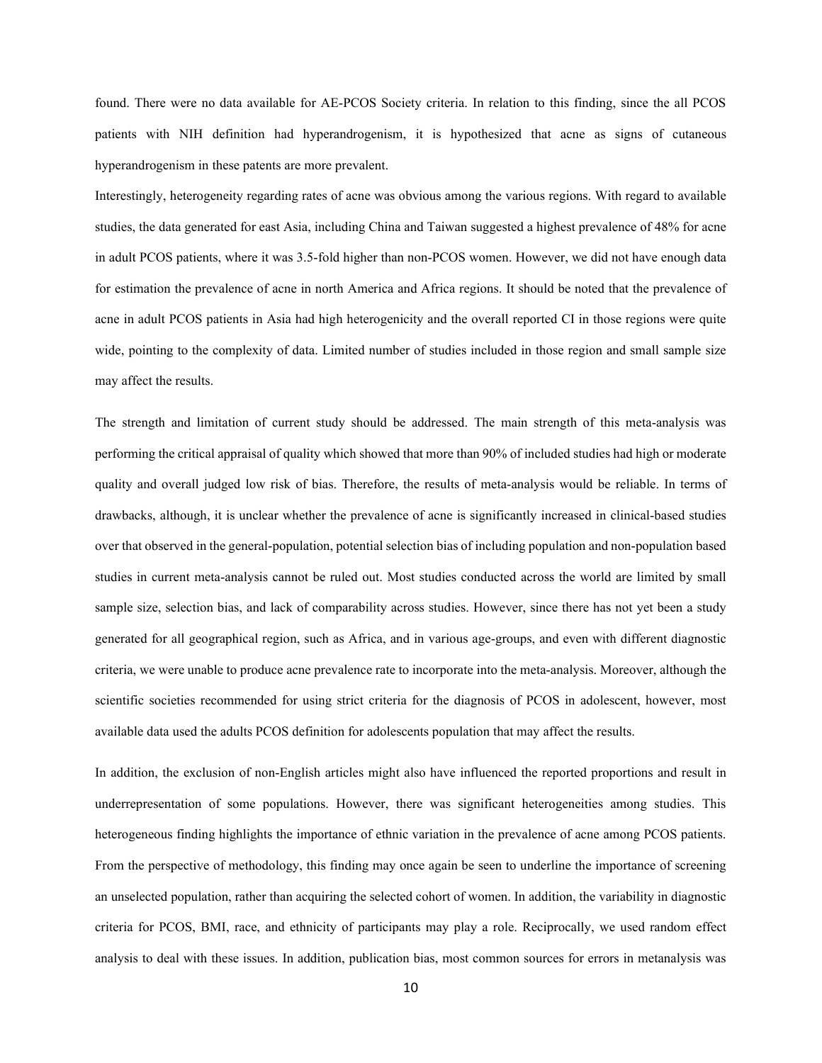found. There were no data available for AE-PCOS Society criteria. In relation to this finding, since the all PCOS patients with NIH definition had hyperandrogenism, it is hypothesized that acne as signs of cutaneous hyperandrogenism in these patents are more prevalent.

Interestingly, heterogeneity regarding rates of acne was obvious among the various regions. With regard to available studies, the data generated for east Asia, including China and Taiwan suggested a highest prevalence of 48% for acne in adult PCOS patients, where it was 3.5-fold higher than non-PCOS women. However, we did not have enough data for estimation the prevalence of acne in north America and Africa regions. It should be noted that the prevalence of acne in adult PCOS patients in Asia had high heterogenicity and the overall reported CI in those regions were quite wide, pointing to the complexity of data. Limited number of studies included in those region and small sample size may affect the results.

The strength and limitation of current study should be addressed. The main strength of this meta-analysis was performing the critical appraisal of quality which showed that more than 90% of included studies had high or moderate quality and overall judged low risk of bias. Therefore, the results of meta-analysis would be reliable. In terms of drawbacks, although, it is unclear whether the prevalence of acne is significantly increased in clinical-based studies over that observed in the general-population, potential selection bias of including population and non-population based studies in current meta-analysis cannot be ruled out. Most studies conducted across the world are limited by small sample size, selection bias, and lack of comparability across studies. However, since there has not yet been a study generated for all geographical region, such as Africa, and in various age-groups, and even with different diagnostic criteria, we were unable to produce acne prevalence rate to incorporate into the meta-analysis. Moreover, although the scientific societies recommended for using strict criteria for the diagnosis of PCOS in adolescent, however, most available data used the adults PCOS definition for adolescents population that may affect the results.

In addition, the exclusion of non-English articles might also have influenced the reported proportions and result in underrepresentation of some populations. However, there was significant heterogeneities among studies. This heterogeneous finding highlights the importance of ethnic variation in the prevalence of acne among PCOS patients. From the perspective of methodology, this finding may once again be seen to underline the importance of screening an unselected population, rather than acquiring the selected cohort of women. In addition, the variability in diagnostic criteria for PCOS, BMI, race, and ethnicity of participants may play a role. Reciprocally, we used random effect analysis to deal with these issues. In addition, publication bias, most common sources for errors in metanalysis was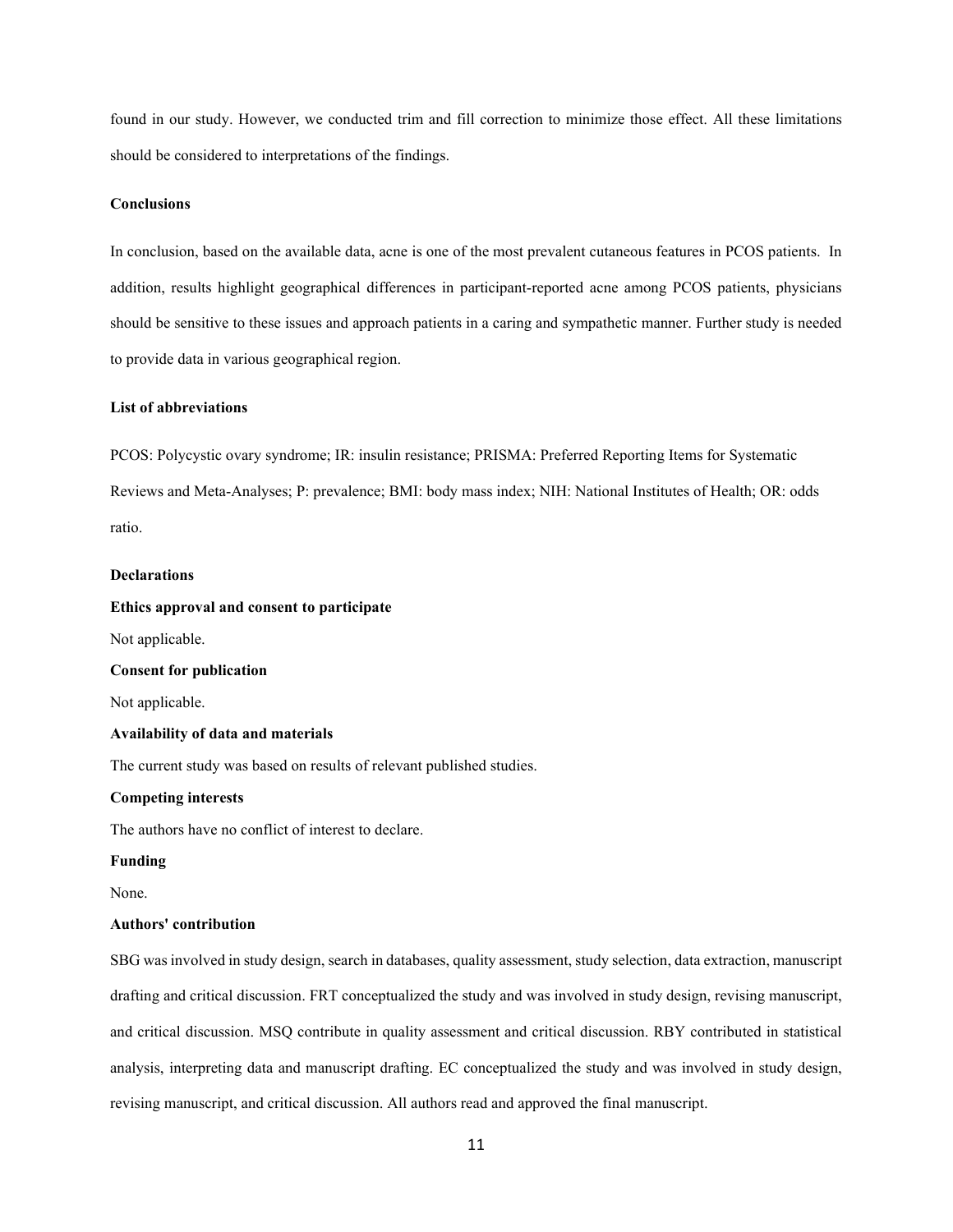found in our study. However, we conducted trim and fill correction to minimize those effect. All these limitations should be considered to interpretations of the findings.

## Conclusions

In conclusion, based on the available data, acne is one of the most prevalent cutaneous features in PCOS patients. In addition, results highlight geographical differences in participant-reported acne among PCOS patients, physicians should be sensitive to these issues and approach patients in a caring and sympathetic manner. Further study is needed to provide data in various geographical region.

## List of abbreviations

PCOS: Polycystic ovary syndrome; IR: insulin resistance; PRISMA: Preferred Reporting Items for Systematic Reviews and Meta-Analyses; P: prevalence; BMI: body mass index; NIH: National Institutes of Health; OR: odds ratio.

## Declarations

### Ethics approval and consent to participate

Not applicable.

### Consent for publication

Not applicable.

### Availability of data and materials

The current study was based on results of relevant published studies.

### Competing interests

The authors have no conflict of interest to declare.

### Funding

None.

### Authors' contribution

SBG was involved in study design, search in databases, quality assessment, study selection, data extraction, manuscript drafting and critical discussion. FRT conceptualized the study and was involved in study design, revising manuscript, and critical discussion. MSQ contribute in quality assessment and critical discussion. RBY contributed in statistical analysis, interpreting data and manuscript drafting. EC conceptualized the study and was involved in study design, revising manuscript, and critical discussion. All authors read and approved the final manuscript.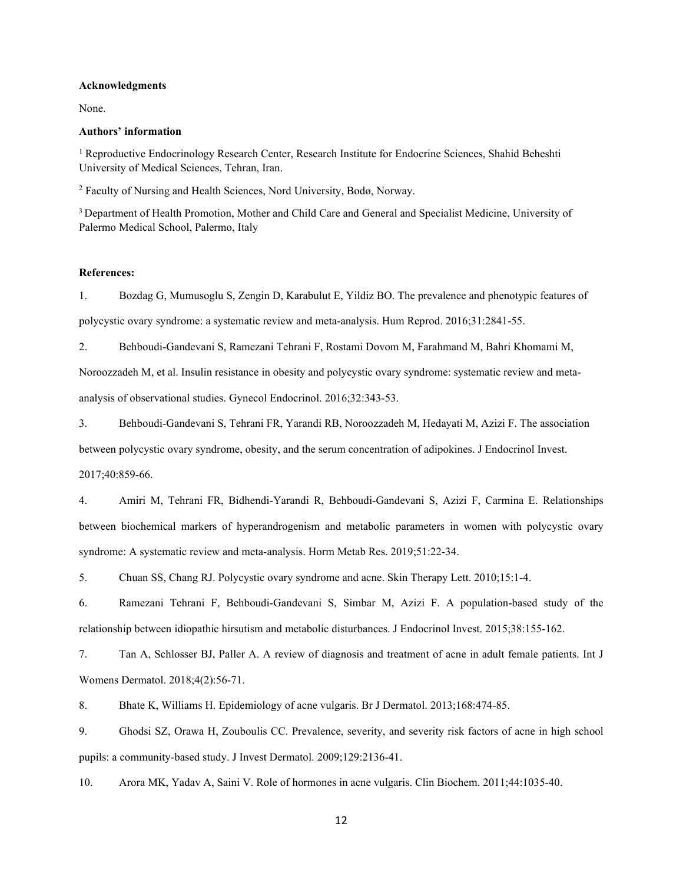**Acknowledgments**

None.

**Authors' information**

[1] Reproductive Endocrinology Research Center, Research Institute for Endocrine Sciences, Shahid Beheshti University of Medical Sciences, Tehran, Iran.

[2] Faculty of Nursing and Health Sciences, Nord University, Bodø, Norway.

[3] Department of Health Promotion, Mother and Child Care and General and Specialist Medicine, University of Palermo Medical School, Palermo, Italy

**References:**

1. Bozdag G, Mumusoglu S, Zengin D, Karabulut E, Yildiz BO. The prevalence and phenotypic features of polycystic ovary syndrome: a systematic review and meta-analysis. Hum Reprod. 2016;31:2841-55.

2. Behboudi-Gandevani S, Ramezani Tehrani F, Rostami Dovom M, Farahmand M, Bahri Khomami M, Noroozzadeh M, et al. Insulin resistance in obesity and polycystic ovary syndrome: systematic review and meta-analysis of observational studies. Gynecol Endocrinol. 2016;32:343-53.

3. Behboudi-Gandevani S, Tehrani FR, Yarandi RB, Noroozzadeh M, Hedayati M, Azizi F. The association between polycystic ovary syndrome, obesity, and the serum concentration of adipokines. J Endocrinol Invest. 2017;40:859-66.

4. Amiri M, Tehrani FR, Bidhendi-Yarandi R, Behboudi-Gandevani S, Azizi F, Carmina E. Relationships between biochemical markers of hyperandrogenism and metabolic parameters in women with polycystic ovary syndrome: A systematic review and meta-analysis. Horm Metab Res. 2019;51:22-34.

5. Chuan SS, Chang RJ. Polycystic ovary syndrome and acne. Skin Therapy Lett. 2010;15:1-4.

6. Ramezani Tehrani F, Behboudi-Gandevani S, Simbar M, Azizi F. A population-based study of the relationship between idiopathic hirsutism and metabolic disturbances. J Endocrinol Invest. 2015;38:155-162.

7. Tan A, Schlosser BJ, Paller A. A review of diagnosis and treatment of acne in adult female patients. Int J Womens Dermatol. 2018;4(2):56-71.

8. Bhate K, Williams H. Epidemiology of acne vulgaris. Br J Dermatol. 2013;168:474-85.

9. Ghodsi SZ, Orawa H, Zouboulis CC. Prevalence, severity, and severity risk factors of acne in high school pupils: a community-based study. J Invest Dermatol. 2009;129:2136-41.

10. Arora MK, Yadav A, Saini V. Role of hormones in acne vulgaris. Clin Biochem. 2011;44:1035-40.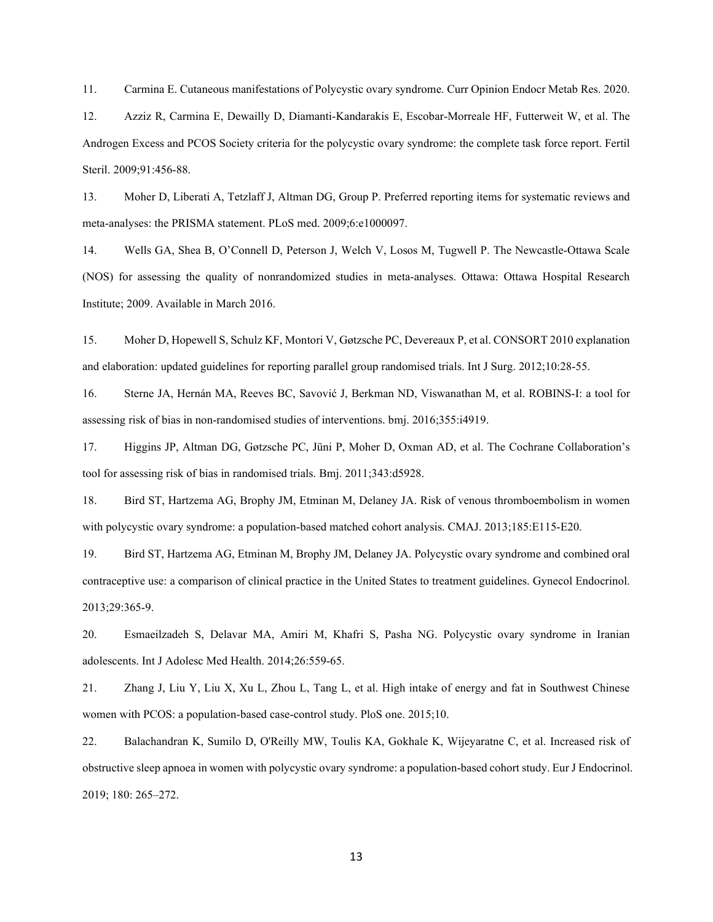11. Carmina E. Cutaneous manifestations of Polycystic ovary syndrome. Curr Opinion Endocr Metab Res. 2020.

12. Azziz R, Carmina E, Dewailly D, Diamanti-Kandarakis E, Escobar-Morreale HF, Futterweit W, et al. The Androgen Excess and PCOS Society criteria for the polycystic ovary syndrome: the complete task force report. Fertil Steril. 2009;91:456-88.

13. Moher D, Liberati A, Tetzlaff J, Altman DG, Group P. Preferred reporting items for systematic reviews and meta-analyses: the PRISMA statement. PLoS med. 2009;6:e1000097.

14. Wells GA, Shea B, O'Connell D, Peterson J, Welch V, Losos M, Tugwell P. The Newcastle-Ottawa Scale (NOS) for assessing the quality of nonrandomized studies in meta-analyses. Ottawa: Ottawa Hospital Research Institute; 2009. Available in March 2016.

15. Moher D, Hopewell S, Schulz KF, Montori V, Gøtzsche PC, Devereaux P, et al. CONSORT 2010 explanation and elaboration: updated guidelines for reporting parallel group randomised trials. Int J Surg. 2012;10:28-55.

16. Sterne JA, Hernán MA, Reeves BC, Savović J, Berkman ND, Viswanathan M, et al. ROBINS-I: a tool for assessing risk of bias in non-randomised studies of interventions. bmj. 2016;355:i4919.

17. Higgins JP, Altman DG, Gøtzsche PC, Jüni P, Moher D, Oxman AD, et al. The Cochrane Collaboration's tool for assessing risk of bias in randomised trials. Bmj. 2011;343:d5928.

18. Bird ST, Hartzema AG, Brophy JM, Etminan M, Delaney JA. Risk of venous thromboembolism in women with polycystic ovary syndrome: a population-based matched cohort analysis. CMAJ. 2013;185:E115-E20.

19. Bird ST, Hartzema AG, Etminan M, Brophy JM, Delaney JA. Polycystic ovary syndrome and combined oral contraceptive use: a comparison of clinical practice in the United States to treatment guidelines. Gynecol Endocrinol. 2013;29:365-9.

20. Esmaeilzadeh S, Delavar MA, Amiri M, Khafri S, Pasha NG. Polycystic ovary syndrome in Iranian adolescents. Int J Adolesc Med Health. 2014;26:559-65.

21. Zhang J, Liu Y, Liu X, Xu L, Zhou L, Tang L, et al. High intake of energy and fat in Southwest Chinese women with PCOS: a population-based case-control study. PloS one. 2015;10.

22. Balachandran K, Sumilo D, O'Reilly MW, Toulis KA, Gokhale K, Wijeyaratne C, et al. Increased risk of obstructive sleep apnoea in women with polycystic ovary syndrome: a population-based cohort study. Eur J Endocrinol. 2019; 180: 265–272.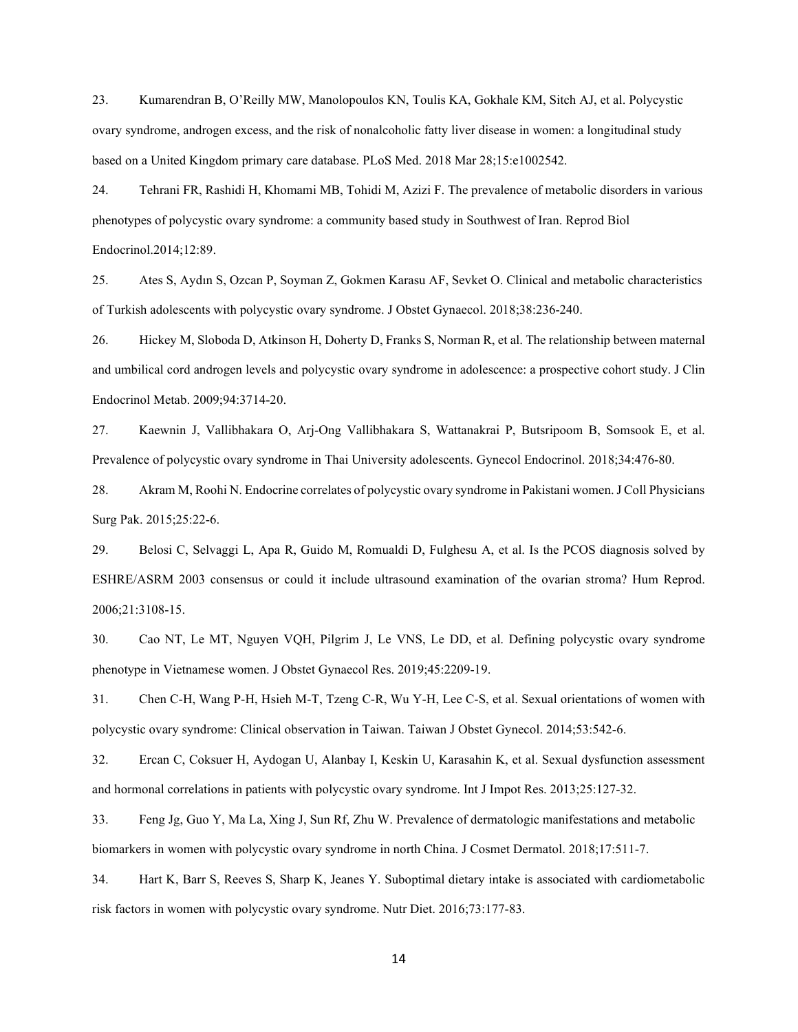23. Kumarendran B, O'Reilly MW, Manolopoulos KN, Toulis KA, Gokhale KM, Sitch AJ, et al. Polycystic ovary syndrome, androgen excess, and the risk of nonalcoholic fatty liver disease in women: a longitudinal study based on a United Kingdom primary care database. PLoS Med. 2018 Mar 28;15:e1002542.

24. Tehrani FR, Rashidi H, Khomami MB, Tohidi M, Azizi F. The prevalence of metabolic disorders in various phenotypes of polycystic ovary syndrome: a community based study in Southwest of Iran. Reprod Biol Endocrinol.2014;12:89.

25. Ates S, Aydın S, Ozcan P, Soyman Z, Gokmen Karasu AF, Sevket O. Clinical and metabolic characteristics of Turkish adolescents with polycystic ovary syndrome. J Obstet Gynaecol. 2018;38:236-240.

26. Hickey M, Sloboda D, Atkinson H, Doherty D, Franks S, Norman R, et al. The relationship between maternal and umbilical cord androgen levels and polycystic ovary syndrome in adolescence: a prospective cohort study. J Clin Endocrinol Metab. 2009;94:3714-20.

27. Kaewnin J, Vallibhakara O, Arj-Ong Vallibhakara S, Wattanakrai P, Butsripoom B, Somsook E, et al. Prevalence of polycystic ovary syndrome in Thai University adolescents. Gynecol Endocrinol. 2018;34:476-80.

28. Akram M, Roohi N. Endocrine correlates of polycystic ovary syndrome in Pakistani women. J Coll Physicians Surg Pak. 2015;25:22-6.

29. Belosi C, Selvaggi L, Apa R, Guido M, Romualdi D, Fulghesu A, et al. Is the PCOS diagnosis solved by ESHRE/ASRM 2003 consensus or could it include ultrasound examination of the ovarian stroma? Hum Reprod. 2006;21:3108-15.

30. Cao NT, Le MT, Nguyen VQH, Pilgrim J, Le VNS, Le DD, et al. Defining polycystic ovary syndrome phenotype in Vietnamese women. J Obstet Gynaecol Res. 2019;45:2209-19.

31. Chen C-H, Wang P-H, Hsieh M-T, Tzeng C-R, Wu Y-H, Lee C-S, et al. Sexual orientations of women with polycystic ovary syndrome: Clinical observation in Taiwan. Taiwan J Obstet Gynecol. 2014;53:542-6.

32. Ercan C, Coksuer H, Aydogan U, Alanbay I, Keskin U, Karasahin K, et al. Sexual dysfunction assessment and hormonal correlations in patients with polycystic ovary syndrome. Int J Impot Res. 2013;25:127-32.

33. Feng Jg, Guo Y, Ma La, Xing J, Sun Rf, Zhu W. Prevalence of dermatologic manifestations and metabolic biomarkers in women with polycystic ovary syndrome in north China. J Cosmet Dermatol. 2018;17:511-7.

34. Hart K, Barr S, Reeves S, Sharp K, Jeanes Y. Suboptimal dietary intake is associated with cardiometabolic risk factors in women with polycystic ovary syndrome. Nutr Diet. 2016;73:177-83.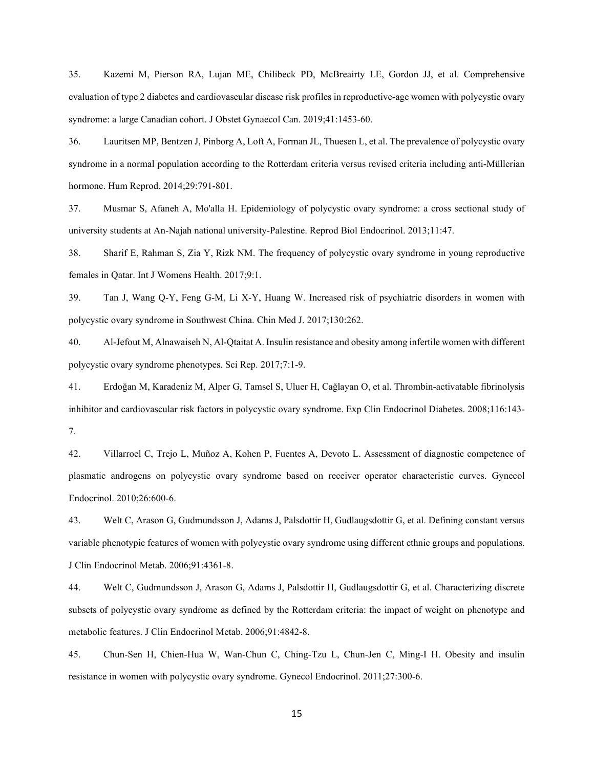35. Kazemi M, Pierson RA, Lujan ME, Chilibeck PD, McBreairty LE, Gordon JJ, et al. Comprehensive evaluation of type 2 diabetes and cardiovascular disease risk profiles in reproductive-age women with polycystic ovary syndrome: a large Canadian cohort. J Obstet Gynaecol Can. 2019;41:1453-60.

36. Lauritsen MP, Bentzen J, Pinborg A, Loft A, Forman JL, Thuesen L, et al. The prevalence of polycystic ovary syndrome in a normal population according to the Rotterdam criteria versus revised criteria including anti-Müllerian hormone. Hum Reprod. 2014;29:791-801.

37. Musmar S, Afaneh A, Mo'alla H. Epidemiology of polycystic ovary syndrome: a cross sectional study of university students at An-Najah national university-Palestine. Reprod Biol Endocrinol. 2013;11:47.

38. Sharif E, Rahman S, Zia Y, Rizk NM. The frequency of polycystic ovary syndrome in young reproductive females in Qatar. Int J Womens Health. 2017;9:1.

39. Tan J, Wang Q-Y, Feng G-M, Li X-Y, Huang W. Increased risk of psychiatric disorders in women with polycystic ovary syndrome in Southwest China. Chin Med J. 2017;130:262.

40. Al-Jefout M, Alnawaiseh N, Al-Qtaitat A. Insulin resistance and obesity among infertile women with different polycystic ovary syndrome phenotypes. Sci Rep. 2017;7:1-9.

41. Erdoğan M, Karadeniz M, Alper G, Tamsel S, Uluer H, Cağlayan O, et al. Thrombin-activatable fibrinolysis inhibitor and cardiovascular risk factors in polycystic ovary syndrome. Exp Clin Endocrinol Diabetes. 2008;116:143-7.

42. Villarroel C, Trejo L, Muñoz A, Kohen P, Fuentes A, Devoto L. Assessment of diagnostic competence of plasmatic androgens on polycystic ovary syndrome based on receiver operator characteristic curves. Gynecol Endocrinol. 2010;26:600-6.

43. Welt C, Arason G, Gudmundsson J, Adams J, Palsdottir H, Gudlaugsdottir G, et al. Defining constant versus variable phenotypic features of women with polycystic ovary syndrome using different ethnic groups and populations. J Clin Endocrinol Metab. 2006;91:4361-8.

44. Welt C, Gudmundsson J, Arason G, Adams J, Palsdottir H, Gudlaugsdottir G, et al. Characterizing discrete subsets of polycystic ovary syndrome as defined by the Rotterdam criteria: the impact of weight on phenotype and metabolic features. J Clin Endocrinol Metab. 2006;91:4842-8.

45. Chun-Sen H, Chien-Hua W, Wan-Chun C, Ching-Tzu L, Chun-Jen C, Ming-I H. Obesity and insulin resistance in women with polycystic ovary syndrome. Gynecol Endocrinol. 2011;27:300-6.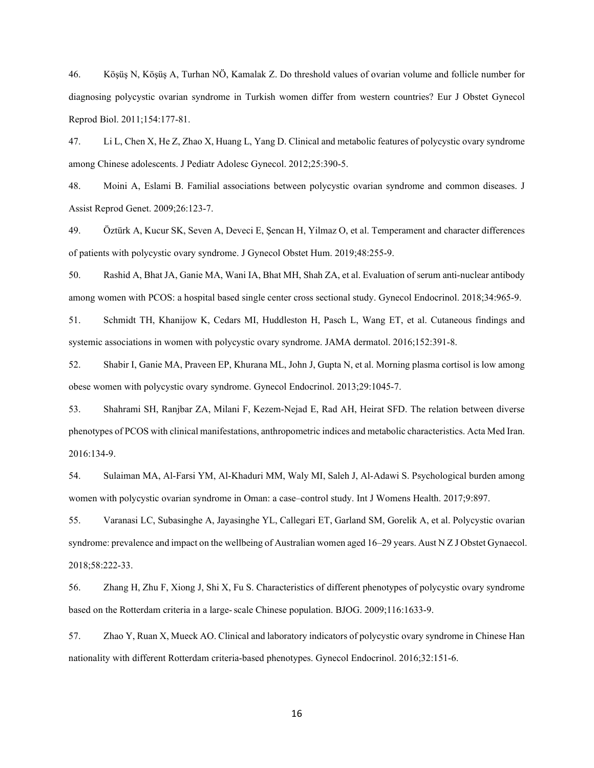46. Köşüş N, Köşüş A, Turhan NÖ, Kamalak Z. Do threshold values of ovarian volume and follicle number for diagnosing polycystic ovarian syndrome in Turkish women differ from western countries? Eur J Obstet Gynecol Reprod Biol. 2011;154:177-81.

47. Li L, Chen X, He Z, Zhao X, Huang L, Yang D. Clinical and metabolic features of polycystic ovary syndrome among Chinese adolescents. J Pediatr Adolesc Gynecol. 2012;25:390-5.

48. Moini A, Eslami B. Familial associations between polycystic ovarian syndrome and common diseases. J Assist Reprod Genet. 2009;26:123-7.

49. Öztürk A, Kucur SK, Seven A, Deveci E, Şencan H, Yilmaz O, et al. Temperament and character differences of patients with polycystic ovary syndrome. J Gynecol Obstet Hum. 2019;48:255-9.

50. Rashid A, Bhat JA, Ganie MA, Wani IA, Bhat MH, Shah ZA, et al. Evaluation of serum anti-nuclear antibody among women with PCOS: a hospital based single center cross sectional study. Gynecol Endocrinol. 2018;34:965-9.

51. Schmidt TH, Khanijow K, Cedars MI, Huddleston H, Pasch L, Wang ET, et al. Cutaneous findings and systemic associations in women with polycystic ovary syndrome. JAMA dermatol. 2016;152:391-8.

52. Shabir I, Ganie MA, Praveen EP, Khurana ML, John J, Gupta N, et al. Morning plasma cortisol is low among obese women with polycystic ovary syndrome. Gynecol Endocrinol. 2013;29:1045-7.

53. Shahrami SH, Ranjbar ZA, Milani F, Kezem-Nejad E, Rad AH, Heirat SFD. The relation between diverse phenotypes of PCOS with clinical manifestations, anthropometric indices and metabolic characteristics. Acta Med Iran. 2016:134-9.

54. Sulaiman MA, Al-Farsi YM, Al-Khaduri MM, Waly MI, Saleh J, Al-Adawi S. Psychological burden among women with polycystic ovarian syndrome in Oman: a case–control study. Int J Womens Health. 2017;9:897.

55. Varanasi LC, Subasinghe A, Jayasinghe YL, Callegari ET, Garland SM, Gorelik A, et al. Polycystic ovarian syndrome: prevalence and impact on the wellbeing of Australian women aged 16–29 years. Aust N Z J Obstet Gynaecol. 2018;58:222-33.

56. Zhang H, Zhu F, Xiong J, Shi X, Fu S. Characteristics of different phenotypes of polycystic ovary syndrome based on the Rotterdam criteria in a large- scale Chinese population. BJOG. 2009;116:1633-9.

57. Zhao Y, Ruan X, Mueck AO. Clinical and laboratory indicators of polycystic ovary syndrome in Chinese Han nationality with different Rotterdam criteria-based phenotypes. Gynecol Endocrinol. 2016;32:151-6.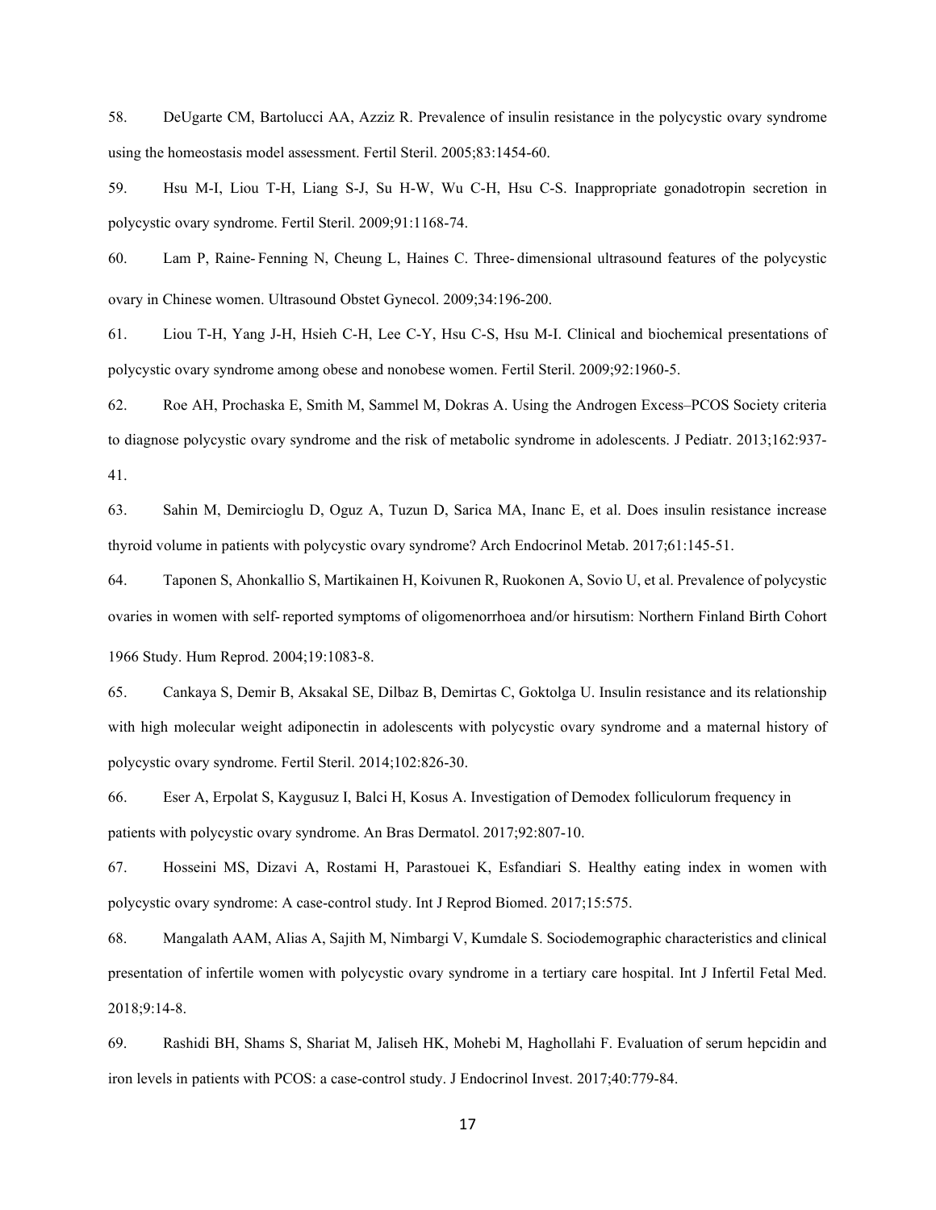58. DeUgarte CM, Bartolucci AA, Azziz R. Prevalence of insulin resistance in the polycystic ovary syndrome using the homeostasis model assessment. Fertil Steril. 2005;83:1454-60.

59. Hsu M-I, Liou T-H, Liang S-J, Su H-W, Wu C-H, Hsu C-S. Inappropriate gonadotropin secretion in polycystic ovary syndrome. Fertil Steril. 2009;91:1168-74.

60. Lam P, Raine‐Fenning N, Cheung L, Haines C. Three‐dimensional ultrasound features of the polycystic ovary in Chinese women. Ultrasound Obstet Gynecol. 2009;34:196-200.

61. Liou T-H, Yang J-H, Hsieh C-H, Lee C-Y, Hsu C-S, Hsu M-I. Clinical and biochemical presentations of polycystic ovary syndrome among obese and nonobese women. Fertil Steril. 2009;92:1960-5.

62. Roe AH, Prochaska E, Smith M, Sammel M, Dokras A. Using the Androgen Excess–PCOS Society criteria to diagnose polycystic ovary syndrome and the risk of metabolic syndrome in adolescents. J Pediatr. 2013;162:937-41.

63. Sahin M, Demircioglu D, Oguz A, Tuzun D, Sarica MA, Inanc E, et al. Does insulin resistance increase thyroid volume in patients with polycystic ovary syndrome? Arch Endocrinol Metab. 2017;61:145-51.

64. Taponen S, Ahonkallio S, Martikainen H, Koivunen R, Ruokonen A, Sovio U, et al. Prevalence of polycystic ovaries in women with self‐reported symptoms of oligomenorrhoea and/or hirsutism: Northern Finland Birth Cohort 1966 Study. Hum Reprod. 2004;19:1083-8.

65. Cankaya S, Demir B, Aksakal SE, Dilbaz B, Demirtas C, Goktolga U. Insulin resistance and its relationship with high molecular weight adiponectin in adolescents with polycystic ovary syndrome and a maternal history of polycystic ovary syndrome. Fertil Steril. 2014;102:826-30.

66. Eser A, Erpolat S, Kaygusuz I, Balci H, Kosus A. Investigation of Demodex folliculorum frequency in patients with polycystic ovary syndrome. An Bras Dermatol. 2017;92:807-10.

67. Hosseini MS, Dizavi A, Rostami H, Parastouei K, Esfandiari S. Healthy eating index in women with polycystic ovary syndrome: A case-control study. Int J Reprod Biomed. 2017;15:575.

68. Mangalath AAM, Alias A, Sajith M, Nimbargi V, Kumdale S. Sociodemographic characteristics and clinical presentation of infertile women with polycystic ovary syndrome in a tertiary care hospital. Int J Infertil Fetal Med. 2018;9:14-8.

69. Rashidi BH, Shams S, Shariat M, Jaliseh HK, Mohebi M, Haghollahi F. Evaluation of serum hepcidin and iron levels in patients with PCOS: a case-control study. J Endocrinol Invest. 2017;40:779-84.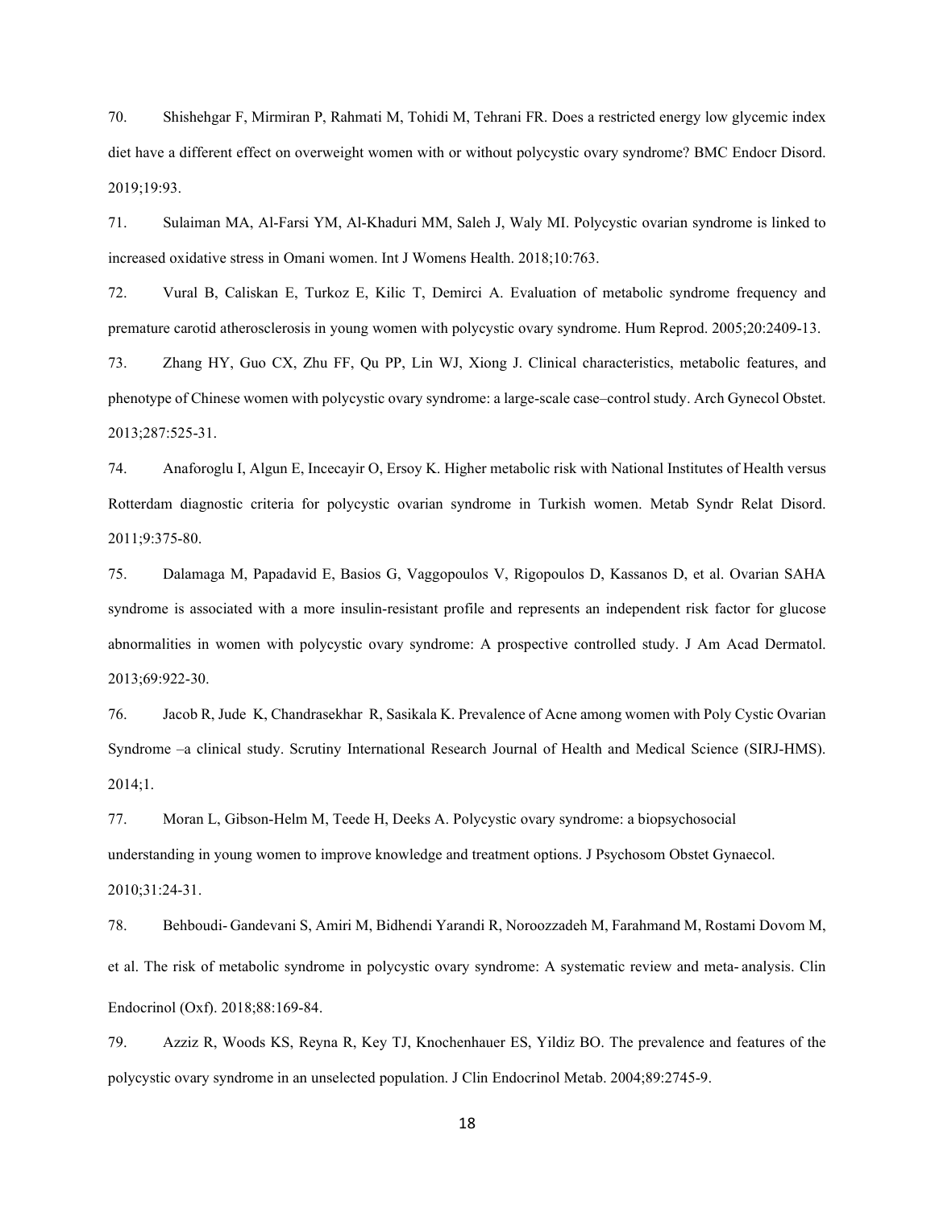70. Shishehgar F, Mirmiran P, Rahmati M, Tohidi M, Tehrani FR. Does a restricted energy low glycemic index diet have a different effect on overweight women with or without polycystic ovary syndrome? BMC Endocr Disord. 2019;19:93.

71. Sulaiman MA, Al-Farsi YM, Al-Khaduri MM, Saleh J, Waly MI. Polycystic ovarian syndrome is linked to increased oxidative stress in Omani women. Int J Womens Health. 2018;10:763.

72. Vural B, Caliskan E, Turkoz E, Kilic T, Demirci A. Evaluation of metabolic syndrome frequency and premature carotid atherosclerosis in young women with polycystic ovary syndrome. Hum Reprod. 2005;20:2409-13.

73. Zhang HY, Guo CX, Zhu FF, Qu PP, Lin WJ, Xiong J. Clinical characteristics, metabolic features, and phenotype of Chinese women with polycystic ovary syndrome: a large-scale case–control study. Arch Gynecol Obstet. 2013;287:525-31.

74. Anaforoglu I, Algun E, Incecayir O, Ersoy K. Higher metabolic risk with National Institutes of Health versus Rotterdam diagnostic criteria for polycystic ovarian syndrome in Turkish women. Metab Syndr Relat Disord. 2011;9:375-80.

75. Dalamaga M, Papadavid E, Basios G, Vaggopoulos V, Rigopoulos D, Kassanos D, et al. Ovarian SAHA syndrome is associated with a more insulin-resistant profile and represents an independent risk factor for glucose abnormalities in women with polycystic ovary syndrome: A prospective controlled study. J Am Acad Dermatol. 2013;69:922-30.

76. Jacob R, Jude K, Chandrasekhar R, Sasikala K. Prevalence of Acne among women with Poly Cystic Ovarian Syndrome –a clinical study. Scrutiny International Research Journal of Health and Medical Science (SIRJ-HMS). 2014;1.

77. Moran L, Gibson-Helm M, Teede H, Deeks A. Polycystic ovary syndrome: a biopsychosocial understanding in young women to improve knowledge and treatment options. J Psychosom Obstet Gynaecol. 2010;31:24-31.

78. Behboudi- Gandevani S, Amiri M, Bidhendi Yarandi R, Noroozzadeh M, Farahmand M, Rostami Dovom M, et al. The risk of metabolic syndrome in polycystic ovary syndrome: A systematic review and meta- analysis. Clin Endocrinol (Oxf). 2018;88:169-84.

79. Azziz R, Woods KS, Reyna R, Key TJ, Knochenhauer ES, Yildiz BO. The prevalence and features of the polycystic ovary syndrome in an unselected population. J Clin Endocrinol Metab. 2004;89:2745-9.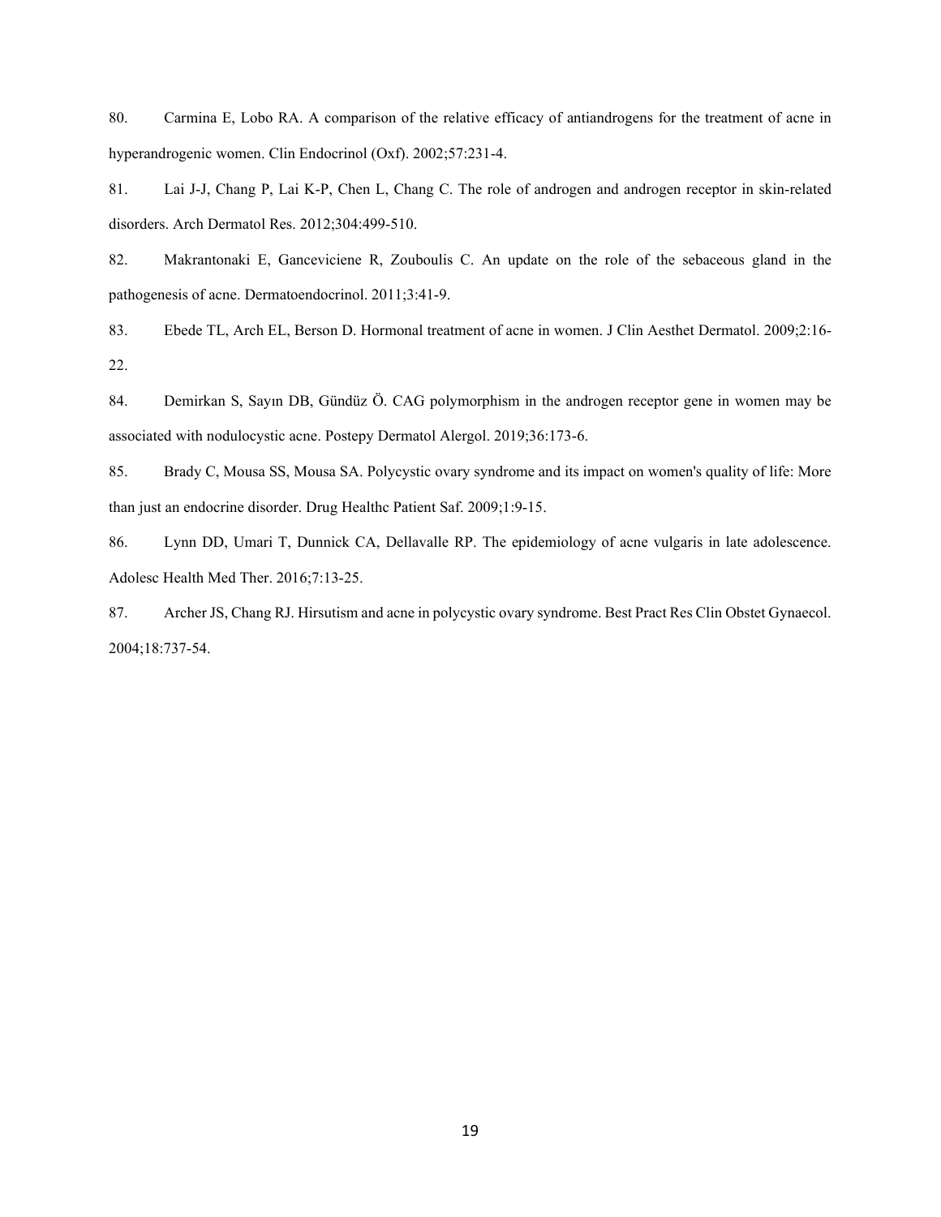80. Carmina E, Lobo RA. A comparison of the relative efficacy of antiandrogens for the treatment of acne in hyperandrogenic women. Clin Endocrinol (Oxf). 2002;57:231-4.

81. Lai J-J, Chang P, Lai K-P, Chen L, Chang C. The role of androgen and androgen receptor in skin-related disorders. Arch Dermatol Res. 2012;304:499-510.

82. Makrantonaki E, Ganceviciene R, Zouboulis C. An update on the role of the sebaceous gland in the pathogenesis of acne. Dermatoendocrinol. 2011;3:41-9.

83. Ebede TL, Arch EL, Berson D. Hormonal treatment of acne in women. J Clin Aesthet Dermatol. 2009;2:16-22.

84. Demirkan S, Sayın DB, Gündüz Ö. CAG polymorphism in the androgen receptor gene in women may be associated with nodulocystic acne. Postepy Dermatol Alergol. 2019;36:173-6.

85. Brady C, Mousa SS, Mousa SA. Polycystic ovary syndrome and its impact on women's quality of life: More than just an endocrine disorder. Drug Healthc Patient Saf. 2009;1:9-15.

86. Lynn DD, Umari T, Dunnick CA, Dellavalle RP. The epidemiology of acne vulgaris in late adolescence. Adolesc Health Med Ther. 2016;7:13-25.

87. Archer JS, Chang RJ. Hirsutism and acne in polycystic ovary syndrome. Best Pract Res Clin Obstet Gynaecol. 2004;18:737-54.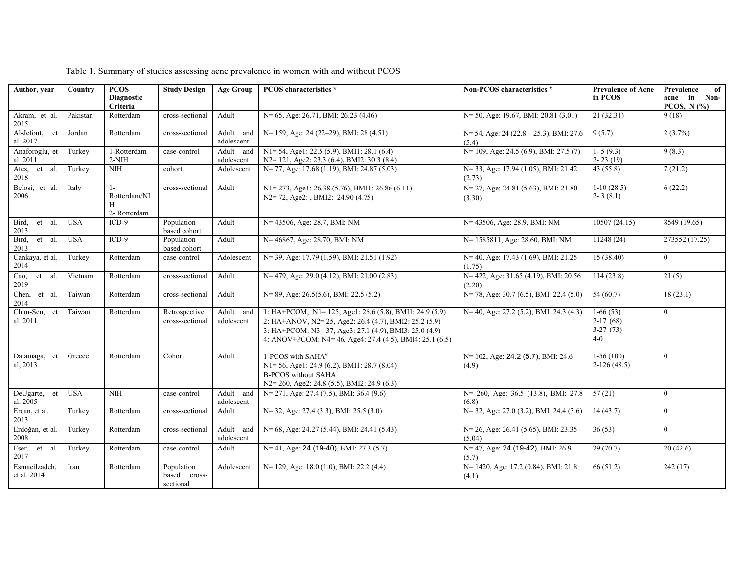Table 1. Summary of studies assessing acne prevalence in women with and without PCOS

| Author, year | Country | PCOS Diagnostic Criteria | Study Design | Age Group | PCOS characteristics * | Non-PCOS characteristics * | Prevalence of Acne in PCOS | Prevalence of acne in Non-PCOS, N (%) |
|---|---|---|---|---|---|---|---|---|
| Akram, et al. 2015 | Pakistan | Rotterdam | cross-sectional | Adult | N= 65, Age: 26.71, BMI: 26.23 (4.46) | N= 50, Age: 19.67, BMI: 20.81 (3.01) | 21 (32.31) | 9 (18) |
| Al-Jefout, et al. 2017 | Jordan | Rotterdam | cross-sectional | Adult and adolescent | N= 159, Age: 24 (22–29), BMI: 28 (4.51) | N= 54, Age: 24 (22.8 ‑ 25.3), BMI: 27.6 (5.4) | 9 (5.7) | 2 (3.7%) |
| Anaforoglu, et al. 2011 | Turkey | 1-Rotterdam 2-NIH | case-control | Adult and adolescent | N1= 54, Age1: 22.5 (5.9), BMI1: 28.1 (6.4) N2= 121, Age2: 23.3 (6.4), BMI2: 30.3 (8.4) | N= 109, Age: 24.5 (6.9), BMI: 27.5 (7) | 1- 5 (9.3) 2- 23 (19) | 9 (8.3) |
| Ates, et al. 2018 | Turkey | NIH | cohort | Adolescent | N= 77, Age: 17.68 (1.19), BMI: 24.87 (5.03) | N= 33, Age: 17.94 (1.05), BMI: 21.42 (2.73) | 43 (55.8) | 7 (21.2) |
| Belosi, et al. 2006 | Italy | 1-Rotterdam/NIH 2- Rotterdam | cross-sectional | Adult | N1= 273, Age1: 26.38 (5.76), BMI1: 26.86 (6.11) N2= 72, Age2: , BMI2: 24.90 (4.75) | N= 27, Age: 24.81 (5.63), BMI: 21.80 (3.30) | 1-10 (28.5) 2- 3 (8.1) | 6 (22.2) |
| Bird, et al. 2013 | USA | ICD-9 | Population based cohort | Adult | N= 43506, Age: 28.7, BMI: NM | N= 43506, Age: 28.9, BMI: NM | 10507 (24.15) | 8549 (19.65) |
| Bird, et al. 2013 | USA | ICD-9 | Population based cohort | Adult | N= 46867, Age: 28.70, BMI: NM | N= 1585811, Age: 28.60, BMI: NM | 11248 (24) | 273552 (17.25) |
| Cankaya, et al. 2014 | Turkey | Rotterdam | case-control | Adolescent | N= 39, Age: 17.79 (1.59), BMI: 21.51 (1.92) | N= 40, Age: 17.43 (1.69), BMI: 21.25 (1.75) | 15 (38.40) | 0 |
| Cao, et al. 2019 | Vietnam | Rotterdam | cross-sectional | Adult | N= 479, Age: 29.0 (4.12), BMI: 21.00 (2.83) | N= 422, Age: 31.65 (4.19), BMI: 20.56 (2.20) | 114 (23.8) | 21 (5) |
| Chen, et al. 2014 | Taiwan | Rotterdam | cross-sectional | Adult | N= 89, Age: 26.5(5.6), BMI: 22.5 (5.2) | N= 78, Age: 30.7 (6.5), BMI: 22.4 (5.0) | 54 (60.7) | 18 (23.1) |
| Chun-Sen, et al. 2011 | Taiwan | Rotterdam | Retrospective cross-sectional | Adult and adolescent | 1: HA+PCOM, N1= 125, Age1: 26.6 (5.8), BMI1: 24.9 (5.9) 2: HA+ANOV, N2= 25, Age2: 26.4 (4.7), BMI2: 25.2 (5.9) 3: HA+PCOM: N3= 37, Age3: 27.1 (4.9), BMI3: 25.0 (4.9) 4: ANOV+PCOM: N4= 46, Age4: 27.4 (4.5), BMI4: 25.1 (6.5) | N= 40, Age: 27.2 (5.2), BMI: 24.3 (4.3) | 1-66 (53) 2-17 (68) 3-27 (73) 4-0 | 0 |
| Dalamaga, et al, 2013 | Greece | Rotterdam | Cohort | Adult | 1-PCOS with SAHA[€] N1= 56, Age1: 24.9 (6.2), BMI1: 28.7 (8.04) B-PCOS without SAHA N2= 260, Age2: 24.8 (5.5), BMI2: 24.9 (6.3) | N= 102, Age: 24.2 (5.7), BMI: 24.6 (4.9) | 1-56 (100) 2-126 (48.5) | 0 |
| DeUgarte, et al. 2005 | USA | NIH | case-control | Adult and adolescent | N= 271, Age: 27.4 (7.5), BMI: 36.4 (9.6) | N= 260, Age: 36.5 (13.8), BMI: 27.8 (6.8) | 57 (21) | 0 |
| Ercan, et al. 2013 | Turkey | Rotterdam | cross-sectional | Adult | N= 32, Age: 27.4 (3.3), BMI: 25.5 (3.0) | N= 32, Age: 27.0 (3.2), BMI: 24.4 (3.6) | 14 (43.7) | 0 |
| Erdoğan, et al. 2008 | Turkey | Rotterdam | cross-sectional | Adult and adolescent | N= 68, Age: 24.27 (5.44), BMI: 24.41 (5.43) | N= 26, Age: 26.41 (5.65), BMI: 23.35 (5.04) | 36 (53) | 0 |
| Eser, et al. 2017 | Turkey | Rotterdam | case-control | Adult | N= 41, Age: 24 (19-40), BMI: 27.3 (5.7) | N= 47, Age: 24 (19-42), BMI: 26.9 (5.7) | 29 (70.7) | 20 (42.6) |
| Esmaeilzadeh, et al. 2014 | Iran | Rotterdam | Population based cross-sectional | Adolescent | N= 129, Age: 18.0 (1.0), BMI: 22.2 (4.4) | N= 1420, Age: 17.2 (0.84), BMI: 21.8 (4.1) | 66 (51.2) | 242 (17) |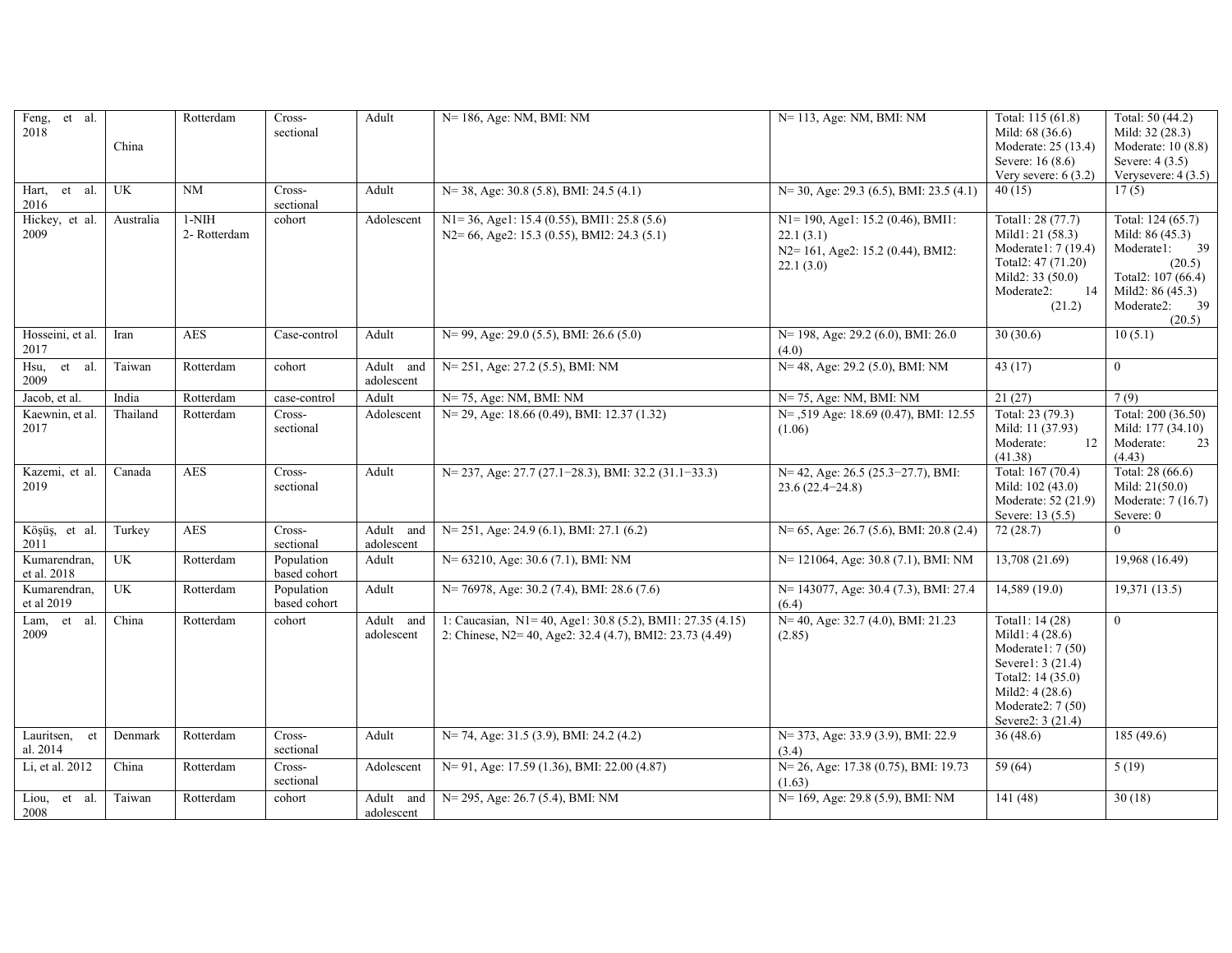| Feng, et al. 2018 | China | Rotterdam | Cross-sectional | Adult | N= 186, Age: NM, BMI: NM | N= 113, Age: NM, BMI: NM | Total: 115 (61.8)<br>Mild: 68 (36.6)<br>Moderate: 25 (13.4)<br>Severe: 16 (8.6)<br>Very severe: 6 (3.2) | Total: 50 (44.2)<br>Mild: 32 (28.3)<br>Moderate: 10 (8.8)<br>Severe: 4 (3.5)<br>Verysevere: 4 (3.5) |
|---|---|---|---|---|---|---|---|---|
| Hart, et al. 2016 | UK | NM | Cross-sectional | Adult | N= 38, Age: 30.8 (5.8), BMI: 24.5 (4.1) | N= 30, Age: 29.3 (6.5), BMI: 23.5 (4.1) | 40 (15) | 17 (5) |
| Hickey, et al. 2009 | Australia | 1-NIH<br>2- Rotterdam | cohort | Adolescent | N1= 36, Age1: 15.4 (0.55), BMI1: 25.8 (5.6)<br>N2= 66, Age2: 15.3 (0.55), BMI2: 24.3 (5.1) | N1= 190, Age1: 15.2 (0.46), BMI1: 22.1 (3.1)<br>N2= 161, Age2: 15.2 (0.44), BMI2: 22.1 (3.0) | Total1: 28 (77.7)<br>Mild1: 21 (58.3)<br>Moderate1: 7 (19.4)<br>Total2: 47 (71.20)<br>Mild2: 33 (50.0)<br>Moderate2: 14 (21.2) | Total: 124 (65.7)<br>Mild: 86 (45.3)<br>Moderate1: 39 (20.5)<br>Total2: 107 (66.4)<br>Mild2: 86 (45.3)<br>Moderate2: 39 (20.5) |
| Hosseini, et al. 2017 | Iran | AES | Case-control | Adult | N= 99, Age: 29.0 (5.5), BMI: 26.6 (5.0) | N= 198, Age: 29.2 (6.0), BMI: 26.0 (4.0) | 30 (30.6) | 10 (5.1) |
| Hsu, et al. 2009 | Taiwan | Rotterdam | cohort | Adult and adolescent | N= 251, Age: 27.2 (5.5), BMI: NM | N= 48, Age: 29.2 (5.0), BMI: NM | 43 (17) | 0 |
| Jacob, et al. | India | Rotterdam | case-control | Adult | N= 75, Age: NM, BMI: NM | N= 75, Age: NM, BMI: NM | 21 (27) | 7 (9) |
| Kaewnin, et al. 2017 | Thailand | Rotterdam | Cross-sectional | Adolescent | N= 29, Age: 18.66 (0.49), BMI: 12.37 (1.32) | N= ,519 Age: 18.69 (0.47), BMI: 12.55 (1.06) | Total: 23 (79.3)<br>Mild: 11 (37.93)<br>Moderate: 12 (41.38) | Total: 200 (36.50)<br>Mild: 177 (34.10)<br>Moderate: 23 (4.43) |
| Kazemi, et al. 2019 | Canada | AES | Cross-sectional | Adult | N= 237, Age: 27.7 (27.1−28.3), BMI: 32.2 (31.1−33.3) | N= 42, Age: 26.5 (25.3−27.7), BMI: 23.6 (22.4−24.8) | Total: 167 (70.4)<br>Mild: 102 (43.0)<br>Moderate: 52 (21.9)<br>Severe: 13 (5.5) | Total: 28 (66.6)<br>Mild: 21(50.0)<br>Moderate: 7 (16.7)<br>Severe: 0 |
| Köşüş, et al. 2011 | Turkey | AES | Cross-sectional | Adult and adolescent | N= 251, Age: 24.9 (6.1), BMI: 27.1 (6.2) | N= 65, Age: 26.7 (5.6), BMI: 20.8 (2.4) | 72 (28.7) | 0 |
| Kumarendran, et al. 2018 | UK | Rotterdam | Population based cohort | Adult | N= 63210, Age: 30.6 (7.1), BMI: NM | N= 121064, Age: 30.8 (7.1), BMI: NM | 13,708 (21.69) | 19,968 (16.49) |
| Kumarendran, et al 2019 | UK | Rotterdam | Population based cohort | Adult | N= 76978, Age: 30.2 (7.4), BMI: 28.6 (7.6) | N= 143077, Age: 30.4 (7.3), BMI: 27.4 (6.4) | 14,589 (19.0) | 19,371 (13.5) |
| Lam, et al. 2009 | China | Rotterdam | cohort | Adult and adolescent | 1: Caucasian, N1= 40, Age1: 30.8 (5.2), BMI1: 27.35 (4.15)<br>2: Chinese, N2= 40, Age2: 32.4 (4.7), BMI2: 23.73 (4.49) | N= 40, Age: 32.7 (4.0), BMI: 21.23 (2.85) | Total1: 14 (28)<br>Mild1: 4 (28.6)<br>Moderate1: 7 (50)<br>Severe1: 3 (21.4)<br>Total2: 14 (35.0)<br>Mild2: 4 (28.6)<br>Moderate2: 7 (50)<br>Severe2: 3 (21.4) | 0 |
| Lauritsen, et al. 2014 | Denmark | Rotterdam | Cross-sectional | Adult | N= 74, Age: 31.5 (3.9), BMI: 24.2 (4.2) | N= 373, Age: 33.9 (3.9), BMI: 22.9 (3.4) | 36 (48.6) | 185 (49.6) |
| Li, et al. 2012 | China | Rotterdam | Cross-sectional | Adolescent | N= 91, Age: 17.59 (1.36), BMI: 22.00 (4.87) | N= 26, Age: 17.38 (0.75), BMI: 19.73 (1.63) | 59 (64) | 5 (19) |
| Liou, et al. 2008 | Taiwan | Rotterdam | cohort | Adult and adolescent | N= 295, Age: 26.7 (5.4), BMI: NM | N= 169, Age: 29.8 (5.9), BMI: NM | 141 (48) | 30 (18) |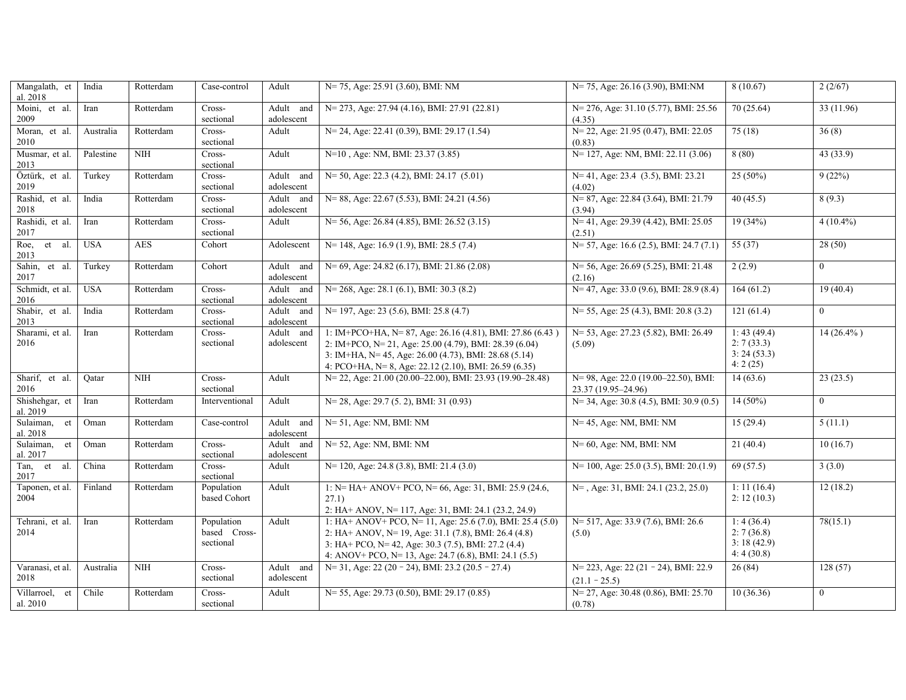| | | | | | | | | |
|---|---|---|---|---|---|---|---|---|
| Mangalath, et al. 2018 | India | Rotterdam | Case-control | Adult | N= 75, Age: 25.91 (3.60), BMI: NM | N= 75, Age: 26.16 (3.90), BMI:NM | 8 (10.67) | 2 (2/67) |
| Moini, et al. 2009 | Iran | Rotterdam | Cross-sectional | Adult and adolescent | N= 273, Age: 27.94 (4.16), BMI: 27.91 (22.81) | N= 276, Age: 31.10 (5.77), BMI: 25.56 (4.35) | 70 (25.64) | 33 (11.96) |
| Moran, et al. 2010 | Australia | Rotterdam | Cross-sectional | Adult | N= 24, Age: 22.41 (0.39), BMI: 29.17 (1.54) | N= 22, Age: 21.95 (0.47), BMI: 22.05 (0.83) | 75 (18) | 36 (8) |
| Musmar, et al. 2013 | Palestine | NIH | Cross-sectional | Adult | N=10 , Age: NM, BMI: 23.37 (3.85) | N= 127, Age: NM, BMI: 22.11 (3.06) | 8 (80) | 43 (33.9) |
| Öztürk, et al. 2019 | Turkey | Rotterdam | Cross-sectional | Adult and adolescent | N= 50, Age: 22.3 (4.2), BMI: 24.17 (5.01) | N= 41, Age: 23.4 (3.5), BMI: 23.21 (4.02) | 25 (50%) | 9 (22%) |
| Rashid, et al. 2018 | India | Rotterdam | Cross-sectional | Adult and adolescent | N= 88, Age: 22.67 (5.53), BMI: 24.21 (4.56) | N= 87, Age: 22.84 (3.64), BMI: 21.79 (3.94) | 40 (45.5) | 8 (9.3) |
| Rashidi, et al. 2017 | Iran | Rotterdam | Cross-sectional | Adult | N= 56, Age: 26.84 (4.85), BMI: 26.52 (3.15) | N= 41, Age: 29.39 (4.42), BMI: 25.05 (2.51) | 19 (34%) | 4 (10.4%) |
| Roe, et al. 2013 | USA | AES | Cohort | Adolescent | N= 148, Age: 16.9 (1.9), BMI: 28.5 (7.4) | N= 57, Age: 16.6 (2.5), BMI: 24.7 (7.1) | 55 (37) | 28 (50) |
| Sahin, et al. 2017 | Turkey | Rotterdam | Cohort | Adult and adolescent | N= 69, Age: 24.82 (6.17), BMI: 21.86 (2.08) | N= 56, Age: 26.69 (5.25), BMI: 21.48 (2.16) | 2 (2.9) | 0 |
| Schmidt, et al. 2016 | USA | Rotterdam | Cross-sectional | Adult and adolescent | N= 268, Age: 28.1 (6.1), BMI: 30.3 (8.2) | N= 47, Age: 33.0 (9.6), BMI: 28.9 (8.4) | 164 (61.2) | 19 (40.4) |
| Shabir, et al. 2013 | India | Rotterdam | Cross-sectional | Adult and adolescent | N= 197, Age: 23 (5.6), BMI: 25.8 (4.7) | N= 55, Age: 25 (4.3), BMI: 20.8 (3.2) | 121 (61.4) | 0 |
| Sharami, et al. 2016 | Iran | Rotterdam | Cross-sectional | Adult and adolescent | 1: IM+PCO+HA, N= 87, Age: 26.16 (4.81), BMI: 27.86 (6.43 )<br>2: IM+PCO, N= 21, Age: 25.00 (4.79), BMI: 28.39 (6.04)<br>3: IM+HA, N= 45, Age: 26.00 (4.73), BMI: 28.68 (5.14)<br>4: PCO+HA, N= 8, Age: 22.12 (2.10), BMI: 26.59 (6.35) | N= 53, Age: 27.23 (5.82), BMI: 26.49 (5.09) | 1: 43 (49.4)<br>2: 7 (33.3)<br>3: 24 (53.3)<br>4: 2 (25) | 14 (26.4% ) |
| Sharif, et al. 2016 | Qatar | NIH | Cross-sectional | Adult | N= 22, Age: 21.00 (20.00–22.00), BMI: 23.93 (19.90–28.48) | N= 98, Age: 22.0 (19.00–22.50), BMI: 23.37 (19.95–24.96) | 14 (63.6) | 23 (23.5) |
| Shishehgar, et al. 2019 | Iran | Rotterdam | Interventional | Adult | N= 28, Age: 29.7 (5. 2), BMI: 31 (0.93) | N= 34, Age: 30.8 (4.5), BMI: 30.9 (0.5) | 14 (50%) | 0 |
| Sulaiman, et al. 2018 | Oman | Rotterdam | Case-control | Adult and adolescent | N= 51, Age: NM, BMI: NM | N= 45, Age: NM, BMI: NM | 15 (29.4) | 5 (11.1) |
| Sulaiman, et al. 2017 | Oman | Rotterdam | Cross-sectional | Adult and adolescent | N= 52, Age: NM, BMI: NM | N= 60, Age: NM, BMI: NM | 21 (40.4) | 10 (16.7) |
| Tan, et al. 2017 | China | Rotterdam | Cross-sectional | Adult | N= 120, Age: 24.8 (3.8), BMI: 21.4 (3.0) | N= 100, Age: 25.0 (3.5), BMI: 20.(1.9) | 69 (57.5) | 3 (3.0) |
| Taponen, et al. 2004 | Finland | Rotterdam | Population based Cohort | Adult | 1: N= HA+ ANOV+ PCO, N= 66, Age: 31, BMI: 25.9 (24.6, 27.1)<br>2: HA+ ANOV, N= 117, Age: 31, BMI: 24.1 (23.2, 24.9) | N= , Age: 31, BMI: 24.1 (23.2, 25.0) | 1: 11 (16.4)<br>2: 12 (10.3) | 12 (18.2) |
| Tehrani, et al. 2014 | Iran | Rotterdam | Population based Cross-sectional | Adult | 1: HA+ ANOV+ PCO, N= 11, Age: 25.6 (7.0), BMI: 25.4 (5.0)<br>2: HA+ ANOV, N= 19, Age: 31.1 (7.8), BMI: 26.4 (4.8)<br>3: HA+ PCO, N= 42, Age: 30.3 (7.5), BMI: 27.2 (4.4)<br>4: ANOV+ PCO, N= 13, Age: 24.7 (6.8), BMI: 24.1 (5.5) | N= 517, Age: 33.9 (7.6), BMI: 26.6 (5.0) | 1: 4 (36.4)<br>2: 7 (36.8)<br>3: 18 (42.9)<br>4: 4 (30.8) | 78(15.1) |
| Varanasi, et al. 2018 | Australia | NIH | Cross-sectional | Adult and adolescent | N= 31, Age: 22 (20 – 24), BMI: 23.2 (20.5 – 27.4) | N= 223, Age: 22 (21 – 24), BMI: 22.9 (21.1 – 25.5) | 26 (84) | 128 (57) |
| Villarroel, et al. 2010 | Chile | Rotterdam | Cross-sectional | Adult | N= 55, Age: 29.73 (0.50), BMI: 29.17 (0.85) | N= 27, Age: 30.48 (0.86), BMI: 25.70 (0.78) | 10 (36.36) | 0 |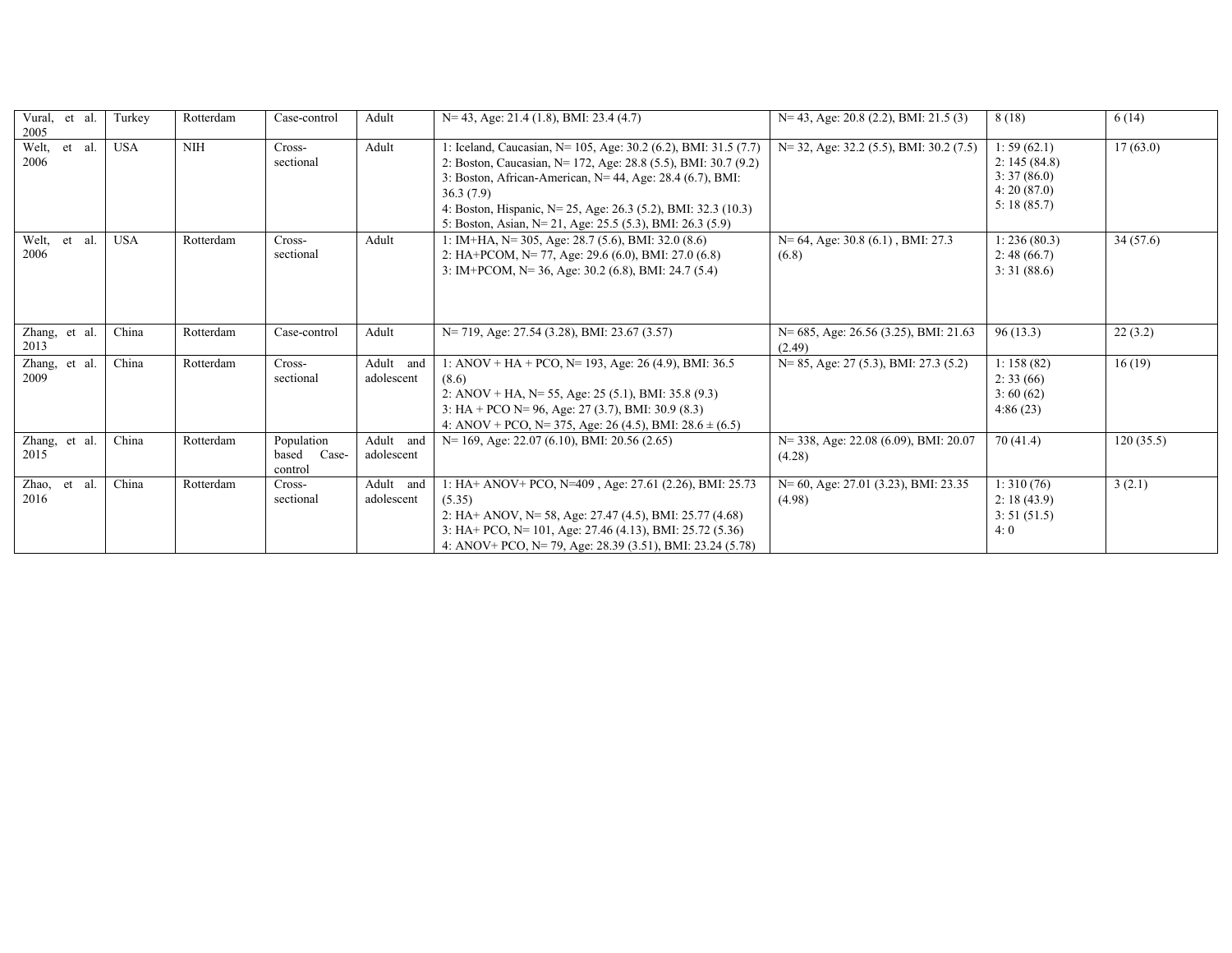| Vural, et al. 2005 | Turkey | Rotterdam | Case-control | Adult | N= 43, Age: 21.4 (1.8), BMI: 23.4 (4.7) | N= 43, Age: 20.8 (2.2), BMI: 21.5 (3) | 8 (18) | 6 (14) |
|---|---|---|---|---|---|---|---|---|
| Welt, et al. 2006 | USA | NIH | Cross-sectional | Adult | 1: Iceland, Caucasian, N= 105, Age: 30.2 (6.2), BMI: 31.5 (7.7)<br>2: Boston, Caucasian, N= 172, Age: 28.8 (5.5), BMI: 30.7 (9.2)<br>3: Boston, African-American, N= 44, Age: 28.4 (6.7), BMI: 36.3 (7.9)<br>4: Boston, Hispanic, N= 25, Age: 26.3 (5.2), BMI: 32.3 (10.3)<br>5: Boston, Asian, N= 21, Age: 25.5 (5.3), BMI: 26.3 (5.9) | N= 32, Age: 32.2 (5.5), BMI: 30.2 (7.5) | 1: 59 (62.1)<br>2: 145 (84.8)<br>3: 37 (86.0)<br>4: 20 (87.0)<br>5: 18 (85.7) | 17 (63.0) |
| Welt, et al. 2006 | USA | Rotterdam | Cross-sectional | Adult | 1: IM+HA, N= 305, Age: 28.7 (5.6), BMI: 32.0 (8.6)<br>2: HA+PCOM, N= 77, Age: 29.6 (6.0), BMI: 27.0 (6.8)<br>3: IM+PCOM, N= 36, Age: 30.2 (6.8), BMI: 24.7 (5.4) | N= 64, Age: 30.8 (6.1) , BMI: 27.3 (6.8) | 1: 236 (80.3)<br>2: 48 (66.7)<br>3: 31 (88.6) | 34 (57.6) |
| Zhang, et al. 2013 | China | Rotterdam | Case-control | Adult | N= 719, Age: 27.54 (3.28), BMI: 23.67 (3.57) | N= 685, Age: 26.56 (3.25), BMI: 21.63 (2.49) | 96 (13.3) | 22 (3.2) |
| Zhang, et al. 2009 | China | Rotterdam | Cross-sectional | Adult and adolescent | 1: ANOV + HA + PCO, N= 193, Age: 26 (4.9), BMI: 36.5 (8.6)<br>2: ANOV + HA, N= 55, Age: 25 (5.1), BMI: 35.8 (9.3)<br>3: HA + PCO N= 96, Age: 27 (3.7), BMI: 30.9 (8.3)<br>4: ANOV + PCO, N= 375, Age: 26 (4.5), BMI: 28.6 ± (6.5) | N= 85, Age: 27 (5.3), BMI: 27.3 (5.2) | 1: 158 (82)<br>2: 33 (66)<br>3: 60 (62)<br>4:86 (23) | 16 (19) |
| Zhang, et al. 2015 | China | Rotterdam | Population based Case-control | Adult and adolescent | N= 169, Age: 22.07 (6.10), BMI: 20.56 (2.65) | N= 338, Age: 22.08 (6.09), BMI: 20.07 (4.28) | 70 (41.4) | 120 (35.5) |
| Zhao, et al. 2016 | China | Rotterdam | Cross-sectional | Adult and adolescent | 1: HA+ ANOV+ PCO, N=409 , Age: 27.61 (2.26), BMI: 25.73 (5.35)<br>2: HA+ ANOV, N= 58, Age: 27.47 (4.5), BMI: 25.77 (4.68)<br>3: HA+ PCO, N= 101, Age: 27.46 (4.13), BMI: 25.72 (5.36)<br>4: ANOV+ PCO, N= 79, Age: 28.39 (3.51), BMI: 23.24 (5.78) | N= 60, Age: 27.01 (3.23), BMI: 23.35 (4.98) | 1: 310 (76)<br>2: 18 (43.9)<br>3: 51 (51.5)<br>4: 0 | 3 (2.1) |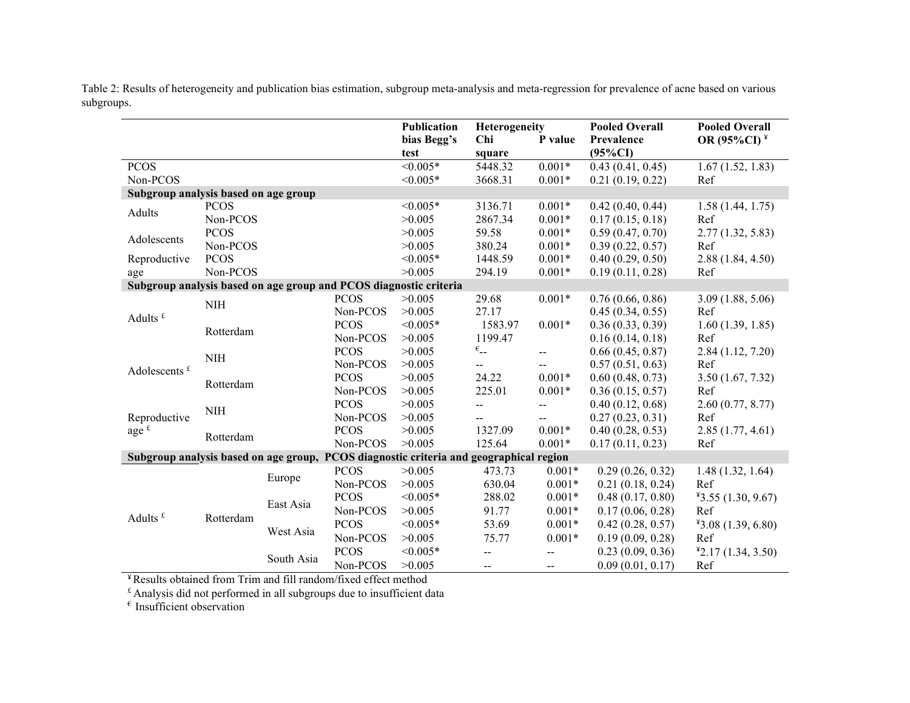Table 2: Results of heterogeneity and publication bias estimation, subgroup meta-analysis and meta-regression for prevalence of acne based on various subgroups.

| | | | | Publication bias Begg's test | Heterogeneity Chi square | P value | Pooled Overall Prevalence (95%CI) | Pooled Overall OR (95%CI) [¥] |
|---|---|---|---|---|---|---|---|---|
| PCOS | | | | <0.005* | 5448.32 | 0.001* | 0.43 (0.41, 0.45) | 1.67 (1.52, 1.83) |
| Non-PCOS | | | | <0.005* | 3668.31 | 0.001* | 0.21 (0.19, 0.22) | Ref |
| **Subgroup analysis based on age group** | | | | | | | | |
| Adults | PCOS | | | <0.005* | 3136.71 | 0.001* | 0.42 (0.40, 0.44) | 1.58 (1.44, 1.75) |
| | Non-PCOS | | | >0.005 | 2867.34 | 0.001* | 0.17 (0.15, 0.18) | Ref |
| Adolescents | PCOS | | | >0.005 | 59.58 | 0.001* | 0.59 (0.47, 0.70) | 2.77 (1.32, 5.83) |
| | Non-PCOS | | | >0.005 | 380.24 | 0.001* | 0.39 (0.22, 0.57) | Ref |
| Reproductive age | PCOS | | | <0.005* | 1448.59 | 0.001* | 0.40 (0.29, 0.50) | 2.88 (1.84, 4.50) |
| | Non-PCOS | | | >0.005 | 294.19 | 0.001* | 0.19 (0.11, 0.28) | Ref |
| **Subgroup analysis based on age group and PCOS diagnostic criteria** | | | | | | | | |
| Adults [£] | NIH | | PCOS | >0.005 | 29.68 | 0.001* | 0.76 (0.66, 0.86) | 3.09 (1.88, 5.06) |
| | | | Non-PCOS | >0.005 | 27.17 | | 0.45 (0.34, 0.55) | Ref |
| | Rotterdam | | PCOS | <0.005* | 1583.97 | 0.001* | 0.36 (0.33, 0.39) | 1.60 (1.39, 1.85) |
| | | | Non-PCOS | >0.005 | 1199.47 | | 0.16 (0.14, 0.18) | Ref |
| Adolescents [£] | NIH | | PCOS | >0.005 | [€]-- | -- | 0.66 (0.45, 0.87) | 2.84 (1.12, 7.20) |
| | | | Non-PCOS | >0.005 | -- | -- | 0.57 (0.51, 0.63) | Ref |
| | Rotterdam | | PCOS | >0.005 | 24.22 | 0.001* | 0.60 (0.48, 0.73) | 3.50 (1.67, 7.32) |
| | | | Non-PCOS | >0.005 | 225.01 | 0.001* | 0.36 (0.15, 0.57) | Ref |
| Reproductive age [£] | NIH | | PCOS | >0.005 | -- | -- | 0.40 (0.12, 0.68) | 2.60 (0.77, 8.77) |
| | | | Non-PCOS | >0.005 | -- | -- | 0.27 (0.23, 0.31) | Ref |
| | Rotterdam | | PCOS | >0.005 | 1327.09 | 0.001* | 0.40 (0.28, 0.53) | 2.85 (1.77, 4.61) |
| | | | Non-PCOS | >0.005 | 125.64 | 0.001* | 0.17 (0.11, 0.23) | Ref |
| **Subgroup analysis based on age group, PCOS diagnostic criteria and geographical region** | | | | | | | | |
| Adults [£] | Rotterdam | Europe | PCOS | >0.005 | 473.73 | 0.001* | 0.29 (0.26, 0.32) | 1.48 (1.32, 1.64) |
| | | | Non-PCOS | >0.005 | 630.04 | 0.001* | 0.21 (0.18, 0.24) | Ref |
| | | East Asia | PCOS | <0.005* | 288.02 | 0.001* | 0.48 (0.17, 0.80) | [¥]3.55 (1.30, 9.67) |
| | | | Non-PCOS | >0.005 | 91.77 | 0.001* | 0.17 (0.06, 0.28) | Ref |
| | | West Asia | PCOS | <0.005* | 53.69 | 0.001* | 0.42 (0.28, 0.57) | [¥]3.08 (1.39, 6.80) |
| | | | Non-PCOS | >0.005 | 75.77 | 0.001* | 0.19 (0.09, 0.28) | Ref |
| | | South Asia | PCOS | <0.005* | -- | -- | 0.23 (0.09, 0.36) | [¥]2.17 (1.34, 3.50) |
| | | | Non-PCOS | >0.005 | -- | -- | 0.09 (0.01, 0.17) | Ref |

[¥] Results obtained from Trim and fill random/fixed effect method

[£] Analysis did not performed in all subgroups due to insufficient data

[€] Insufficient observation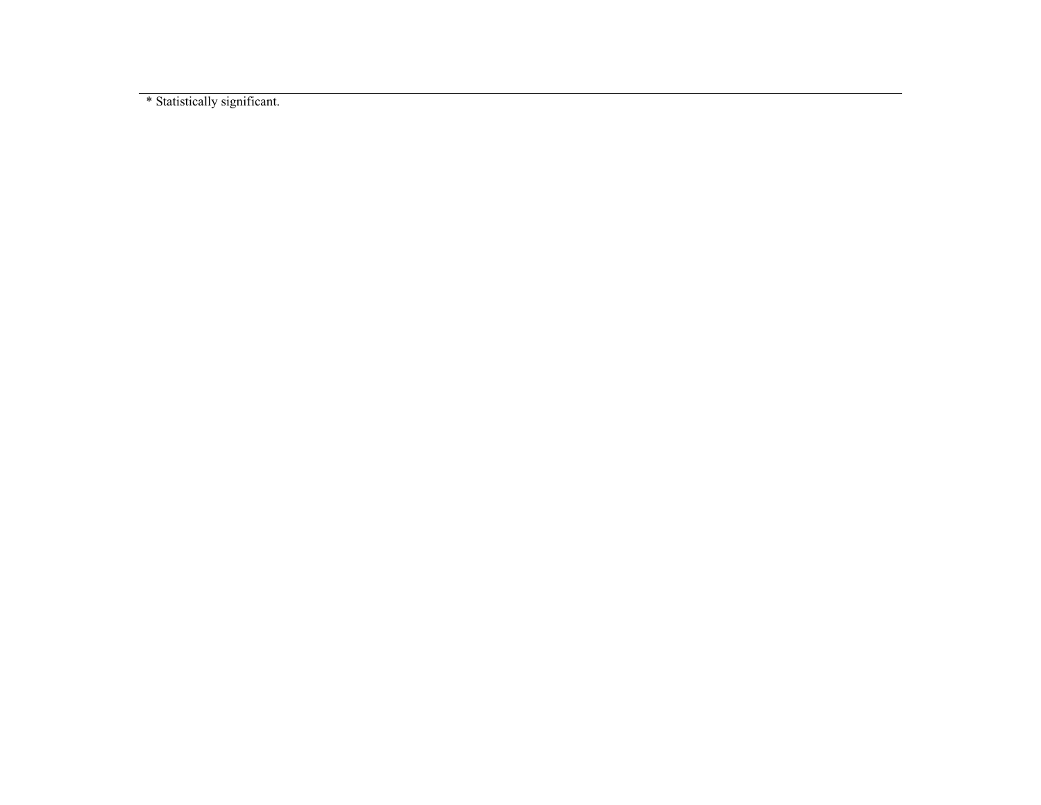* Statistically significant.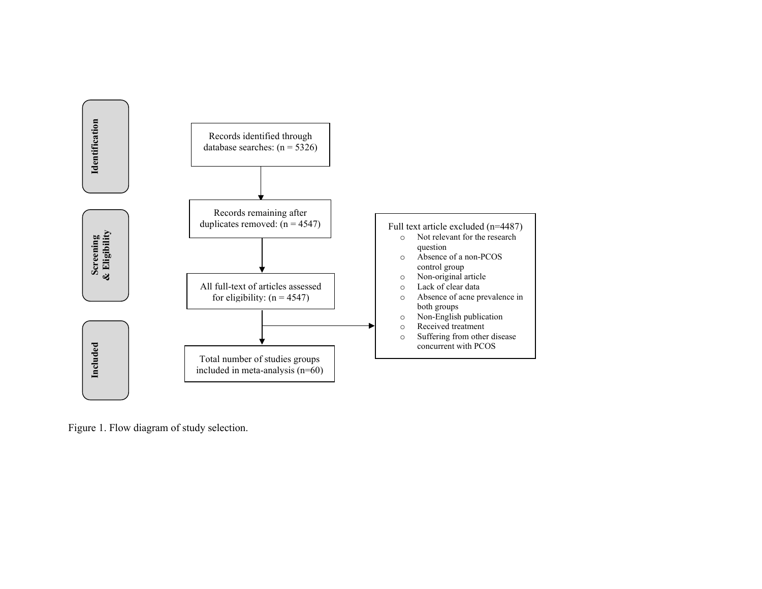**Identification**

Records identified through database searches: (n = 5326)

**Screening & Eligibility**

Records remaining after duplicates removed: (n = 4547)

All full-text of articles assessed for eligibility: (n = 4547)

Full text article excluded (n=4487)

- Not relevant for the research question
- Absence of a non-PCOS control group
- Non-original article
- Lack of clear data
- Absence of acne prevalence in both groups
- Non-English publication
- Received treatment
- Suffering from other disease concurrent with PCOS

**Included**

Total number of studies groups included in meta-analysis (n=60)

Figure 1. Flow diagram of study selection.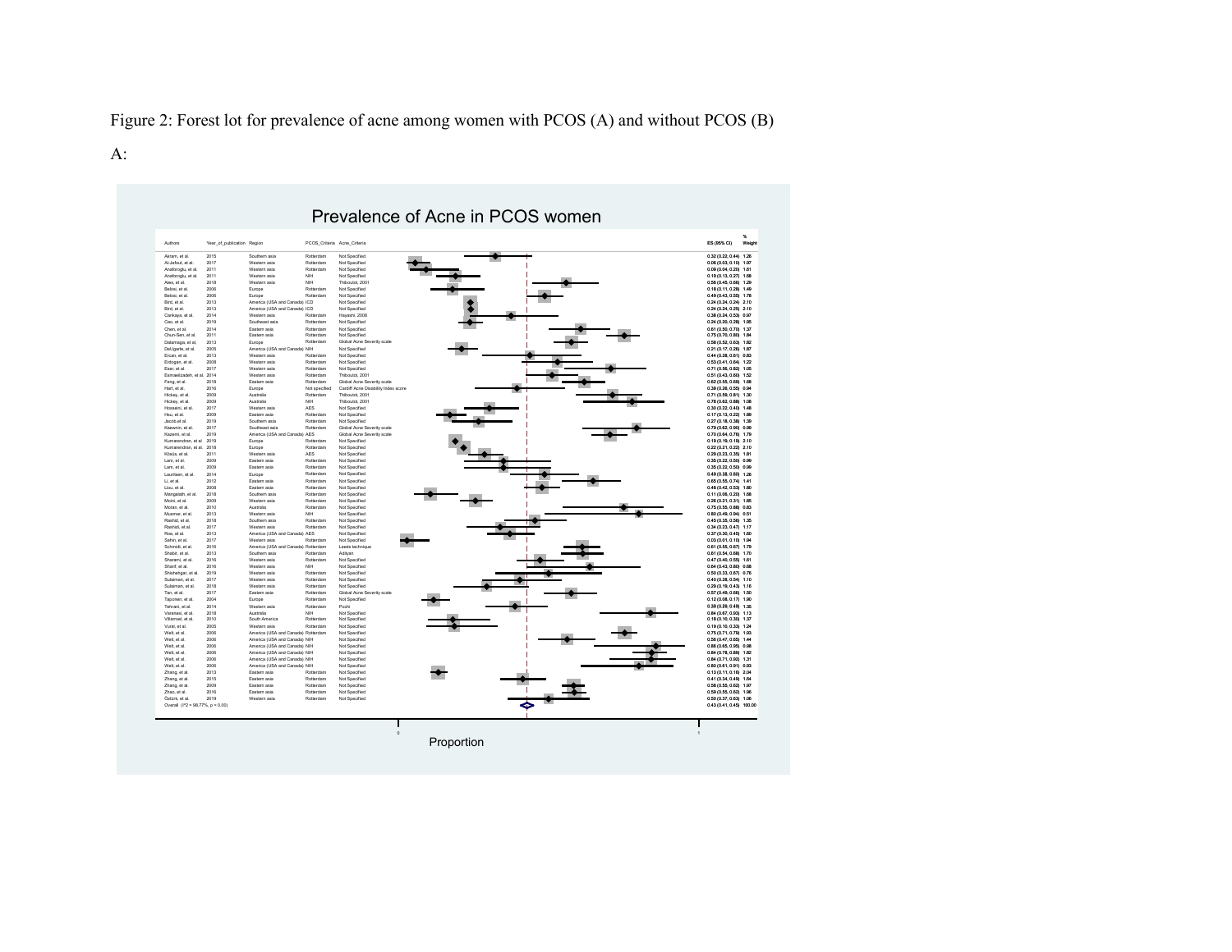Figure 2: Forest lot for prevalence of acne among women with PCOS (A) and without PCOS (B)

A:

**Prevalence of Acne in PCOS women**

| Authors | Year_of_publication | Region | PCOS_Criteria | Acne_Criteria | ES (95% CI) | % Weight |
|---|---|---|---|---|---|---|
| Akram, et al. | 2015 | Southern asia | Rotterdam | Not Specified | 0.32 (0.22, 0.44) | 1.26 |
| Al-Jefout, et al. | 2017 | Western asia | Rotterdam | Not Specified | 0.06 (0.03, 0.10) | 1.97 |
| Anaforoglu, et al. | 2011 | Western asia | Rotterdam | Not Specified | 0.09 (0.04, 0.20) | 1.61 |
| Anaforoglu, et al. | 2011 | Western asia | NIH | Not Specified | 0.19 (0.13, 0.27) | 1.68 |
| Ates, et al. | 2018 | Western asia | NIH | Thiboutot, 2001 | 0.56 (0.45, 0.66) | 1.29 |
| Belosi, et al. | 2006 | Europe | Rotterdam | Not Specified | 0.18 (0.11, 0.28) | 1.49 |
| Belosi, et al. | 2006 | Europe | Rotterdam | Not Specified | 0.49 (0.44, 0.55) | 1.78 |
| Bird, et al. | 2013 | America (USA and Canada) | ICD | Not Specified | 0.24 (0.24, 0.24) | 2.10 |
| Bird, et al. | 2013 | America (USA and Canada) | ICD | Not Specified | 0.24 (0.24, 0.25) | 2.10 |
| Cankaya, et al. | 2014 | Western asia | Rotterdam | Hayashi, 2008 | 0.38 (0.24, 0.53) | 0.97 |
| Cao, et al. | 2019 | Southeast asia | Rotterdam | Not Specified | 0.24 (0.20, 0.28) | 1.95 |
| Chen, et al. | 2014 | Eastern asia | Rotterdam | Not Specified | 0.61 (0.50, 0.70) | 1.37 |
| Chun-Sen, et al. | 2011 | Eastern asia | Rotterdam | Not Specified | 0.75 (0.70, 0.80) | 1.84 |
| Dalamaga, et al. | 2013 | Europe | Rotterdam | Global Acne Severity scale | 0.58 (0.52, 0.63) | 1.82 |
| DeUgarte, et al. | 2005 | America (USA and Canada) | NIH | Not Specified | 0.21 (0.17, 0.26) | 1.87 |
| Ercan, et al. | 2013 | Western asia | Rotterdam | Not Specified | 0.44 (0.28, 0.61) | 0.83 |
| Erdogan, et al. | 2008 | Western asia | Rotterdam | Not Specified | 0.53 (0.41, 0.64) | 1.22 |
| Eser, et al. | 2017 | Western asia | Rotterdam | Not Specified | 0.71 (0.56, 0.82) | 1.05 |
| Esmaeilzadeh, et al. | 2014 | Western asia | Rotterdam | Thiboutot, 2001 | 0.51 (0.43, 0.60) | 1.52 |
| Feng, et al. | 2018 | Eastern asia | Rotterdam | Global Acne Severity scale | 0.62 (0.55, 0.69) | 1.68 |
| Hart, et al. | 2016 | Europe | Not specified | Cardiff Acne Disability Index score | 0.39 (0.25, 0.55) | 0.94 |
| Hickey, et al. | 2009 | Australia | Rotterdam | Thiboutot, 2001 | 0.71 (0.59, 0.81) | 1.30 |
| Hickey, et al. | 2009 | Australia | NIH | Thiboutot, 2001 | 0.78 (0.62, 0.88) | 1.08 |
| Hosseini, et al. | 2017 | Western asia | AES | Not Specified | 0.30 (0.22, 0.40) | 1.48 |
| Hsu, et al. | 2009 | Eastern asia | Rotterdam | Not Specified | 0.17 (0.13, 0.22) | 1.89 |
| Jacob, et al. | 2019 | Southern asia | Rotterdam | Not Specified | 0.27 (0.18, 0.38) | 1.39 |
| Kaewnin, et al. | 2017 | Southeast asia | Rotterdam | Global Acne Severity scale | 0.79 (0.62, 0.90) | 0.99 |
| Kazemi, et al. | 2019 | America (USA and Canada) | AES | Global Acne Severity scale | 0.70 (0.64, 0.76) | 1.79 |
| Kumarendran, et al. | 2019 | Europe | Rotterdam | Not Specified | 0.19 (0.19, 0.19) | 2.10 |
| Kumarendran, et al. | 2018 | Europe | Rotterdam | Not Specified | 0.22 (0.21, 0.22) | 2.10 |
| Kösüs, et al. | 2011 | Western asia | AES | Not Specified | 0.29 (0.23, 0.35) | 1.81 |
| Lam, et al. | 2009 | Eastern asia | Rotterdam | Not Specified | 0.35 (0.22, 0.50) | 0.99 |
| Lam, et al. | 2009 | Eastern asia | Rotterdam | Not Specified | 0.35 (0.22, 0.50) | 0.99 |
| Lauritsen, et al. | 2014 | Europe | Rotterdam | Not Specified | 0.49 (0.38, 0.60) | 1.26 |
| Li, et al. | 2012 | Eastern asia | Rotterdam | Not Specified | 0.65 (0.55, 0.74) | 1.41 |
| Liou, et al. | 2008 | Eastern asia | Rotterdam | Not Specified | 0.48 (0.42, 0.53) | 1.80 |
| Mangalath, et al. | 2018 | Southern asia | Rotterdam | Not Specified | 0.11 (0.06, 0.20) | 1.68 |
| Moini, et al. | 2009 | Western asia | Rotterdam | Not Specified | 0.26 (0.21, 0.31) | 1.85 |
| Moran, et al. | 2010 | Australia | Rotterdam | Not Specified | 0.75 (0.55, 0.88) | 0.83 |
| Musmar, et al. | 2013 | Western asia | NIH | Not Specified | 0.80 (0.49, 0.94) | 0.51 |
| Rashid, et al. | 2018 | Southern asia | Rotterdam | Not Specified | 0.45 (0.35, 0.56) | 1.35 |
| Rashidi, et al. | 2017 | Western asia | Rotterdam | Not Specified | 0.34 (0.23, 0.47) | 1.17 |
| Row, et al. | 2013 | America (USA and Canada) | AES | Not Specified | 0.37 (0.30, 0.45) | 1.60 |
| Sahin, et al. | 2017 | Western asia | Rotterdam | Not Specified | 0.03 (0.01, 0.10) | 1.94 |
| Schmidt, et al. | 2016 | America (USA and Canada) | Rotterdam | Leeds technique | 0.61 (0.55, 0.67) | 1.79 |
| Shabir, et al. | 2013 | Southern asia | Rotterdam | Adityan | 0.61 (0.54, 0.68) | 1.70 |
| Sharami, et al. | 2016 | Western asia | Rotterdam | Not Specified | 0.47 (0.40, 0.55) | 1.61 |
| Sharif, et al. | 2016 | Western asia | NIH | Not Specified | 0.64 (0.43, 0.80) | 0.68 |
| Shishehgar, et al. | 2019 | Western asia | Rotterdam | Not Specified | 0.50 (0.33, 0.67) | 0.76 |
| Sulaiman, et al. | 2017 | Western asia | Rotterdam | Not Specified | 0.40 (0.28, 0.54) | 1.10 |
| Sulaiman, et al. | 2018 | Western asia | Rotterdam | Not Specified | 0.29 (0.19, 0.43) | 1.16 |
| Tan, et al. | 2017 | Eastern asia | Rotterdam | Global Acne Severity scale | 0.57 (0.49, 0.66) | 1.50 |
| Taponen, et al. | 2004 | Europe | Rotterdam | Not Specified | 0.12 (0.08, 0.17) | 1.90 |
| Tehrani, et al. | 2014 | Western asia | Rotterdam | Pochi | 0.39 (0.29, 0.49) | 1.35 |
| Veramasi, et al. | 2018 | Australia | NIH | Not Specified | 0.84 (0.67, 0.93) | 1.13 |
| Villarroel, et al. | 2010 | South America | Rotterdam | Not Specified | 0.18 (0.10, 0.30) | 1.37 |
| Vural, et al. | 2005 | Western asia | Rotterdam | Not Specified | 0.19 (0.10, 0.33) | 1.24 |
| Welt, et al. | 2006 | America (USA and Canada) | Rotterdam | Not Specified | 0.75 (0.71, 0.79) | 1.93 |
| Welt, et al. | 2006 | America (USA and Canada) | NIH | Not Specified | 0.56 (0.47, 0.65) | 1.44 |
| Welt, et al. | 2006 | America (USA and Canada) | NIH | Not Specified | 0.86 (0.65, 0.95) | 0.98 |
| Welt, et al. | 2006 | America (USA and Canada) | NIH | Not Specified | 0.84 (0.78, 0.89) | 1.82 |
| Welt, et al. | 2006 | America (USA and Canada) | NIH | Not Specified | 0.84 (0.71, 0.92) | 1.31 |
| Welt, et al. | 2006 | America (USA and Canada) | NIH | Not Specified | 0.80 (0.61, 0.91) | 0.93 |
| Zhang, et al. | 2013 | Eastern asia | Rotterdam | Not Specified | 0.13 (0.11, 0.16) | 2.04 |
| Zhang, et al. | 2015 | Eastern asia | Rotterdam | Not Specified | 0.41 (0.34, 0.49) | 1.64 |
| Zhang, et al. | 2009 | Eastern asia | Rotterdam | Not Specified | 0.58 (0.55, 0.62) | 1.97 |
| Zhao, et al. | 2016 | Eastern asia | Rotterdam | Not Specified | 0.59 (0.55, 0.62) | 1.96 |
| Öztürk, et al. | 2019 | Western asia | Rotterdam | Not Specified | 0.50 (0.37, 0.63) | 1.06 |
| Overall ($I^2$ = 98.77%, p = 0.00) | | | | | 0.43 (0.41, 0.45) | 100.00 |

Proportion (axis: 0 to 1)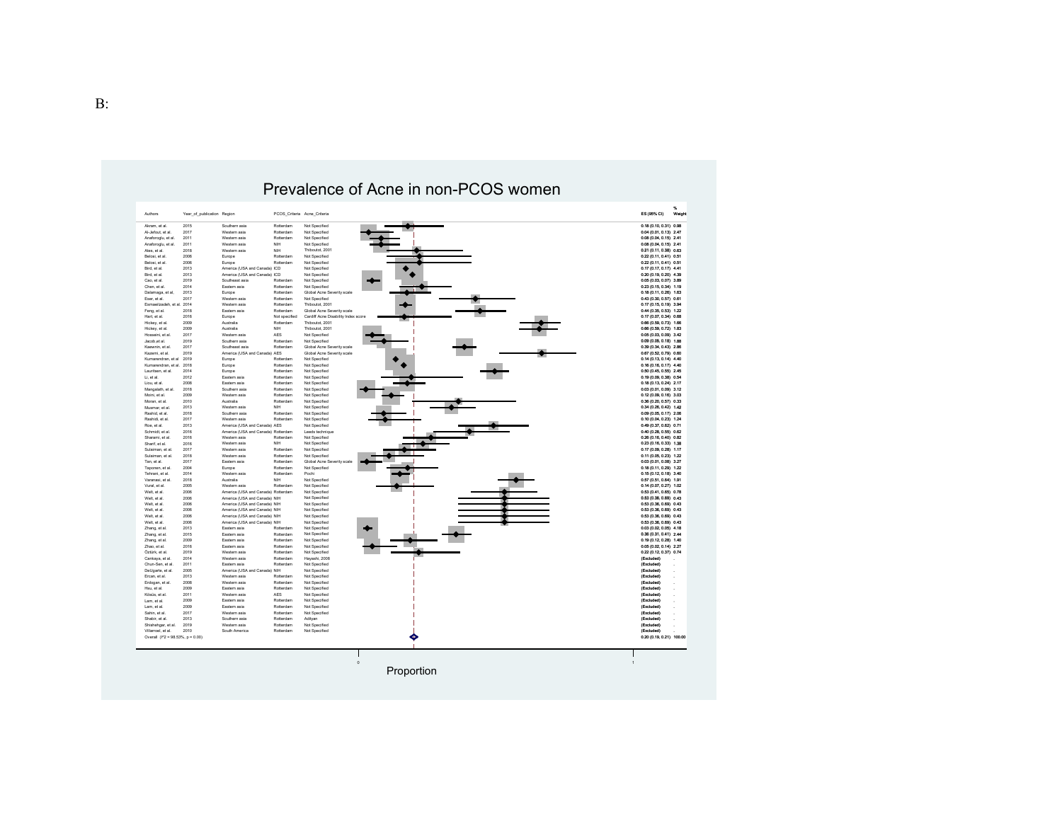B:

# Prevalence of Acne in non-PCOS women

| Authors | Year_of_publication | Region | PCOS_Criteria | Acne_Criteria | ES (95% CI) | % Weight |
|---|---|---|---|---|---|---|
| Akram, et al. | 2015 | Southern asia | Rotterdam | Not Specified | 0.18 (0.10, 0.31) | 0.98 |
| Al-Jefout, et al. | 2017 | Western asia | Rotterdam | Not Specified | 0.04 (0.01, 0.13) | 2.47 |
| Anaforoglu, et al. | 2011 | Western asia | Rotterdam | Not Specified | 0.08 (0.04, 0.15) | 2.41 |
| Anaforoglu, et al. | 2011 | Western asia | NIH | Not Specified | 0.08 (0.04, 0.15) | 2.41 |
| Ates, et al. | 2018 | Western asia | NIH | Thiboutot, 2001 | 0.21 (0.11, 0.38) | 0.63 |
| Belosi, et al. | 2006 | Europe | Rotterdam | Not Specified | 0.22 (0.11, 0.41) | 0.51 |
| Belosi, et al. | 2006 | Europe | Rotterdam | Not Specified | 0.22 (0.11, 0.41) | 0.51 |
| Bird, et al. | 2013 | America (USA and Canada) | ICD | Not Specified | 0.17 (0.17, 0.17) | 4.41 |
| Bird, et al. | 2013 | America (USA and Canada) | ICD | Not Specified | 0.20 (0.19, 0.20) | 4.39 |
| Cao, et al. | 2019 | Southeast asia | Rotterdam | Not Specified | 0.05 (0.03, 0.07) | 3.89 |
| Chen, et al. | 2014 | Eastern asia | Rotterdam | Not Specified | 0.23 (0.15, 0.34) | 1.19 |
| Dalamaga, et al. | 2013 | Europe | Rotterdam | Global Acne Severity scale | 0.18 (0.11, 0.26) | 1.63 |
| Eser, et al. | 2017 | Western asia | Rotterdam | Not Specified | 0.43 (0.30, 0.57) | 0.61 |
| Esmaeilzadeh, et al. | 2014 | Western asia | Rotterdam | Thiboutot, 2001 | 0.17 (0.15, 0.19) | 3.94 |
| Feng, et al. | 2018 | Eastern asia | Rotterdam | Global Acne Severity scale | 0.44 (0.35, 0.53) | 1.22 |
| Hart, et al. | 2016 | Europe | Not specified | Cardiff Acne Disability Index score | 0.17 (0.07, 0.34) | 0.68 |
| Hickey, et al. | 2009 | Australia | Rotterdam | Thiboutot, 2001 | 0.66 (0.59, 0.73) | 1.66 |
| Hickey, et al. | 2009 | Australia | NIH | Thiboutot, 2001 | 0.66 (0.59, 0.72) | 1.83 |
| Hosseini, et al. | 2017 | Western asia | AES | Not Specified | 0.05 (0.03, 0.09) | 3.42 |
| Jacob, et al. | 2019 | Southern asia | Rotterdam | Not Specified | 0.09 (0.05, 0.18) | 1.88 |
| Keawnin, et al. | 2017 | Southeast asia | Rotterdam | Global Acne Severity scale | 0.39 (0.34, 0.43) | 2.86 |
| Kazemi, et al. | 2019 | America (USA and Canada) | AES | Global Acne Severity scale | 0.67 (0.52, 0.79) | 0.60 |
| Kumarendran, et al. | 2019 | Europe | Rotterdam | Not Specified | 0.14 (0.13, 0.14) | 4.40 |
| Kumarendran, et al. | 2018 | Europe | Rotterdam | Not Specified | 0.16 (0.16, 0.17) | 4.40 |
| Lauritsen, et al. | 2014 | Europe | Rotterdam | Not Specified | 0.50 (0.45, 0.55) | 2.45 |
| Li, et al. | 2012 | Eastern asia | Rotterdam | Not Specified | 0.19 (0.09, 0.38) | 0.54 |
| Liou, et al. | 2008 | Eastern asia | Rotterdam | Not Specified | 0.18 (0.13, 0.24) | 2.17 |
| Mangalath, et al. | 2018 | Southern asia | Rotterdam | Not Specified | 0.03 (0.01, 0.09) | 3.12 |
| Moini, et al. | 2009 | Western asia | Rotterdam | Not Specified | 0.12 (0.09, 0.16) | 3.03 |
| Moran, et al. | 2010 | Australia | Rotterdam | Not Specified | 0.36 (0.20, 0.57) | 0.33 |
| Musmar, et al. | 2013 | Western asia | NIH | Not Specified | 0.34 (0.26, 0.42) | 1.42 |
| Rashid, et al. | 2018 | Southern asia | Rotterdam | Not Specified | 0.09 (0.05, 0.17) | 2.06 |
| Rashidi, et al. | 2017 | Western asia | Rotterdam | Not Specified | 0.10 (0.04, 0.23) | 1.24 |
| Roe, et al. | 2013 | America (USA and Canada) | AES | Not Specified | 0.49 (0.37, 0.62) | 0.71 |
| Schmidt, et al. | 2016 | America (USA and Canada) | Rotterdam | Leeds technique | 0.40 (0.28, 0.55) | 0.62 |
| Sharami, et al. | 2016 | Western asia | Rotterdam | Not Specified | 0.26 (0.16, 0.40) | 0.82 |
| Sharif, et al. | 2016 | Western asia | NIH | Not Specified | 0.23 (0.15, 0.33) | 1.38 |
| Sulaiman, et al. | 2017 | Western asia | Rotterdam | Not Specified | 0.17 (0.09, 0.28) | 1.17 |
| Sulaiman, et al. | 2018 | Western asia | Rotterdam | Not Specified | 0.11 (0.05, 0.23) | 1.22 |
| Tan, et al. | 2017 | Eastern asia | Rotterdam | Global Acne Severity scale | 0.03 (0.01, 0.08) | 3.27 |
| Taponen, et al. | 2004 | Europe | Rotterdam | Not Specified | 0.18 (0.11, 0.29) | 1.22 |
| Tehrani, et al. | 2014 | Western asia | Rotterdam | Pochi | 0.15 (0.12, 0.18) | 3.40 |
| Varanasi, et al. | 2018 | Australia | NIH | Not Specified | 0.57 (0.51, 0.64) | 1.91 |
| Vural, et al. | 2005 | Western asia | Rotterdam | Not Specified | 0.14 (0.07, 0.27) | 1.02 |
| Welt, et al. | 2006 | America (USA and Canada) | Rotterdam | Not Specified | 0.53 (0.41, 0.65) | 0.78 |
| Welt, et al. | 2006 | America (USA and Canada) | NIH | Not Specified | 0.53 (0.36, 0.69) | 0.43 |
| Welt, et al. | 2006 | America (USA and Canada) | NIH | Not Specified | 0.53 (0.36, 0.69) | 0.43 |
| Welt, et al. | 2006 | America (USA and Canada) | NIH | Not Specified | 0.53 (0.36, 0.69) | 0.43 |
| Welt, et al. | 2006 | America (USA and Canada) | NIH | Not Specified | 0.53 (0.36, 0.69) | 0.43 |
| Welt, et al. | 2006 | America (USA and Canada) | NIH | Not Specified | 0.53 (0.36, 0.69) | 0.43 |
| Zhang, et al. | 2013 | Eastern asia | Rotterdam | Not Specified | 0.03 (0.02, 0.05) | 4.18 |
| Zhang, et al. | 2015 | Eastern asia | Rotterdam | Not Specified | 0.36 (0.31, 0.41) | 2.44 |
| Zhang, et al. | 2009 | Eastern asia | Rotterdam | Not Specified | 0.19 (0.12, 0.28) | 1.40 |
| Zhao, et al. | 2016 | Eastern asia | Rotterdam | Not Specified | 0.05 (0.02, 0.14) | 2.27 |
| Öztürk, et al. | 2019 | Western asia | Rotterdam | Not Specified | 0.22 (0.12, 0.37) | 0.74 |
| Cankaya, et al. | 2014 | Western asia | Rotterdam | Hayashi, 2008 | (Excluded) | . |
| Chun-Sen, et al. | 2011 | Eastern asia | Rotterdam | Not Specified | (Excluded) | . |
| DeUgarte, et al. | 2005 | America (USA and Canada) | NIH | Not Specified | (Excluded) | . |
| Ercan, et al. | 2013 | Western asia | Rotterdam | Not Specified | (Excluded) | . |
| Erdogan, et al. | 2008 | Western asia | Rotterdam | Not Specified | (Excluded) | . |
| Hsu, et al. | 2009 | Eastern asia | Rotterdam | Not Specified | (Excluded) | . |
| Köşüş, et al. | 2011 | Western asia | AES | Not Specified | (Excluded) | . |
| Lam, et al. | 2009 | Eastern asia | Rotterdam | Not Specified | (Excluded) | . |
| Lam, et al. | 2009 | Eastern asia | Rotterdam | Not Specified | (Excluded) | . |
| Sahin, et al. | 2017 | Western asia | Rotterdam | Not Specified | (Excluded) | . |
| Shabir, et al. | 2013 | Southern asia | Rotterdam | Adityan | (Excluded) | . |
| Shahehgar, et al. | 2019 | Western asia | Rotterdam | Not Specified | (Excluded) | . |
| Villarroel, et al. | 2010 | South America | Rotterdam | Not Specified | (Excluded) | . |
| Overall (I^2 = 98.53%, p = 0.00) | | | | | 0.20 (0.19, 0.21) | 100.00 |

Proportion (axis: 0 to 1)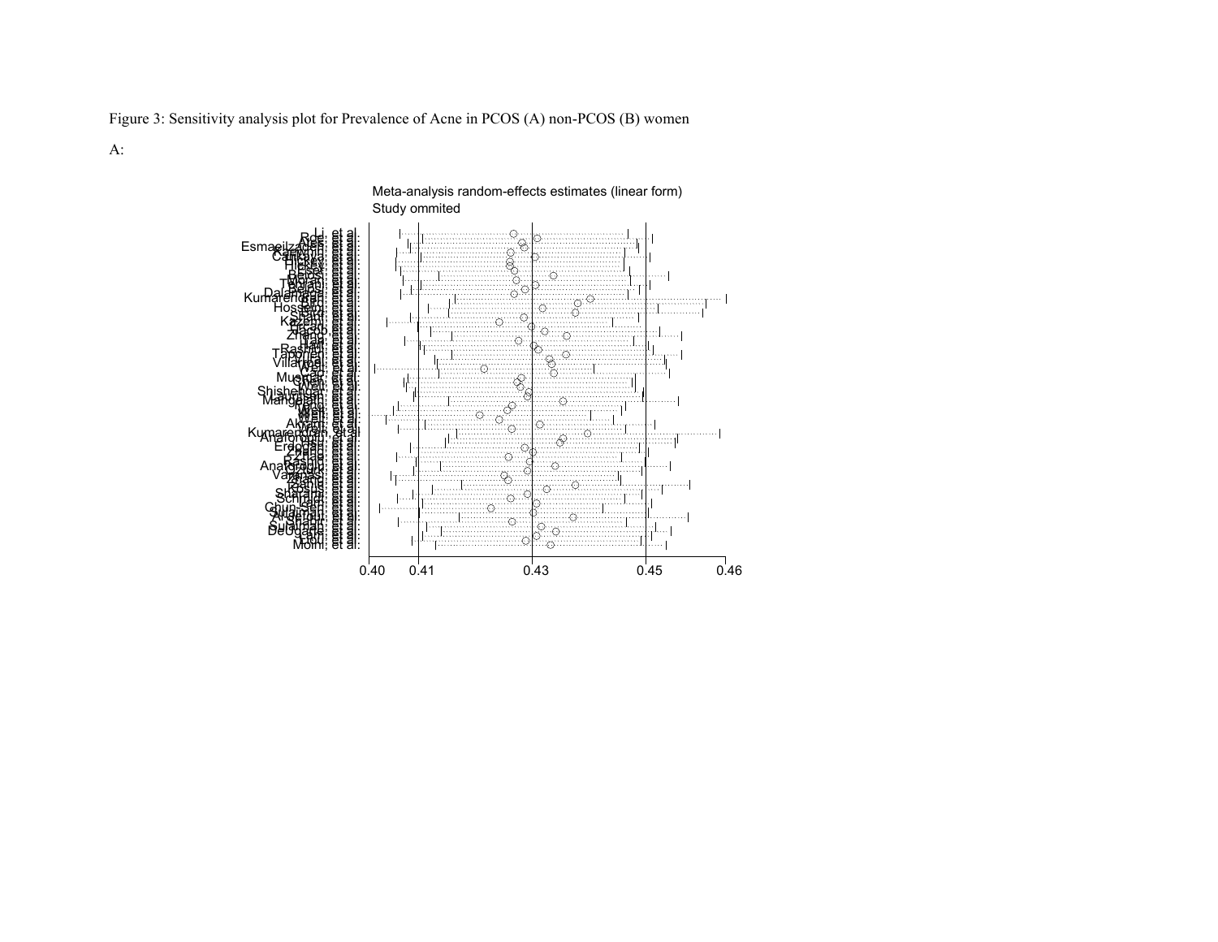Figure 3: Sensitivity analysis plot for Prevalence of Acne in PCOS (A) non-PCOS (B) women

A: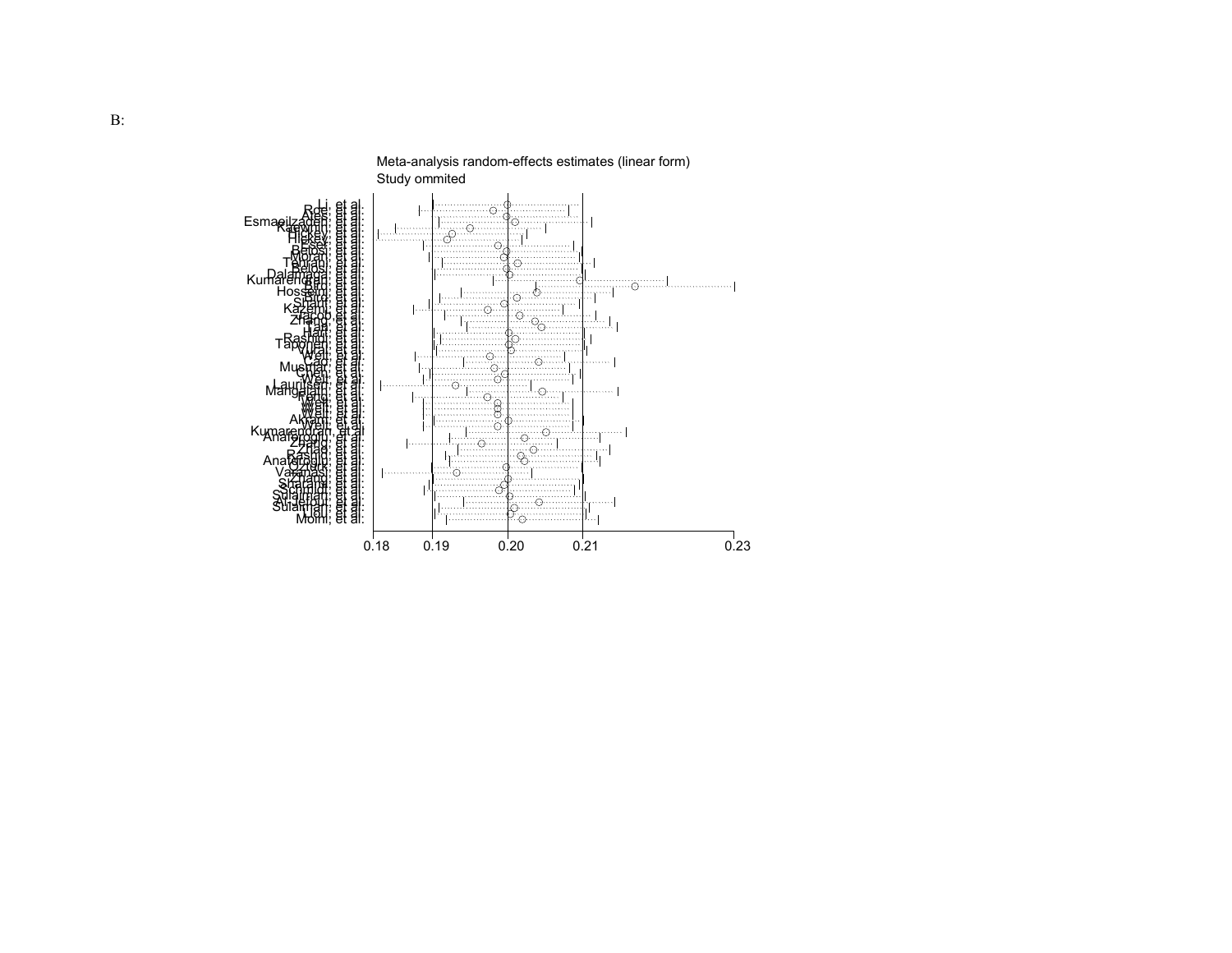B:

Meta-analysis random-effects estimates (linear form)
Study ommited

Li, et al.
Roe, et al.
Ates, et al.
Esmaeilzadeh, et al.
Karlovich, et al.
Hickey, et al.
Hickey, et al.
Eser, et al.
Belos, et al.
Moran, et al.
Tehrani, et al.
Belos, et al.
Dalamaga, et al.
Kumarendran, et al.
Alkan, et al.
Hossein, et al.
Sirro, et al.
Sharif, et al.
Kazemi, et al.
Jacob et al.
Zhang, et al.
Lee, et al.
Han, et al.
Rashidi, et al.
Taponen, et al.
Villa, et al.
Wei, et al.
Cao, et al.
Mustafa, et al.
Chen, et al.
Wei, et al.
Lauritsen, et al.
Mangalath, et al.
Teng, et al.
Wei, et al.
Wei, et al.
Wei, et al.
Akram, et al.
Wei, et al.
Kumarendran, et al
Anaforoglu, et al.
Zhang, et al.
Zhao, et al.
Rashid, et al.
Anaforoglu, et al.
Ozturk, et al.
Vaxanas, et al.
Zhang, et al.
Shahana, et al.
Schmidt, et al.
Sulaiman, et al.
Al-Jefout, et al.
Sulaiman, et al.
Liou, et al.
Moini, et al.

0.18 0.19 0.20 0.21 0.23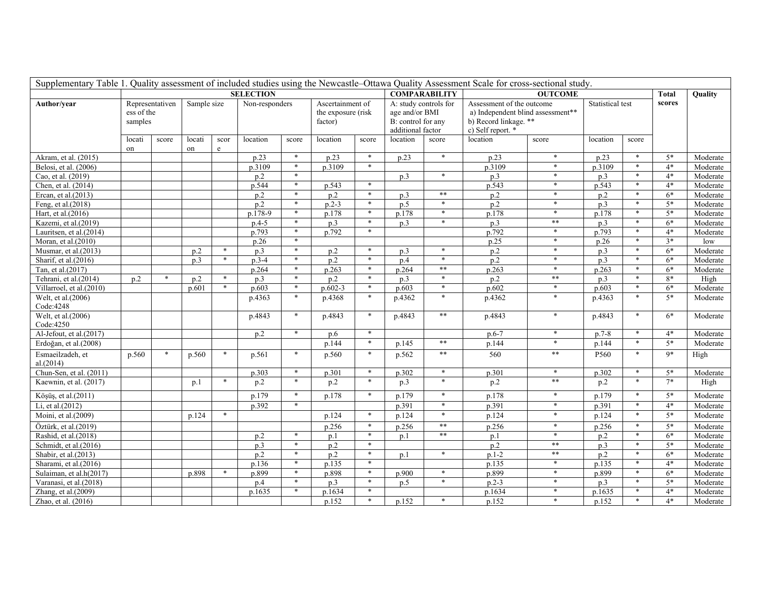Supplementary Table 1. Quality assessment of included studies using the Newcastle–Ottawa Quality Assessment Scale for cross-sectional study.

| | SELECTION | | | | | | | | COMPARABILITY | | OUTCOME | | | | Total scores | Quality |
|---|---|---|---|---|---|---|---|---|---|---|---|---|---|---|---|---|
| Author/year | Representativeness of the samples | | Sample size | | Non-responders | | Ascertainment of the exposure (risk factor) | | A: study controls for age and/or BMI B: control for any additional factor | | Assessment of the outcome a) Independent blind assessment** b) Record linkage. ** c) Self report. * | | Statistical test | | | |
| | location | score | location | score | location | score | location | score | location | score | location | score | location | score | | |
| Akram, et al. (2015) | | | | | p.23 | * | p.23 | * | p.23 | * | p.23 | * | p.23 | * | 5* | Moderate |
| Belosi, et al. (2006) | | | | | p.3109 | * | p.3109 | * | | | p.3109 | * | p.3109 | * | 4* | Moderate |
| Cao, et al. (2019) | | | | | p.2 | * | | | p.3 | * | p.3 | * | p.3 | * | 4* | Moderate |
| Chen, et al. (2014) | | | | | p.544 | * | p.543 | * | | | p.543 | * | p.543 | * | 4* | Moderate |
| Ercan, et al.(2013) | | | | | p.2 | * | p.2 | * | p.3 | ** | p.2 | * | p.2 | * | 6* | Moderate |
| Feng, et al.(2018) | | | | | p.2 | * | p.2-3 | * | p.5 | * | p.2 | * | p.3 | * | 5* | Moderate |
| Hart, et al.(2016) | | | | | p.178-9 | * | p.178 | * | p.178 | * | p.178 | * | p.178 | * | 5* | Moderate |
| Kazemi, et al.(2019) | | | | | p.4-5 | * | p.3 | * | p.3 | * | p.3 | ** | p.3 | * | 6* | Moderate |
| Lauritsen, et al.(2014) | | | | | p.793 | * | p.792 | * | | | p.792 | * | p.793 | * | 4* | Moderate |
| Moran, et al.(2010) | | | | | p.26 | * | | | | | p.25 | * | p.26 | * | 3* | low |
| Musmar, et al.(2013) | | | p.2 | * | p.3 | * | p.2 | * | p.3 | * | p.2 | * | p.3 | * | 6* | Moderate |
| Sharif, et al.(2016) | | | p.3 | * | p.3-4 | * | p.2 | * | p.4 | * | p.2 | * | p.3 | * | 6* | Moderate |
| Tan, et al.(2017) | | | | | p.264 | * | p.263 | * | p.264 | ** | p.263 | * | p.263 | * | 6* | Moderate |
| Tehrani, et al.(2014) | p.2 | * | p.2 | * | p.3 | * | p.2 | * | p.3 | * | p.2 | ** | p.3 | * | 8* | High |
| Villarroel, et al.(2010) | | | p.601 | * | p.603 | * | p.602-3 | * | p.603 | * | p.602 | * | p.603 | * | 6* | Moderate |
| Welt, et al.(2006) Code:4248 | | | | | p.4363 | * | p.4368 | * | p.4362 | * | p.4362 | * | p.4363 | * | 5* | Moderate |
| Welt, et al.(2006) Code:4250 | | | | | p.4843 | * | p.4843 | * | p.4843 | ** | p.4843 | * | p.4843 | * | 6* | Moderate |
| Al-Jefout, et al.(2017) | | | | | p.2 | * | p.6 | * | | | p.6-7 | * | p.7-8 | * | 4* | Moderate |
| Erdoğan, et al.(2008) | | | | | | | p.144 | * | p.145 | ** | p.144 | * | p.144 | * | 5* | Moderate |
| Esmaeilzadeh, et al.(2014) | p.560 | * | p.560 | * | p.561 | * | p.560 | * | p.562 | ** | 560 | ** | P560 | * | 9* | High |
| Chun-Sen, et al. (2011) | | | | | p.303 | * | p.301 | * | p.302 | * | p.301 | * | p.302 | * | 5* | Moderate |
| Kaewnin, et al. (2017) | | | p.1 | * | p.2 | * | p.2 | * | p.3 | * | p.2 | ** | p.2 | * | 7* | High |
| Köşüş, et al.(2011) | | | | | p.179 | * | p.178 | * | p.179 | * | p.178 | * | p.179 | * | 5* | Moderate |
| Li, et al.(2012) | | | | | p.392 | * | | | p.391 | * | p.391 | * | p.391 | * | 4* | Moderate |
| Moini, et al.(2009) | | | p.124 | * | | | p.124 | * | p.124 | * | p.124 | * | p.124 | * | 5* | Moderate |
| Öztürk, et al.(2019) | | | | | | | p.256 | * | p.256 | ** | p.256 | * | p.256 | * | 5* | Moderate |
| Rashid, et al.(2018) | | | | | p.2 | * | p.1 | * | p.1 | ** | p.1 | * | p.2 | * | 6* | Moderate |
| Schmidt, et al.(2016) | | | | | p.3 | * | p.2 | * | | | p.2 | ** | p.3 | * | 5* | Moderate |
| Shabir, et al.(2013) | | | | | p.2 | * | p.2 | * | p.1 | * | p.1-2 | ** | p.2 | * | 6* | Moderate |
| Sharami, et al.(2016) | | | | | p.136 | * | p.135 | * | | | p.135 | * | p.135 | * | 4* | Moderate |
| Sulaiman, et al.h(2017) | | | p.898 | * | p.899 | * | p.898 | * | p.900 | * | p.899 | * | p.899 | * | 6* | Moderate |
| Varanasi, et al.(2018) | | | | | p.4 | * | p.3 | * | p.5 | * | p.2-3 | * | p.3 | * | 5* | Moderate |
| Zhang, et al.(2009) | | | | | p.1635 | * | p.1634 | * | | | p.1634 | * | p.1635 | * | 4* | Moderate |
| Zhao, et al. (2016) | | | | | | | p.152 | * | p.152 | * | p.152 | * | p.152 | * | 4* | Moderate |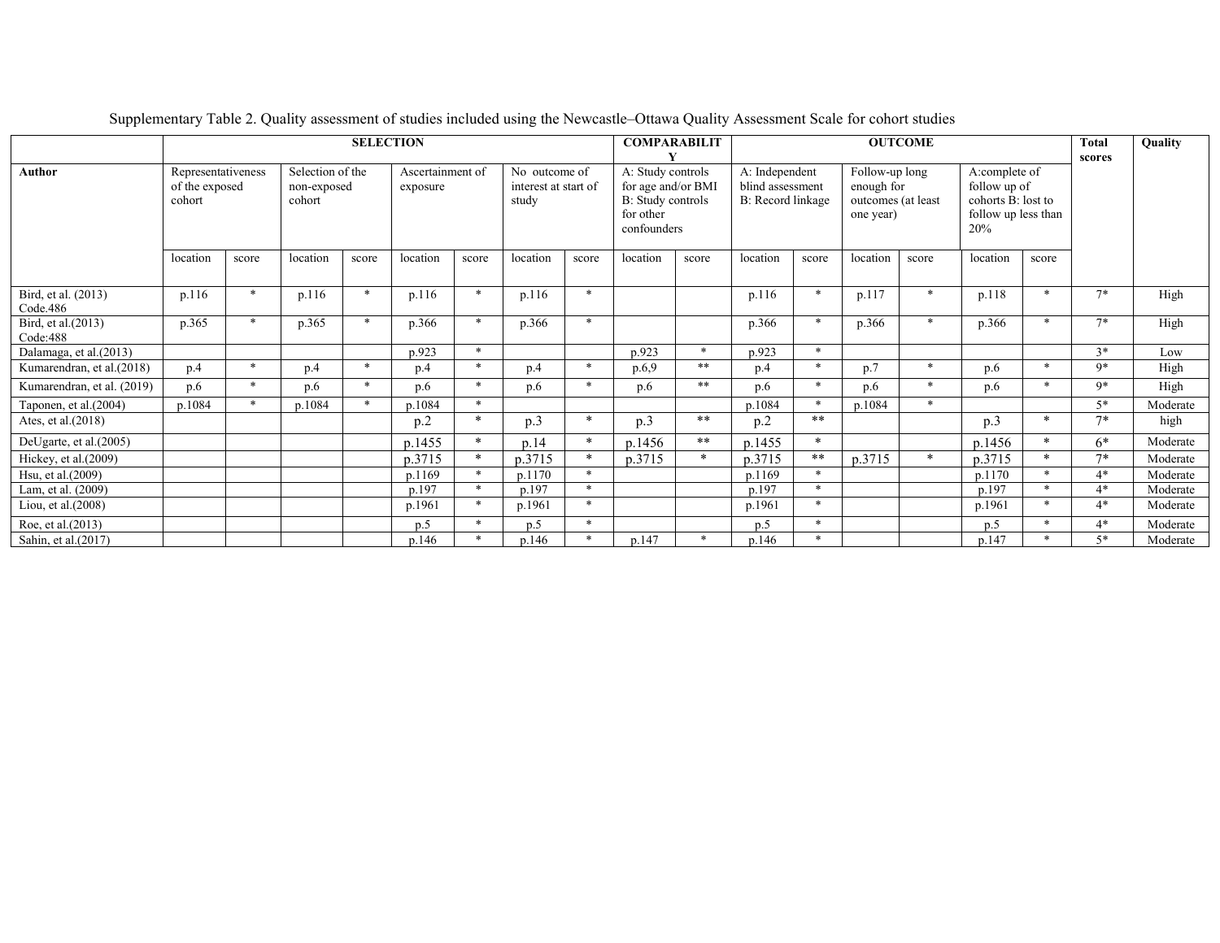Supplementary Table 2. Quality assessment of studies included using the Newcastle–Ottawa Quality Assessment Scale for cohort studies

| | SELECTION | | | | | | | | COMPARABILITY | | OUTCOME | | | | | | Total scores | Quality |
|---|---|---|---|---|---|---|---|---|---|---|---|---|---|---|---|---|---|---|
| **Author** | Representativeness of the exposed cohort | | Selection of the non-exposed cohort | | Ascertainment of exposure | | No outcome of interest at start of study | | A: Study controls for age and/or BMI B: Study controls for other confounders | | A: Independent blind assessment B: Record linkage | | Follow-up long enough for outcomes (at least one year) | | A:complete of follow up of cohorts B: lost to follow up less than 20% | | | |
| | location | score | location | score | location | score | location | score | location | score | location | score | location | score | location | score | | |
| Bird, et al. (2013) Code.486 | p.116 | * | p.116 | * | p.116 | * | p.116 | * | | | p.116 | * | p.117 | * | p.118 | * | 7* | High |
| Bird, et al.(2013) Code:488 | p.365 | * | p.365 | * | p.366 | * | p.366 | * | | | p.366 | * | p.366 | * | p.366 | * | 7* | High |
| Dalamaga, et al.(2013) | | | | | p.923 | * | | | p.923 | * | p.923 | * | | | | | 3* | Low |
| Kumarendran, et al.(2018) | p.4 | * | p.4 | * | p.4 | * | p.4 | * | p.6,9 | ** | p.4 | * | p.7 | * | p.6 | * | 9* | High |
| Kumarendran, et al. (2019) | p.6 | * | p.6 | * | p.6 | * | p.6 | * | p.6 | ** | p.6 | * | p.6 | * | p.6 | * | 9* | High |
| Taponen, et al.(2004) | p.1084 | * | p.1084 | * | p.1084 | * | | | | | p.1084 | * | p.1084 | * | | | 5* | Moderate |
| Ates, et al.(2018) | | | | | p.2 | * | p.3 | * | p.3 | ** | p.2 | ** | | | p.3 | * | 7* | high |
| DeUgarte, et al.(2005) | | | | | p.1455 | * | p.14 | * | p.1456 | ** | p.1455 | * | | | p.1456 | * | 6* | Moderate |
| Hickey, et al.(2009) | | | | | p.3715 | * | p.3715 | * | p.3715 | * | p.3715 | ** | p.3715 | * | p.3715 | * | 7* | Moderate |
| Hsu, et al.(2009) | | | | | p.1169 | * | p.1170 | * | | | p.1169 | * | | | p.1170 | * | 4* | Moderate |
| Lam, et al. (2009) | | | | | p.197 | * | p.197 | * | | | p.197 | * | | | p.197 | * | 4* | Moderate |
| Liou, et al.(2008) | | | | | p.1961 | * | p.1961 | * | | | p.1961 | * | | | p.1961 | * | 4* | Moderate |
| Roe, et al.(2013) | | | | | p.5 | * | p.5 | * | | | p.5 | * | | | p.5 | * | 4* | Moderate |
| Sahin, et al.(2017) | | | | | p.146 | * | p.146 | * | p.147 | * | p.146 | * | | | p.147 | * | 5* | Moderate |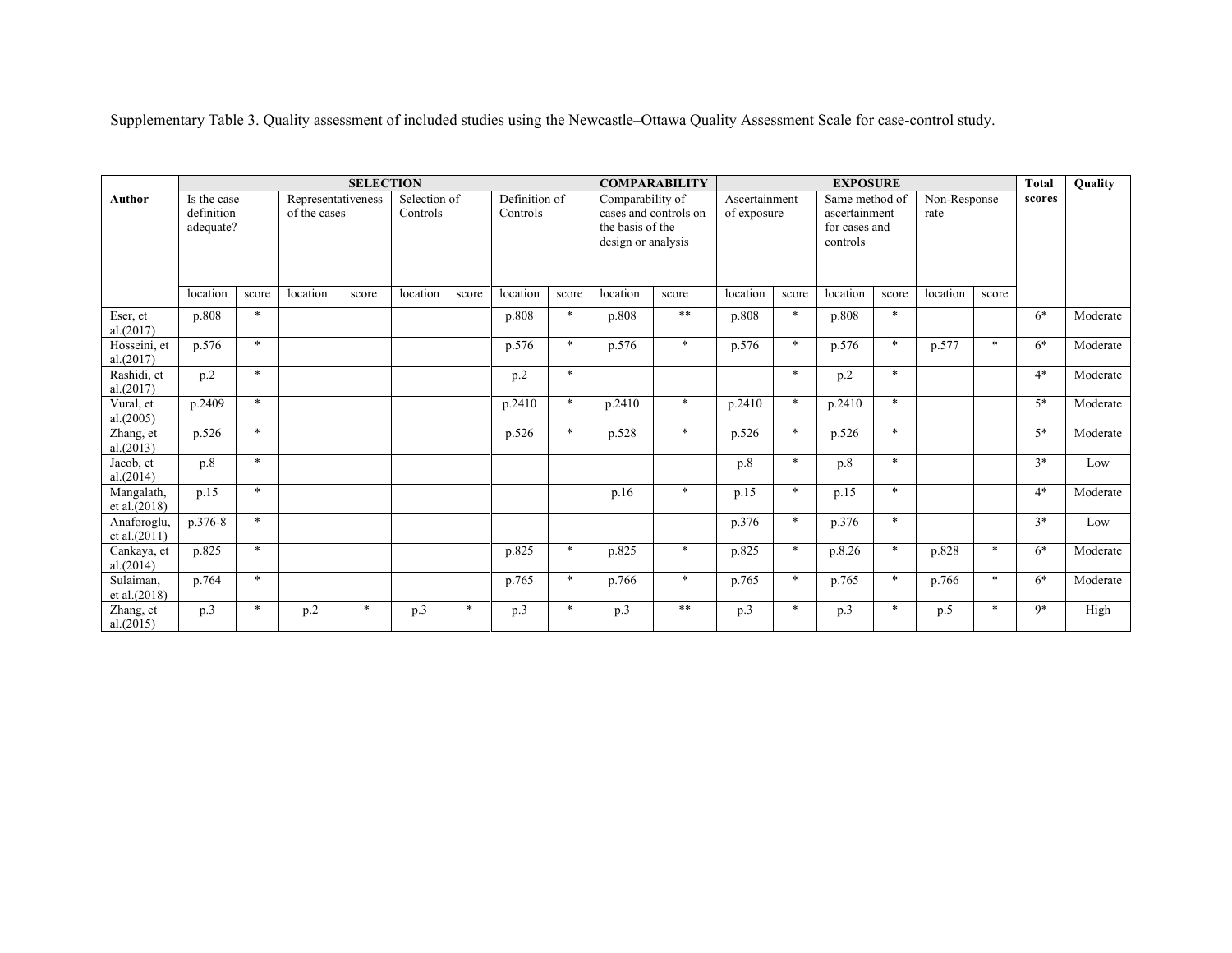Supplementary Table 3. Quality assessment of included studies using the Newcastle–Ottawa Quality Assessment Scale for case-control study.

| | SELECTION | | | | | | | | COMPARABILITY | | EXPOSURE | | | | | | Total scores | Quality |
|---|---|---|---|---|---|---|---|---|---|---|---|---|---|---|---|---|---|---|
| Author | Is the case definition adequate? | | Representativeness of the cases | | Selection of Controls | | Definition of Controls | | Comparability of cases and controls on the basis of the design or analysis | | Ascertainment of exposure | | Same method of ascertainment for cases and controls | | Non-Response rate | | | |
| | location | score | location | score | location | score | location | score | location | score | location | score | location | score | location | score | | |
| Eser, et al.(2017) | p.808 | * | | | | | p.808 | * | p.808 | ** | p.808 | * | p.808 | * | | | 6* | Moderate |
| Hosseini, et al.(2017) | p.576 | * | | | | | p.576 | * | p.576 | * | p.576 | * | p.576 | * | p.577 | * | 6* | Moderate |
| Rashidi, et al.(2017) | p.2 | * | | | | | p.2 | * | | | | * | p.2 | * | | | 4* | Moderate |
| Vural, et al.(2005) | p.2409 | * | | | | | p.2410 | * | p.2410 | * | p.2410 | * | p.2410 | * | | | 5* | Moderate |
| Zhang, et al.(2013) | p.526 | * | | | | | p.526 | * | p.528 | * | p.526 | * | p.526 | * | | | 5* | Moderate |
| Jacob, et al.(2014) | p.8 | * | | | | | | | | | p.8 | * | p.8 | * | | | 3* | Low |
| Mangalath, et al.(2018) | p.15 | * | | | | | | | p.16 | * | p.15 | * | p.15 | * | | | 4* | Moderate |
| Anaforoglu, et al.(2011) | p.376-8 | * | | | | | | | | | p.376 | * | p.376 | * | | | 3* | Low |
| Cankaya, et al.(2014) | p.825 | * | | | | | p.825 | * | p.825 | * | p.825 | * | p.8.26 | * | p.828 | * | 6* | Moderate |
| Sulaiman, et al.(2018) | p.764 | * | | | | | p.765 | * | p.766 | * | p.765 | * | p.765 | * | p.766 | * | 6* | Moderate |
| Zhang, et al.(2015) | p.3 | * | p.2 | * | p.3 | * | p.3 | * | p.3 | ** | p.3 | * | p.3 | * | p.5 | * | 9* | High |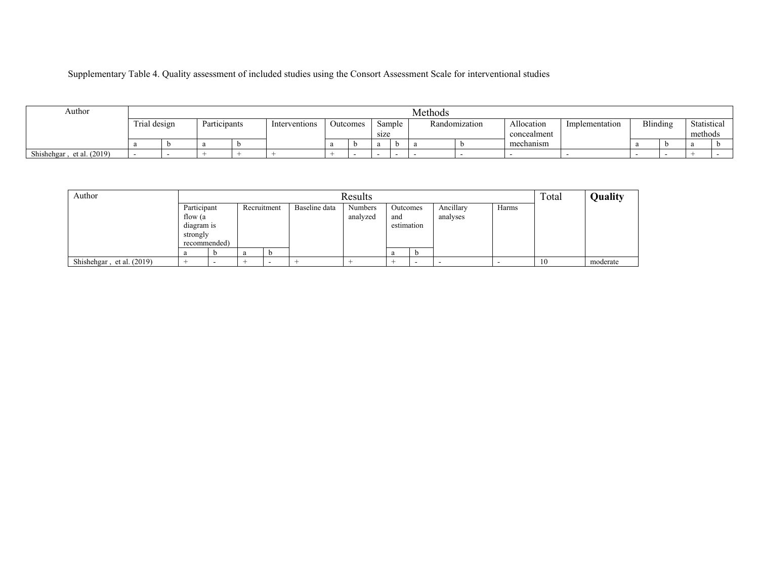Supplementary Table 4. Quality assessment of included studies using the Consort Assessment Scale for interventional studies

| Author | Methods | | | | | | | | | | | | | | | | | |
|---|---|---|---|---|---|---|---|---|---|---|---|---|---|---|---|---|---|---|
| | Trial design | | Participants | | Interventions | Outcomes | | Sample size | | Randomization | | Allocation concealment mechanism | Implementation | Blinding | | Statistical methods | |
| | a | b | a | b | | a | b | a | b | a | b | | | a | b | a | b |
| Shishehgar , et al. (2019) | - | - | + | + | + | + | - | - | - | - | - | - | - | - | - | + | - |

| Author | Results | | | | | | | | | | Total | Quality |
|---|---|---|---|---|---|---|---|---|---|---|---|---|
| | Participant flow (a diagram is strongly recommended) | | Recruitment | | Baseline data | Numbers analyzed | Outcomes and estimation | | Ancillary analyses | Harms | | |
| | a | b | a | b | | | a | b | | | | |
| Shishehgar , et al. (2019) | + | - | + | - | + | + | + | - | - | - | 10 | moderate |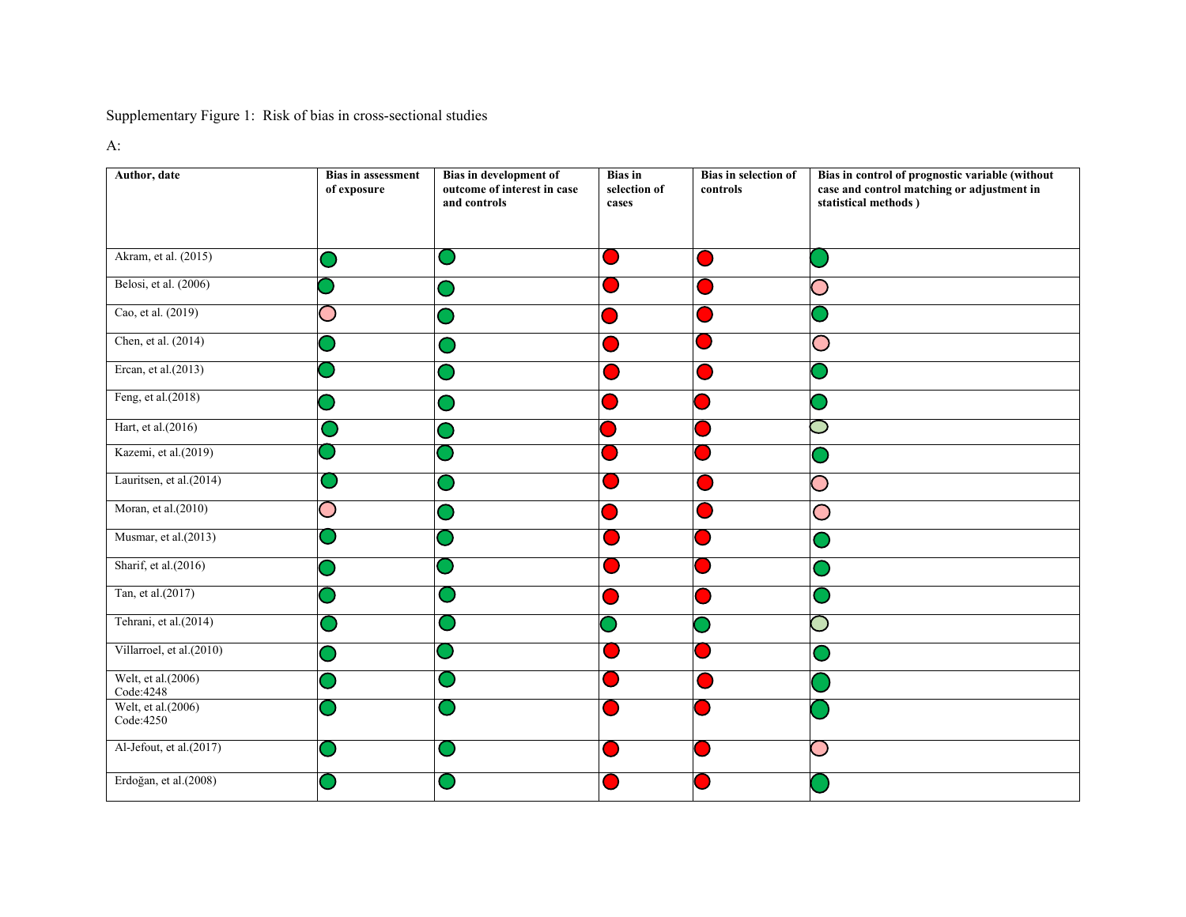Supplementary Figure 1: Risk of bias in cross-sectional studies

A:

| Author, date | Bias in assessment of exposure | Bias in development of outcome of interest in case and controls | Bias in selection of cases | Bias in selection of controls | Bias in control of prognostic variable (without case and control matching or adjustment in statistical methods ) |
|---|---|---|---|---|---|
| Akram, et al. (2015) | Green | Green | Red | Red | Green |
| Belosi, et al. (2006) | Green | Green | Red | Red | Light red |
| Cao, et al. (2019) | Light red | Green | Red | Red | Green |
| Chen, et al. (2014) | Green | Green | Red | Red | Light red |
| Ercan, et al.(2013) | Green | Green | Red | Red | Green |
| Feng, et al.(2018) | Green | Green | Red | Red | Green |
| Hart, et al.(2016) | Green | Green | Red | Red | Light green |
| Kazemi, et al.(2019) | Green | Green | Red | Red | Green |
| Lauritsen, et al.(2014) | Green | Green | Red | Red | Light red |
| Moran, et al.(2010) | Light red | Green | Red | Red | Light red |
| Musmar, et al.(2013) | Green | Green | Red | Red | Green |
| Sharif, et al.(2016) | Green | Green | Red | Red | Green |
| Tan, et al.(2017) | Green | Green | Red | Red | Green |
| Tehrani, et al.(2014) | Green | Green | Green | Green | Light green |
| Villarroel, et al.(2010) | Green | Green | Red | Red | Green |
| Welt, et al.(2006) Code:4248 | Green | Green | Red | Red | Green |
| Welt, et al.(2006) Code:4250 | Green | Green | Red | Red | Green |
| Al-Jefout, et al.(2017) | Green | Green | Red | Red | Light red |
| Erdoğan, et al.(2008) | Green | Green | Red | Red | Green |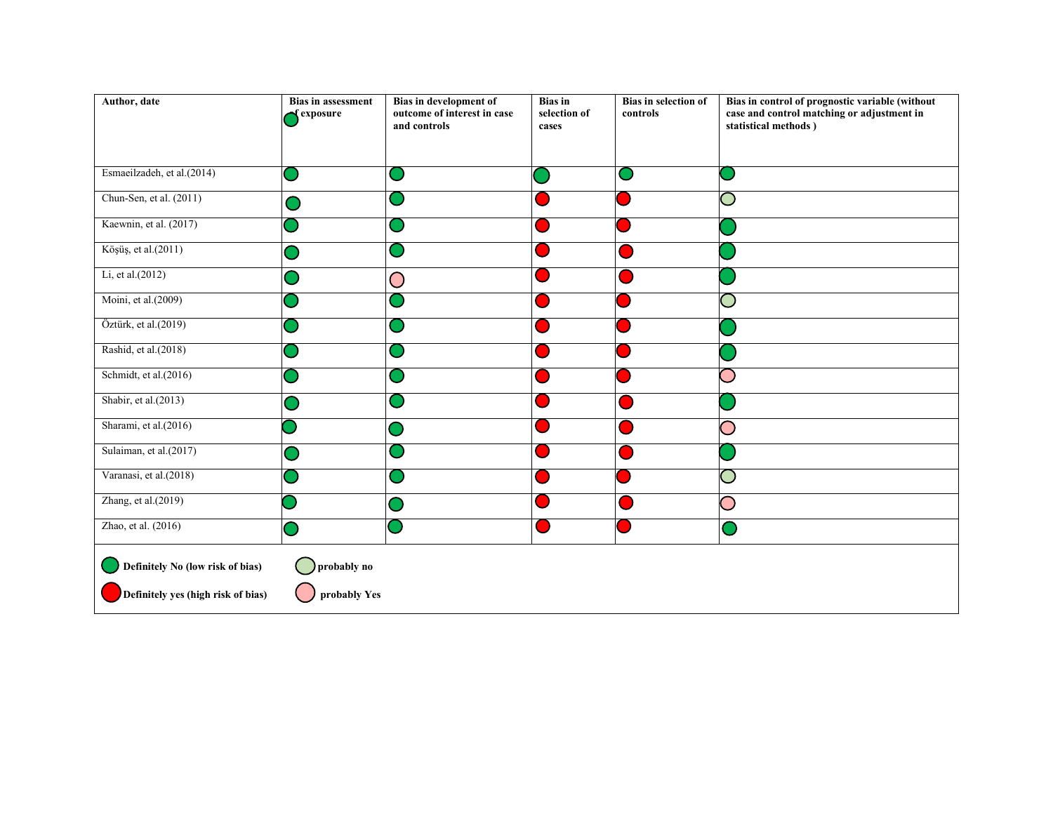| Author, date | Bias in assessment of exposure | Bias in development of outcome of interest in case and controls | Bias in selection of cases | Bias in selection of controls | Bias in control of prognostic variable (without case and control matching or adjustment in statistical methods ) |
|---|---|---|---|---|---|
| Esmaeilzadeh, et al.(2014) | Definitely No (low risk of bias) | Definitely No (low risk of bias) | Definitely No (low risk of bias) | Definitely No (low risk of bias) | Definitely No (low risk of bias) |
| Chun-Sen, et al. (2011) | Definitely No (low risk of bias) | Definitely No (low risk of bias) | Definitely yes (high risk of bias) | Definitely yes (high risk of bias) | probably no |
| Kaewnin, et al. (2017) | Definitely No (low risk of bias) | Definitely No (low risk of bias) | Definitely yes (high risk of bias) | Definitely yes (high risk of bias) | Definitely No (low risk of bias) |
| Köşüş, et al.(2011) | Definitely No (low risk of bias) | Definitely No (low risk of bias) | Definitely yes (high risk of bias) | Definitely yes (high risk of bias) | Definitely No (low risk of bias) |
| Li, et al.(2012) | Definitely No (low risk of bias) | probably Yes | Definitely yes (high risk of bias) | Definitely yes (high risk of bias) | Definitely No (low risk of bias) |
| Moini, et al.(2009) | Definitely No (low risk of bias) | Definitely No (low risk of bias) | Definitely yes (high risk of bias) | Definitely yes (high risk of bias) | probably no |
| Öztürk, et al.(2019) | Definitely No (low risk of bias) | Definitely No (low risk of bias) | Definitely yes (high risk of bias) | Definitely yes (high risk of bias) | Definitely No (low risk of bias) |
| Rashid, et al.(2018) | Definitely No (low risk of bias) | Definitely No (low risk of bias) | Definitely yes (high risk of bias) | Definitely yes (high risk of bias) | Definitely No (low risk of bias) |
| Schmidt, et al.(2016) | Definitely No (low risk of bias) | Definitely No (low risk of bias) | Definitely yes (high risk of bias) | Definitely yes (high risk of bias) | probably Yes |
| Shabir, et al.(2013) | Definitely No (low risk of bias) | Definitely No (low risk of bias) | Definitely yes (high risk of bias) | Definitely yes (high risk of bias) | Definitely No (low risk of bias) |
| Sharami, et al.(2016) | Definitely No (low risk of bias) | Definitely No (low risk of bias) | Definitely yes (high risk of bias) | Definitely yes (high risk of bias) | probably Yes |
| Sulaiman, et al.(2017) | Definitely No (low risk of bias) | Definitely No (low risk of bias) | Definitely yes (high risk of bias) | Definitely yes (high risk of bias) | Definitely No (low risk of bias) |
| Varanasi, et al.(2018) | Definitely No (low risk of bias) | Definitely No (low risk of bias) | Definitely yes (high risk of bias) | Definitely yes (high risk of bias) | probably no |
| Zhang, et al.(2019) | Definitely No (low risk of bias) | Definitely No (low risk of bias) | Definitely yes (high risk of bias) | Definitely yes (high risk of bias) | probably Yes |
| Zhao, et al. (2016) | Definitely No (low risk of bias) | Definitely No (low risk of bias) | Definitely yes (high risk of bias) | Definitely yes (high risk of bias) | Definitely No (low risk of bias) |

**Legend:** Green = **Definitely No (low risk of bias)**; Light green = **probably no**; Red = **Definitely yes (high risk of bias)**; Light red = **probably Yes**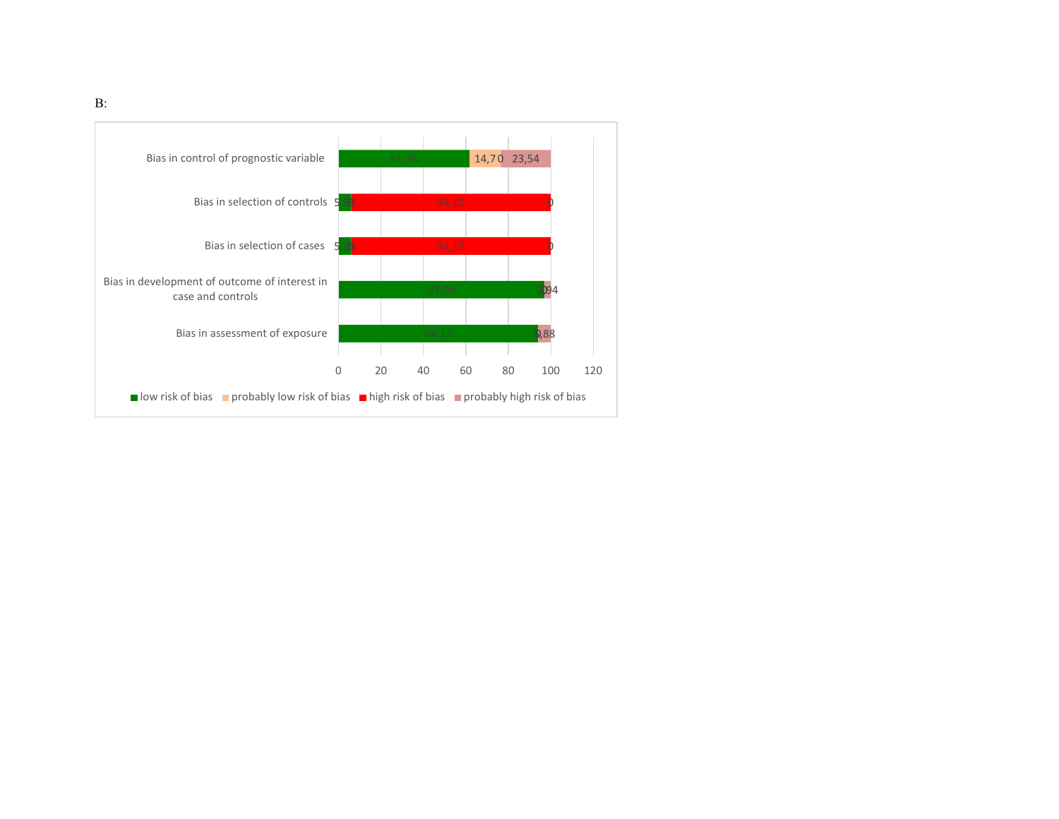B:

| | low risk of bias | probably low risk of bias | high risk of bias | probably high risk of bias |
|---|---|---|---|---|
| Bias in control of prognostic variable | 61,76 | 14,7 | 0 | 23,54 |
| Bias in selection of controls | 5,88 | | 94,12 | 0 |
| Bias in selection of cases | 5,88 | | 94,12 | 0 |
| Bias in development of outcome of interest in case and controls | 97,06 | | 0 | 2,94 |
| Bias in assessment of exposure | 94,12 | | 0 | 5,88 |

X-axis: 0, 20, 40, 60, 80, 100, 120

■ low risk of bias ■ probably low risk of bias ■ high risk of bias ■ probably high risk of bias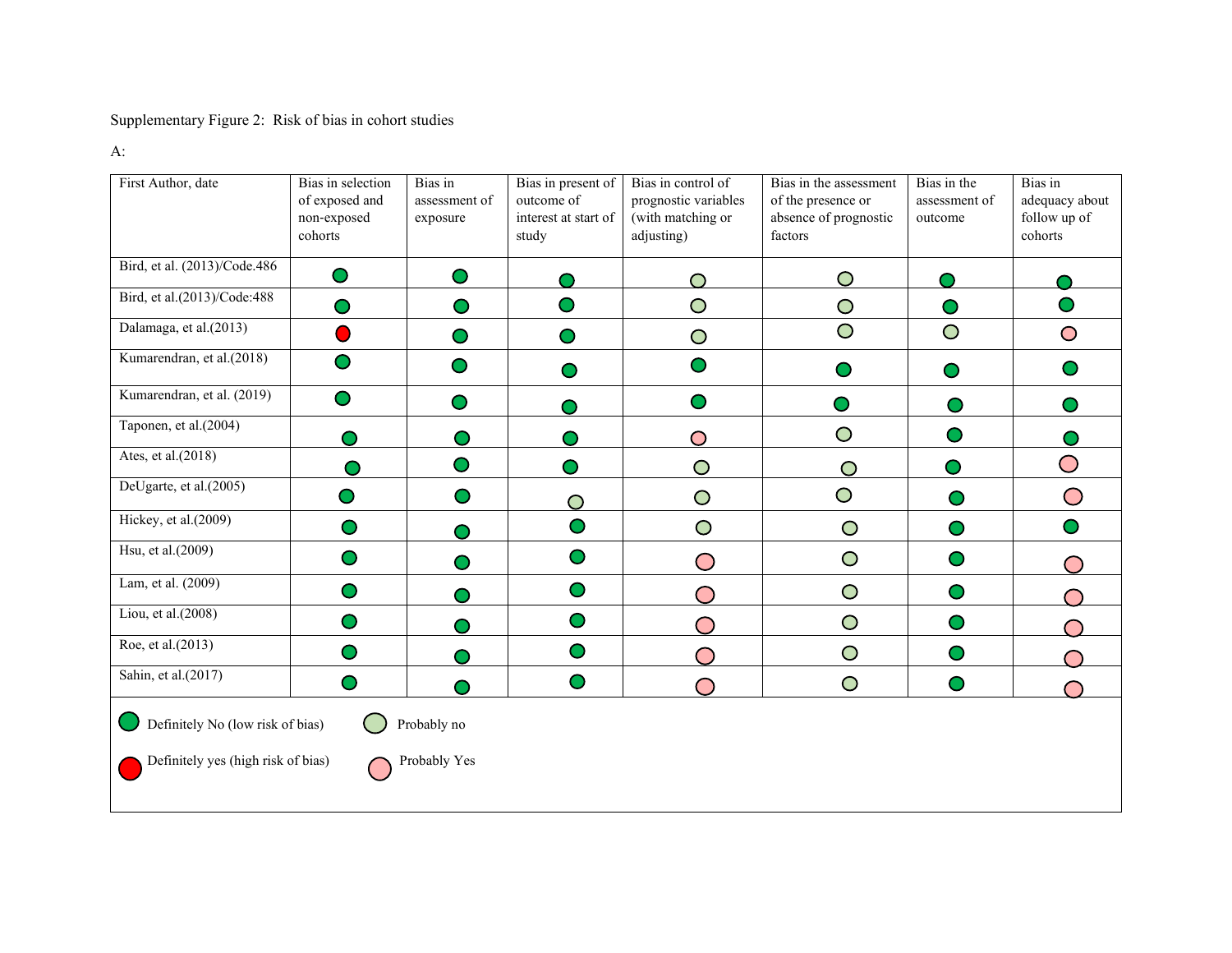Supplementary Figure 2: Risk of bias in cohort studies

A:

| First Author, date | Bias in selection of exposed and non-exposed cohorts | Bias in assessment of exposure | Bias in present of outcome of interest at start of study | Bias in control of prognostic variables (with matching or adjusting) | Bias in the assessment of the presence or absence of prognostic factors | Bias in the assessment of outcome | Bias in adequacy about follow up of cohorts |
|---|---|---|---|---|---|---|---|
| Bird, et al. (2013)/Code.486 | Definitely No | Definitely No | Definitely No | Probably no | Probably no | Definitely No | Definitely No |
| Bird, et al.(2013)/Code:488 | Definitely No | Definitely No | Definitely No | Probably no | Probably no | Definitely No | Definitely No |
| Dalamaga, et al.(2013) | Definitely yes | Definitely No | Definitely No | Probably no | Probably no | Probably no | Probably Yes |
| Kumarendran, et al.(2018) | Definitely No | Definitely No | Definitely No | Definitely No | Definitely No | Definitely No | Definitely No |
| Kumarendran, et al. (2019) | Definitely No | Definitely No | Definitely No | Definitely No | Definitely No | Definitely No | Definitely No |
| Taponen, et al.(2004) | Definitely No | Definitely No | Definitely No | Probably Yes | Probably no | Definitely No | Definitely No |
| Ates, et al.(2018) | Definitely No | Definitely No | Definitely No | Probably no | Probably no | Definitely No | Probably Yes |
| DeUgarte, et al.(2005) | Definitely No | Definitely No | Probably no | Probably no | Probably no | Definitely No | Probably Yes |
| Hickey, et al.(2009) | Definitely No | Definitely No | Definitely No | Probably no | Probably no | Definitely No | Definitely No |
| Hsu, et al.(2009) | Definitely No | Definitely No | Definitely No | Probably Yes | Probably no | Definitely No | Probably Yes |
| Lam, et al. (2009) | Definitely No | Definitely No | Definitely No | Probably Yes | Probably no | Definitely No | Probably Yes |
| Liou, et al.(2008) | Definitely No | Definitely No | Definitely No | Probably Yes | Probably no | Definitely No | Probably Yes |
| Roe, et al.(2013) | Definitely No | Definitely No | Definitely No | Probably Yes | Probably no | Definitely No | Probably Yes |
| Sahin, et al.(2017) | Definitely No | Definitely No | Definitely No | Probably Yes | Probably no | Definitely No | Probably Yes |

Legend: Definitely No (low risk of bias); Probably no; Definitely yes (high risk of bias); Probably Yes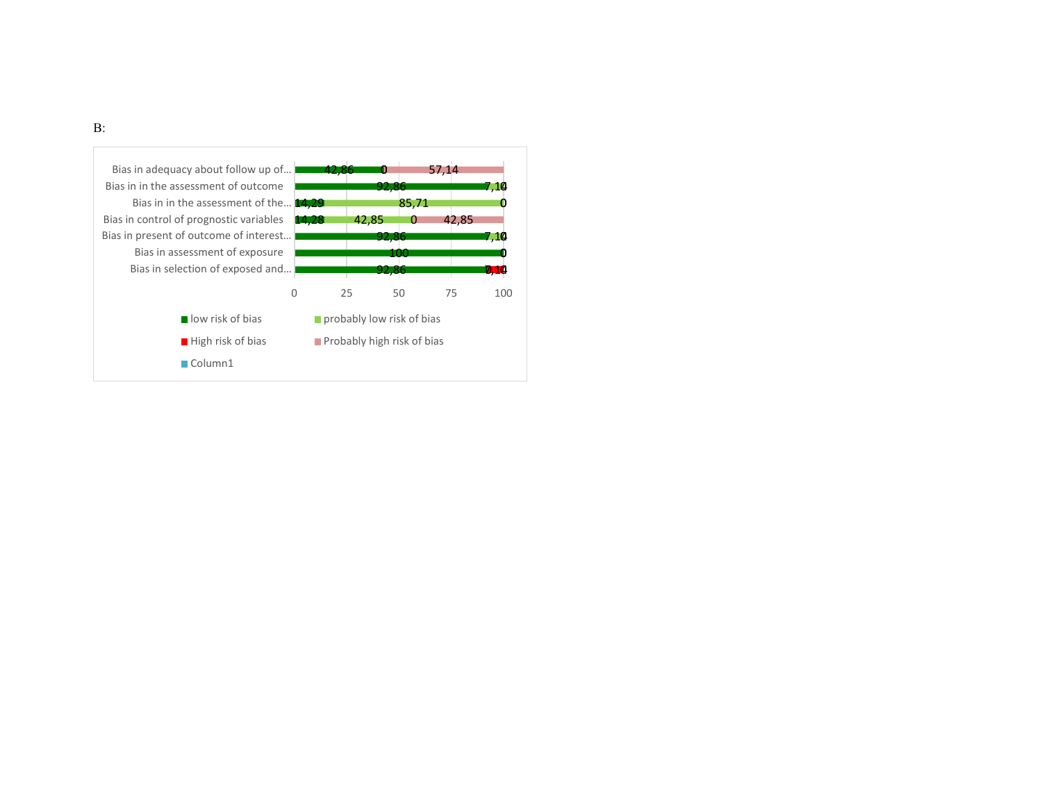B:

| | low risk of bias | probably low risk of bias | Probably high risk of bias | High risk of bias |
|---|---|---|---|---|
| Bias in adequacy about follow up of... | 42,86 | 0 | 57,14 | |
| Bias in in the assessment of outcome | 92,86 | 7,14 | 0 | |
| Bias in in the assessment of the... | 14,29 | 85,71 | 0 | |
| Bias in control of prognostic variables | 14,28 | 42,85 | 42,85 | 0 |
| Bias in present of outcome of interest... | 92,86 | 7,14 | 0 | |
| Bias in assessment of exposure | 100 | 0 | | |
| Bias in selection of exposed and... | 92,86 | 0 | | 7,14 |

Legend: low risk of bias; probably low risk of bias; High risk of bias; Probably high risk of bias; Column1

Axis: 0, 25, 50, 75, 100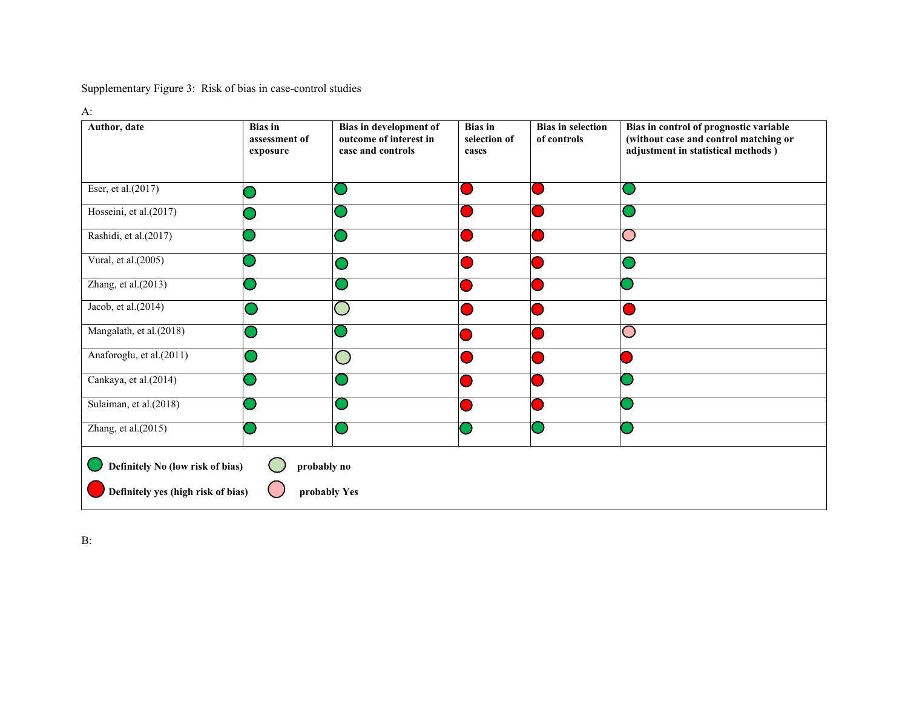Supplementary Figure 3: Risk of bias in case-control studies

A:

| Author, date | Bias in assessment of exposure | Bias in development of outcome of interest in case and controls | Bias in selection of cases | Bias in selection of controls | Bias in control of prognostic variable (without case and control matching or adjustment in statistical methods ) |
|---|---|---|---|---|---|
| Eser, et al.(2017) | Definitely No (low risk of bias) | Definitely No (low risk of bias) | Definitely yes (high risk of bias) | Definitely yes (high risk of bias) | Definitely No (low risk of bias) |
| Hosseini, et al.(2017) | Definitely No (low risk of bias) | Definitely No (low risk of bias) | Definitely yes (high risk of bias) | Definitely yes (high risk of bias) | Definitely No (low risk of bias) |
| Rashidi, et al.(2017) | Definitely No (low risk of bias) | Definitely No (low risk of bias) | Definitely yes (high risk of bias) | Definitely yes (high risk of bias) | probably Yes |
| Vural, et al.(2005) | Definitely No (low risk of bias) | Definitely No (low risk of bias) | Definitely yes (high risk of bias) | Definitely yes (high risk of bias) | Definitely No (low risk of bias) |
| Zhang, et al.(2013) | Definitely No (low risk of bias) | Definitely No (low risk of bias) | Definitely yes (high risk of bias) | Definitely yes (high risk of bias) | Definitely No (low risk of bias) |
| Jacob, et al.(2014) | Definitely No (low risk of bias) | probably no | Definitely yes (high risk of bias) | Definitely yes (high risk of bias) | Definitely yes (high risk of bias) |
| Mangalath, et al.(2018) | Definitely No (low risk of bias) | Definitely No (low risk of bias) | Definitely yes (high risk of bias) | Definitely yes (high risk of bias) | probably Yes |
| Anaforoglu, et al.(2011) | Definitely No (low risk of bias) | probably no | Definitely yes (high risk of bias) | Definitely yes (high risk of bias) | Definitely yes (high risk of bias) |
| Cankaya, et al.(2014) | Definitely No (low risk of bias) | Definitely No (low risk of bias) | Definitely yes (high risk of bias) | Definitely yes (high risk of bias) | Definitely No (low risk of bias) |
| Sulaiman, et al.(2018) | Definitely No (low risk of bias) | Definitely No (low risk of bias) | Definitely yes (high risk of bias) | Definitely yes (high risk of bias) | Definitely No (low risk of bias) |
| Zhang, et al.(2015) | Definitely No (low risk of bias) | Definitely No (low risk of bias) | Definitely No (low risk of bias) | Definitely No (low risk of bias) | Definitely No (low risk of bias) |

**Definitely No (low risk of bias)** **probably no**

**Definitely yes (high risk of bias)** **probably Yes**

B: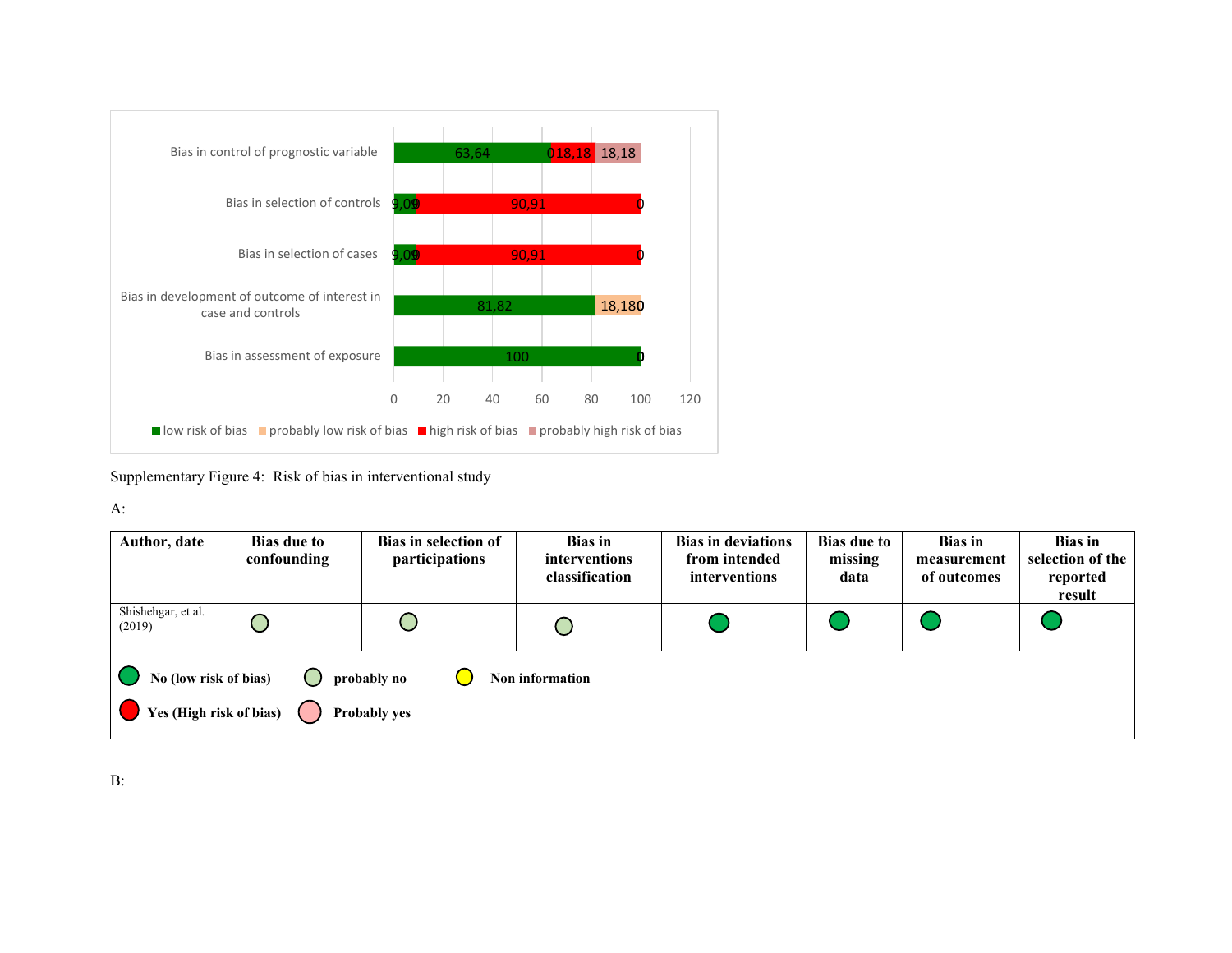| | low risk of bias | probably low risk of bias | high risk of bias | probably high risk of bias |
|---|---|---|---|---|
| Bias in control of prognostic variable | 63,64 | 0 | 18,18 | 18,18 |
| Bias in selection of controls | 9,09 | 0 | 90,91 | 0 |
| Bias in selection of cases | 9,09 | 0 | 90,91 | 0 |
| Bias in development of outcome of interest in case and controls | 81,82 | 18,18 | 0 | |
| Bias in assessment of exposure | 100 | 0 | | |

Supplementary Figure 4: Risk of bias in interventional study

A:

| Author, date | Bias due to confounding | Bias in selection of participations | Bias in interventions classification | Bias in deviations from intended interventions | Bias due to missing data | Bias in measurement of outcomes | Bias in selection of the reported result |
|---|---|---|---|---|---|---|---|
| Shishehgar, et al. (2019) | probably no | probably no | probably no | No (low risk of bias) | No (low risk of bias) | No (low risk of bias) | No (low risk of bias) |

**No (low risk of bias)** **probably no** **Non information**

**Yes (High risk of bias)** **Probably yes**

B: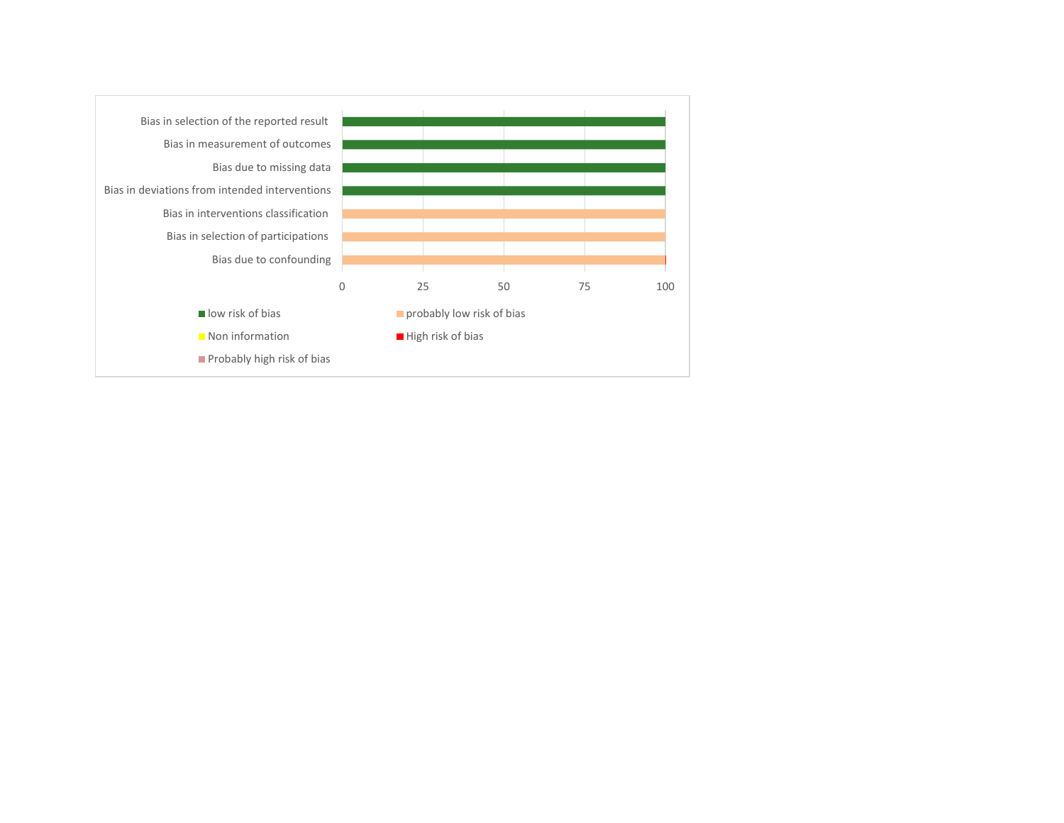| | 0 | 25 | 50 | 75 | 100 |
|---|---|---|---|---|---|
| Bias in selection of the reported result | | | | | |
| Bias in measurement of outcomes | | | | | |
| Bias due to missing data | | | | | |
| Bias in deviations from intended interventions | | | | | |
| Bias in interventions classification | | | | | |
| Bias in selection of participations | | | | | |
| Bias due to confounding | | | | | |

- low risk of bias
- probably low risk of bias
- Non information
- High risk of bias
- Probably high risk of bias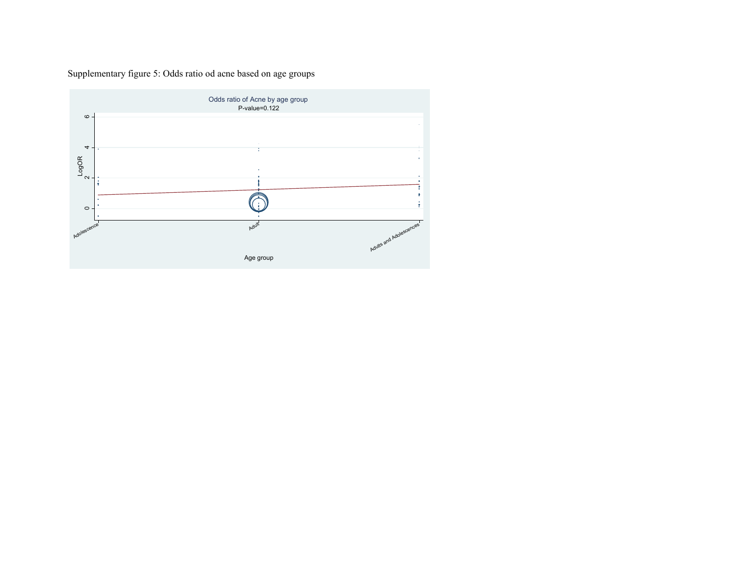Supplementary figure 5: Odds ratio od acne based on age groups

Odds ratio of Acne by age group
P-value=0.122

LogOR
0
2
4
6

Adolescence
Adult
Adults and Adolescences

Age group